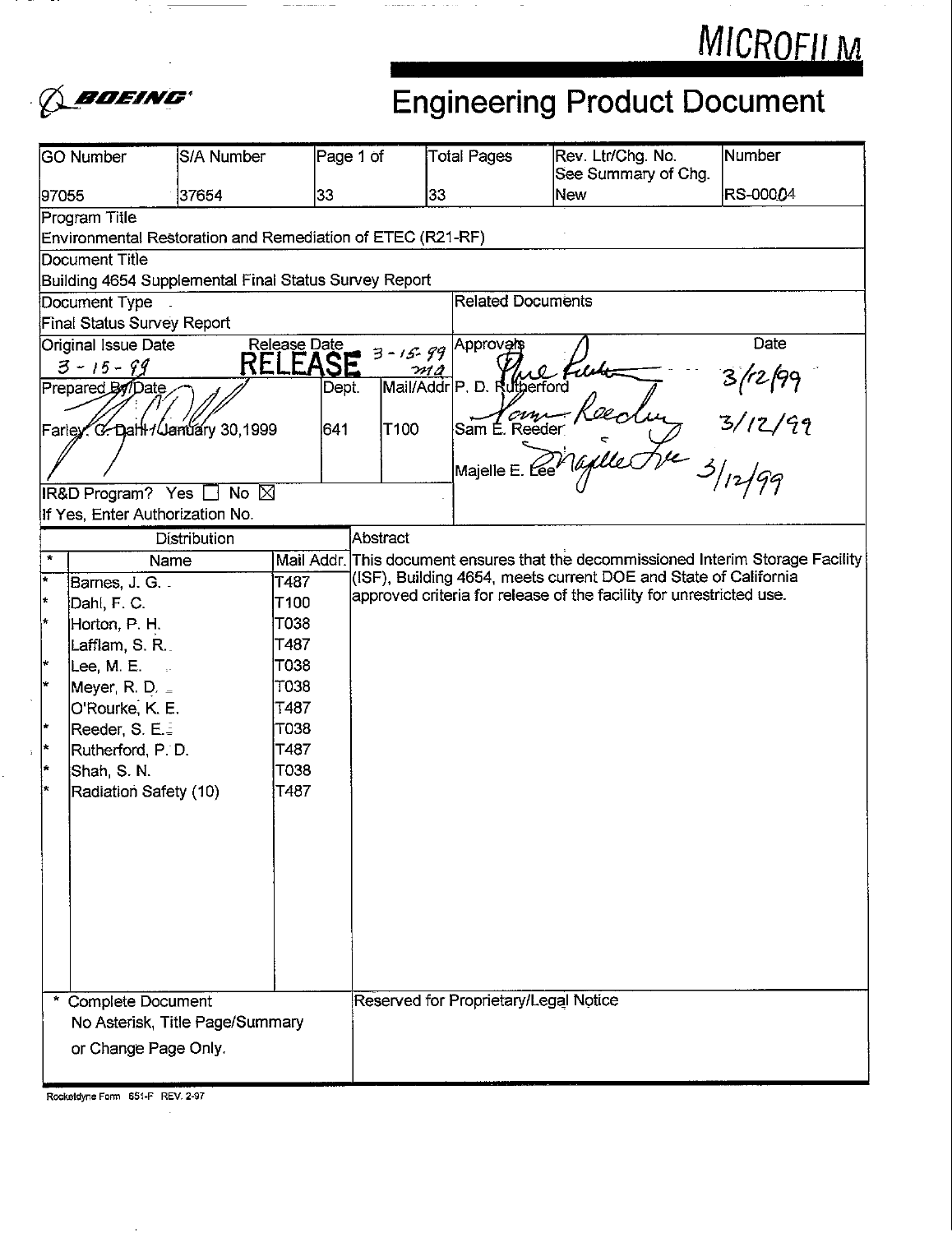MICROFILM

BOEING

# Engineering Product Document

| GO Number | S/A Number | Page 1 of | Total Pages | Rev. Ltr/Chg. No. See Summary of Chg. | Number |
|---|---|---|---|---|---|
| 97055 | 37654 | 33 | 33 | New | RS-00004 |

**Program Title**
Environmental Restoration and Remediation of ETEC (R21-RF)

**Document Title**
Building 4654 Supplemental Final Status Survey Report

**Document Type**
Final Status Survey Report

**Related Documents**

**Original Issue Date** 3-15-99

**Release Date** RELEASE 3-15-99 ma

**Prepared By/Date**
Farley G. Dahl / January 30, 1999

**Dept.** 641

**Mail/Addr** T100

**Approvals**

| Approvals | Date |
|---|---|
| P. D. Rutherford | 3/12/99 |
| Sam E. Reeder | 3/12/99 |
| Majelle E. Lee | 3/12/99 |

IR&D Program? Yes ☐ No ☒
If Yes, Enter Authorization No.

**Distribution**

| * | Name | Mail Addr. |
|---|---|---|
| * | Barnes, J. G. | T487 |
| * | Dahl, F. C. | T100 |
| * | Horton, P. H. | T038 |
| | Lafflam, S. R. | T487 |
| * | Lee, M. E. | T038 |
| * | Meyer, R. D. | T038 |
| | O'Rourke, K. E. | T487 |
| * | Reeder, S. E. | T038 |
| * | Rutherford, P. D. | T487 |
| * | Shah, S. N. | T038 |
| * | Radiation Safety (10) | T487 |

\* Complete Document
No Asterisk, Title Page/Summary or Change Page Only.

**Abstract**

This document ensures that the decommissioned Interim Storage Facility (ISF), Building 4654, meets current DOE and State of California approved criteria for release of the facility for unrestricted use.

Reserved for Proprietary/Legal Notice

Rocketdyne Form 651-F REV. 2-97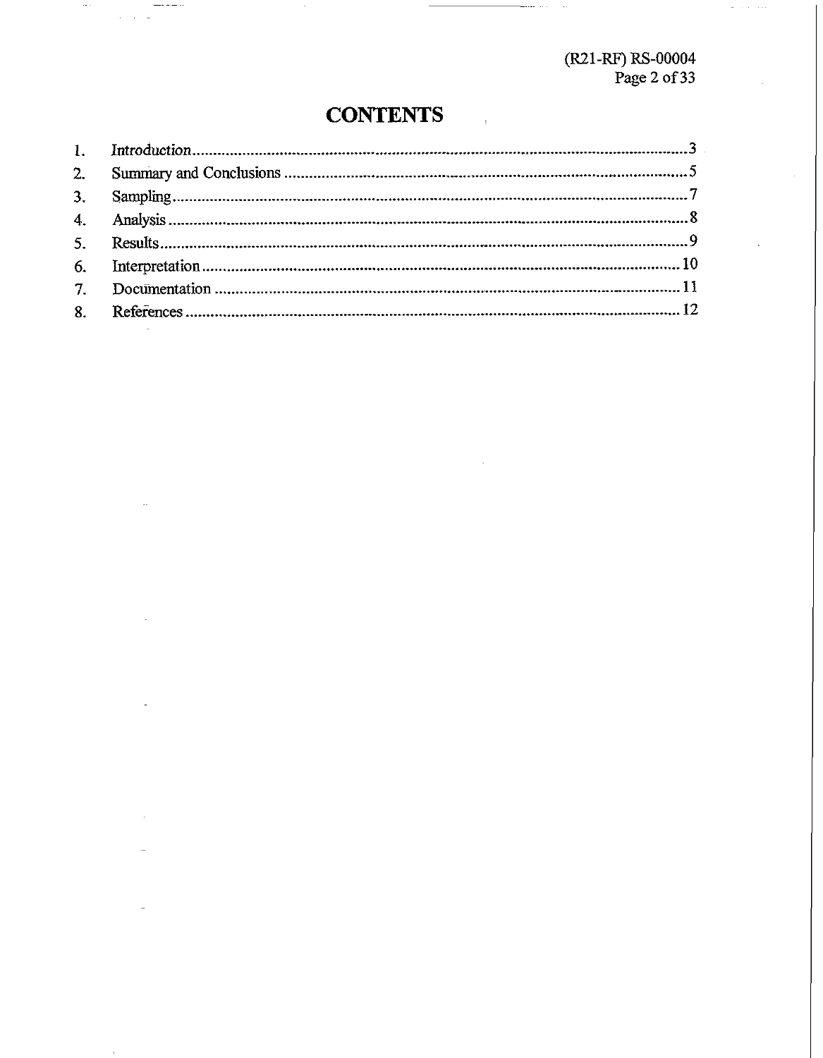# CONTENTS

1. Introduction....................................................................................................................3
2. Summary and Conclusions ..............................................................................................5
3. Sampling........................................................................................................................7
4. Analysis .........................................................................................................................8
5. Results...........................................................................................................................9
6. Interpretation................................................................................................................10
7. Documentation .............................................................................................................11
8. References ....................................................................................................................12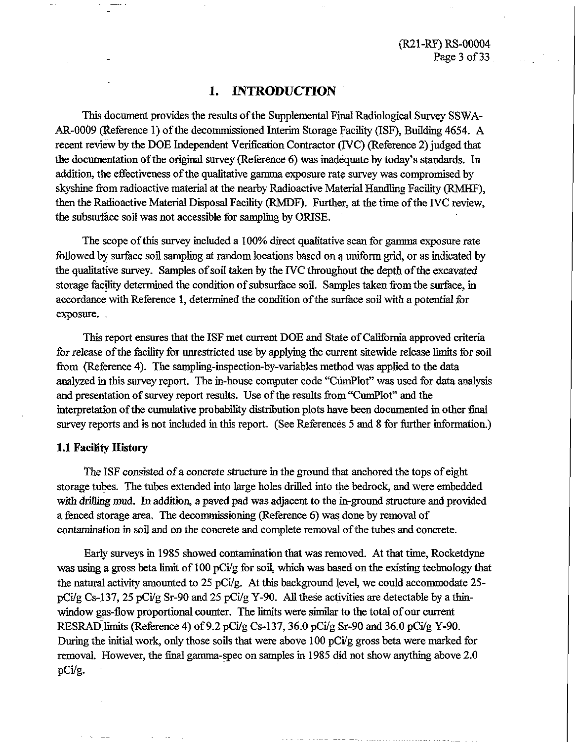# 1. INTRODUCTION

This document provides the results of the Supplemental Final Radiological Survey SSWA-AR-0009 (Reference 1) of the decommissioned Interim Storage Facility (ISF), Building 4654. A recent review by the DOE Independent Verification Contractor (IVC) (Reference 2) judged that the documentation of the original survey (Reference 6) was inadequate by today's standards. In addition, the effectiveness of the qualitative gamma exposure rate survey was compromised by skyshine from radioactive material at the nearby Radioactive Material Handling Facility (RMHF), then the Radioactive Material Disposal Facility (RMDF). Further, at the time of the IVC review, the subsurface soil was not accessible for sampling by ORISE.

The scope of this survey included a 100% direct qualitative scan for gamma exposure rate followed by surface soil sampling at random locations based on a uniform grid, or as indicated by the qualitative survey. Samples of soil taken by the IVC throughout the depth of the excavated storage facility determined the condition of subsurface soil. Samples taken from the surface, in accordance with Reference 1, determined the condition of the surface soil with a potential for exposure.

This report ensures that the ISF met current DOE and State of California approved criteria for release of the facility for unrestricted use by applying the current sitewide release limits for soil from (Reference 4). The sampling-inspection-by-variables method was applied to the data analyzed in this survey report. The in-house computer code "CumPlot" was used for data analysis and presentation of survey report results. Use of the results from "CumPlot" and the interpretation of the cumulative probability distribution plots have been documented in other final survey reports and is not included in this report. (See References 5 and 8 for further information.)

### 1.1 Facility History

The ISF consisted of a concrete structure in the ground that anchored the tops of eight storage tubes. The tubes extended into large holes drilled into the bedrock, and were embedded with drilling mud. In addition, a paved pad was adjacent to the in-ground structure and provided a fenced storage area. The decommissioning (Reference 6) was done by removal of contamination in soil and on the concrete and complete removal of the tubes and concrete.

Early surveys in 1985 showed contamination that was removed. At that time, Rocketdyne was using a gross beta limit of 100 pCi/g for soil, which was based on the existing technology that the natural activity amounted to 25 pCi/g. At this background level, we could accommodate 25-pCi/g Cs-137, 25 pCi/g Sr-90 and 25 pCi/g Y-90. All these activities are detectable by a thin-window gas-flow proportional counter. The limits were similar to the total of our current RESRAD limits (Reference 4) of 9.2 pCi/g Cs-137, 36.0 pCi/g Sr-90 and 36.0 pCi/g Y-90. During the initial work, only those soils that were above 100 pCi/g gross beta were marked for removal. However, the final gamma-spec on samples in 1985 did not show anything above 2.0 pCi/g.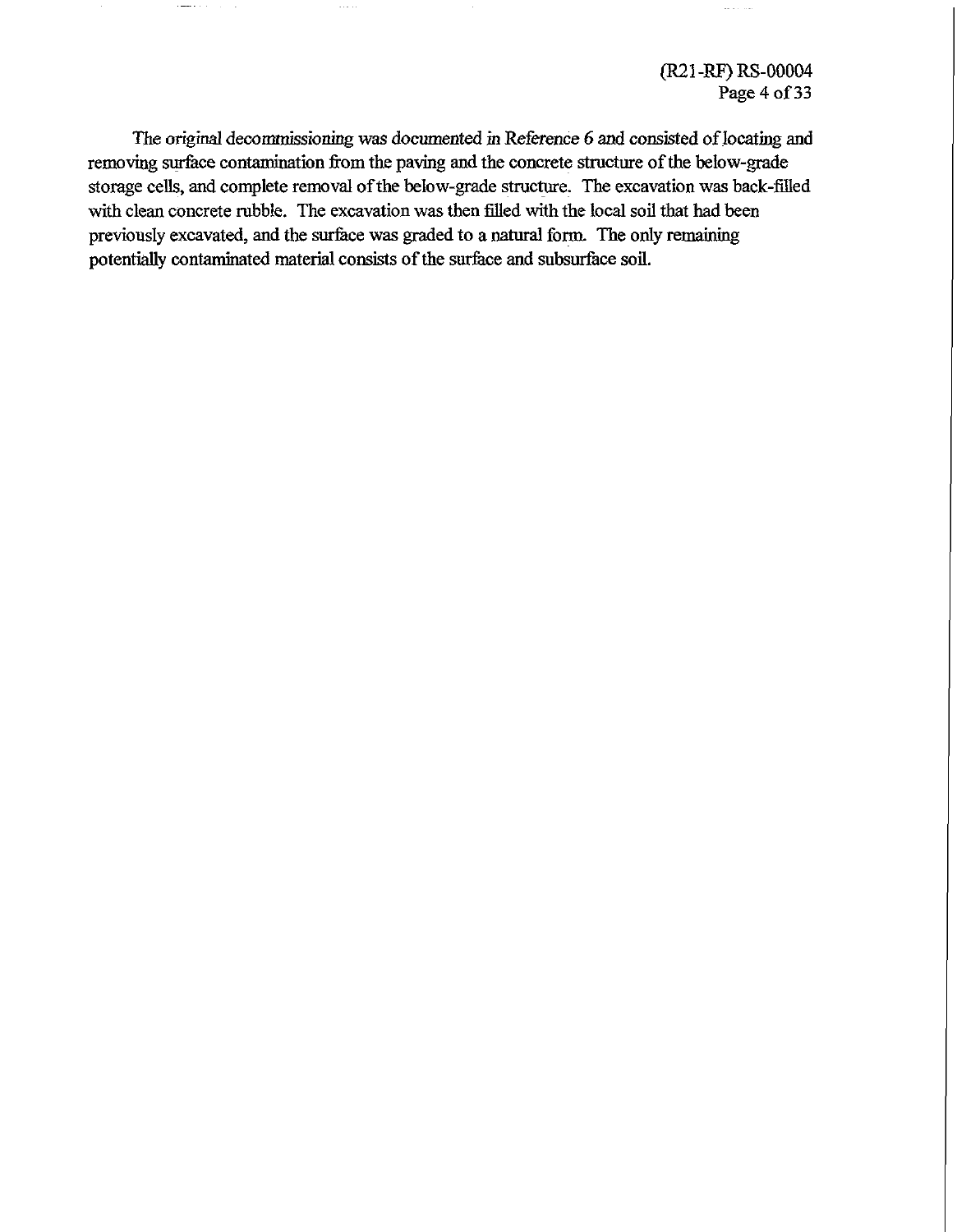The original decommissioning was documented in Reference 6 and consisted of locating and removing surface contamination from the paving and the concrete structure of the below-grade storage cells, and complete removal of the below-grade structure. The excavation was back-filled with clean concrete rubble. The excavation was then filled with the local soil that had been previously excavated, and the surface was graded to a natural form. The only remaining potentially contaminated material consists of the surface and subsurface soil.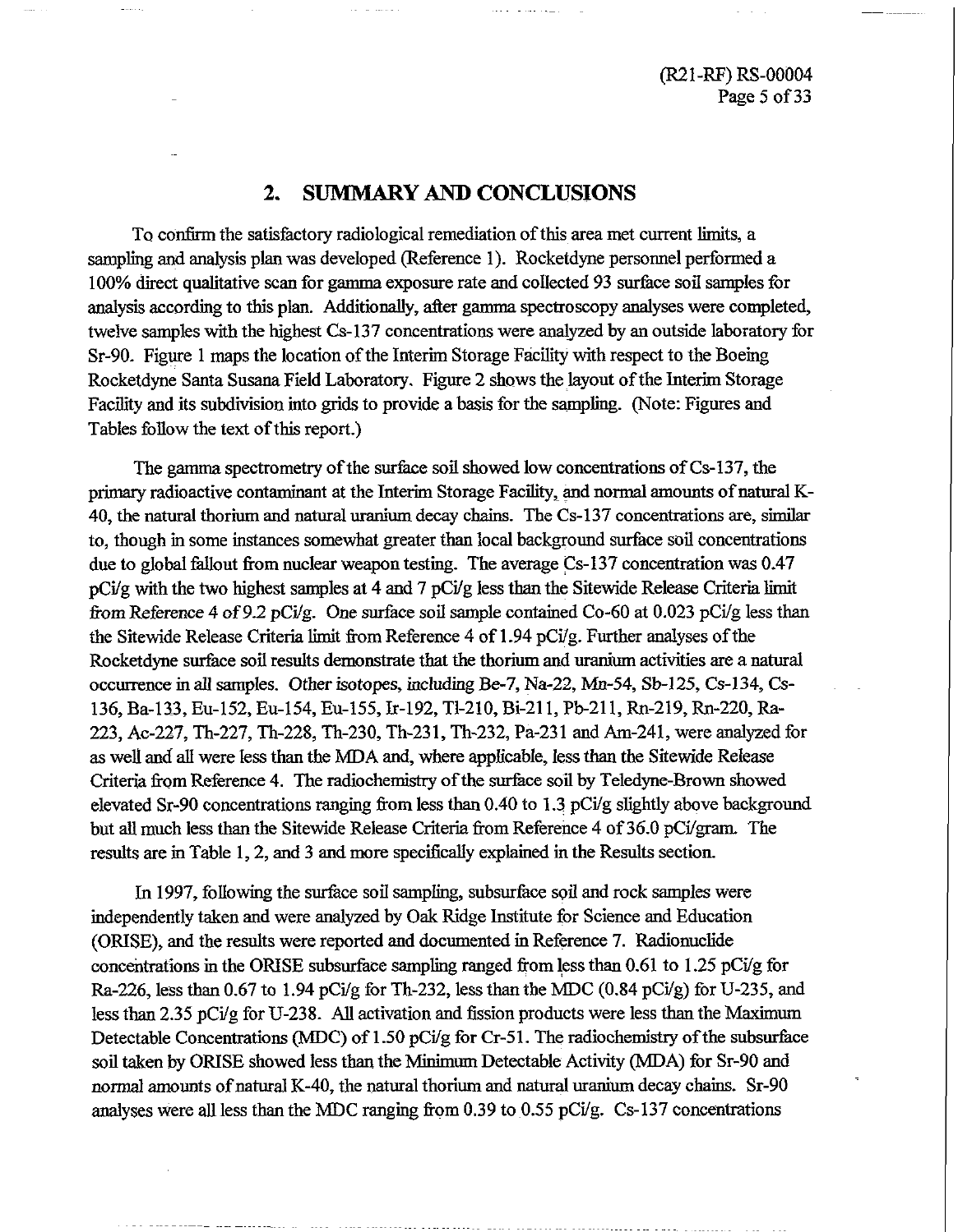## 2. SUMMARY AND CONCLUSIONS

To confirm the satisfactory radiological remediation of this area met current limits, a sampling and analysis plan was developed (Reference 1). Rocketdyne personnel performed a 100% direct qualitative scan for gamma exposure rate and collected 93 surface soil samples for analysis according to this plan. Additionally, after gamma spectroscopy analyses were completed, twelve samples with the highest Cs-137 concentrations were analyzed by an outside laboratory for Sr-90. Figure 1 maps the location of the Interim Storage Facility with respect to the Boeing Rocketdyne Santa Susana Field Laboratory. Figure 2 shows the layout of the Interim Storage Facility and its subdivision into grids to provide a basis for the sampling. (Note: Figures and Tables follow the text of this report.)

The gamma spectrometry of the surface soil showed low concentrations of Cs-137, the primary radioactive contaminant at the Interim Storage Facility, and normal amounts of natural K-40, the natural thorium and natural uranium decay chains. The Cs-137 concentrations are, similar to, though in some instances somewhat greater than local background surface soil concentrations due to global fallout from nuclear weapon testing. The average Cs-137 concentration was 0.47 pCi/g with the two highest samples at 4 and 7 pCi/g less than the Sitewide Release Criteria limit from Reference 4 of 9.2 pCi/g. One surface soil sample contained Co-60 at 0.023 pCi/g less than the Sitewide Release Criteria limit from Reference 4 of 1.94 pCi/g. Further analyses of the Rocketdyne surface soil results demonstrate that the thorium and uranium activities are a natural occurrence in all samples. Other isotopes, including Be-7, Na-22, Mn-54, Sb-125, Cs-134, Cs-136, Ba-133, Eu-152, Eu-154, Eu-155, Ir-192, Tl-210, Bi-211, Pb-211, Rn-219, Rn-220, Ra-223, Ac-227, Th-227, Th-228, Th-230, Th-231, Th-232, Pa-231 and Am-241, were analyzed for as well and all were less than the MDA and, where applicable, less than the Sitewide Release Criteria from Reference 4. The radiochemistry of the surface soil by Teledyne-Brown showed elevated Sr-90 concentrations ranging from less than 0.40 to 1.3 pCi/g slightly above background but all much less than the Sitewide Release Criteria from Reference 4 of 36.0 pCi/gram. The results are in Table 1, 2, and 3 and more specifically explained in the Results section.

In 1997, following the surface soil sampling, subsurface soil and rock samples were independently taken and were analyzed by Oak Ridge Institute for Science and Education (ORISE), and the results were reported and documented in Reference 7. Radionuclide concentrations in the ORISE subsurface sampling ranged from less than 0.61 to 1.25 pCi/g for Ra-226, less than 0.67 to 1.94 pCi/g for Th-232, less than the MDC (0.84 pCi/g) for U-235, and less than 2.35 pCi/g for U-238. All activation and fission products were less than the Maximum Detectable Concentrations (MDC) of 1.50 pCi/g for Cr-51. The radiochemistry of the subsurface soil taken by ORISE showed less than the Minimum Detectable Activity (MDA) for Sr-90 and normal amounts of natural K-40, the natural thorium and natural uranium decay chains. Sr-90 analyses were all less than the MDC ranging from 0.39 to 0.55 pCi/g. Cs-137 concentrations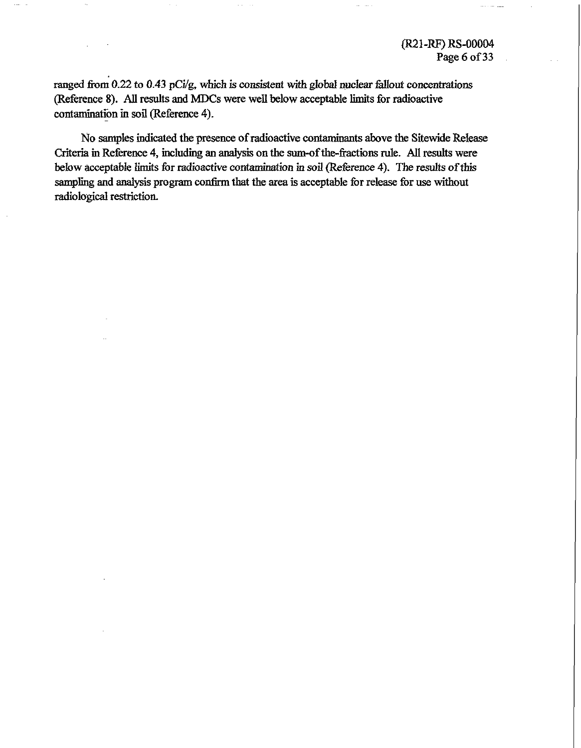ranged from 0.22 to 0.43 pCi/g, which is consistent with global nuclear fallout concentrations (Reference 8). All results and MDCs were well below acceptable limits for radioactive contamination in soil (Reference 4).

No samples indicated the presence of radioactive contaminants above the Sitewide Release Criteria in Reference 4, including an analysis on the sum-of the-fractions rule. All results were below acceptable limits for radioactive contamination in soil (Reference 4). The results of this sampling and analysis program confirm that the area is acceptable for release for use without radiological restriction.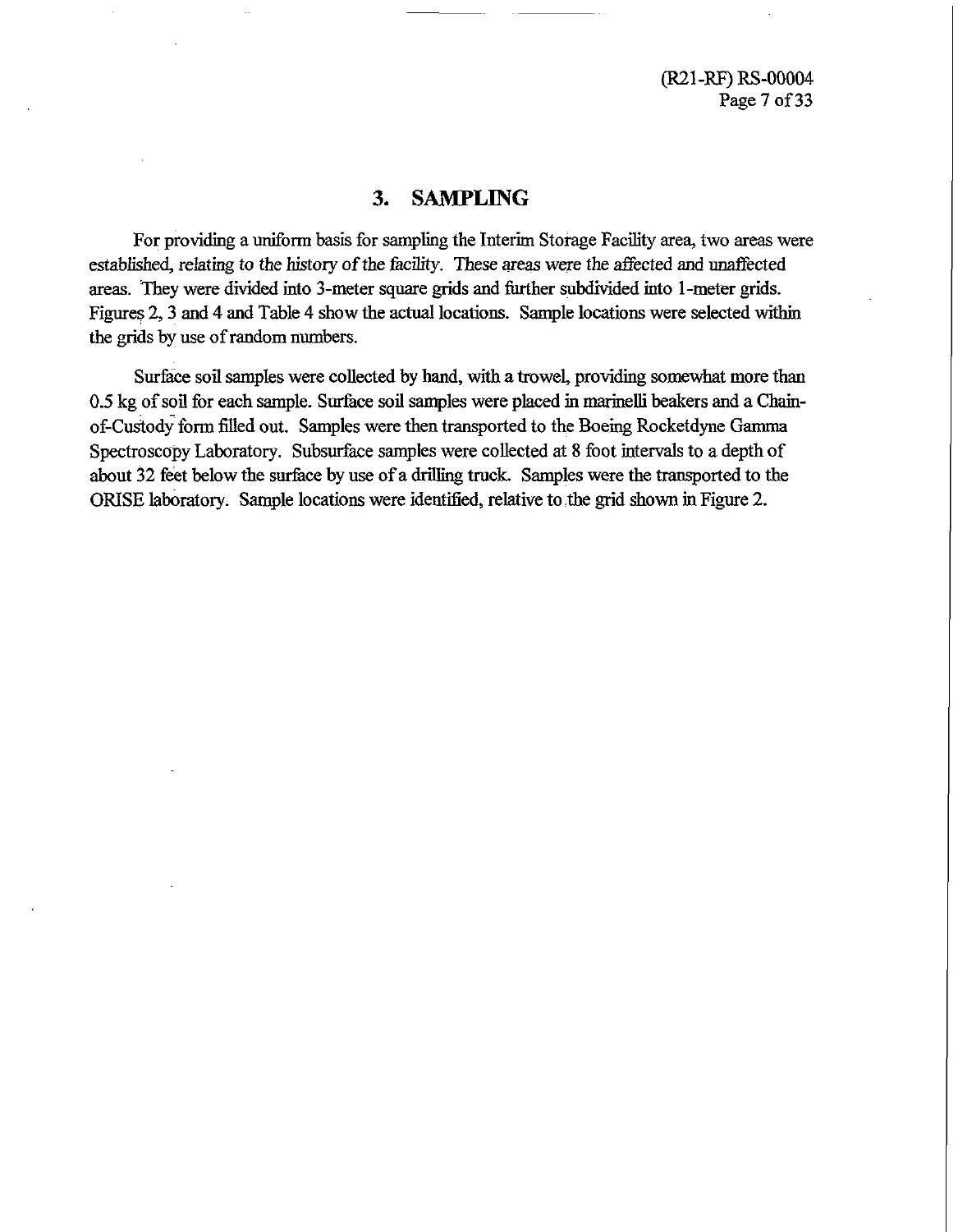# 3. SAMPLING

For providing a uniform basis for sampling the Interim Storage Facility area, two areas were established, relating to the history of the facility. These areas were the affected and unaffected areas. They were divided into 3-meter square grids and further subdivided into 1-meter grids. Figures 2, 3 and 4 and Table 4 show the actual locations. Sample locations were selected within the grids by use of random numbers.

Surface soil samples were collected by hand, with a trowel, providing somewhat more than 0.5 kg of soil for each sample. Surface soil samples were placed in marinelli beakers and a Chain-of-Custody form filled out. Samples were then transported to the Boeing Rocketdyne Gamma Spectroscopy Laboratory. Subsurface samples were collected at 8 foot intervals to a depth of about 32 feet below the surface by use of a drilling truck. Samples were the transported to the ORISE laboratory. Sample locations were identified, relative to the grid shown in Figure 2.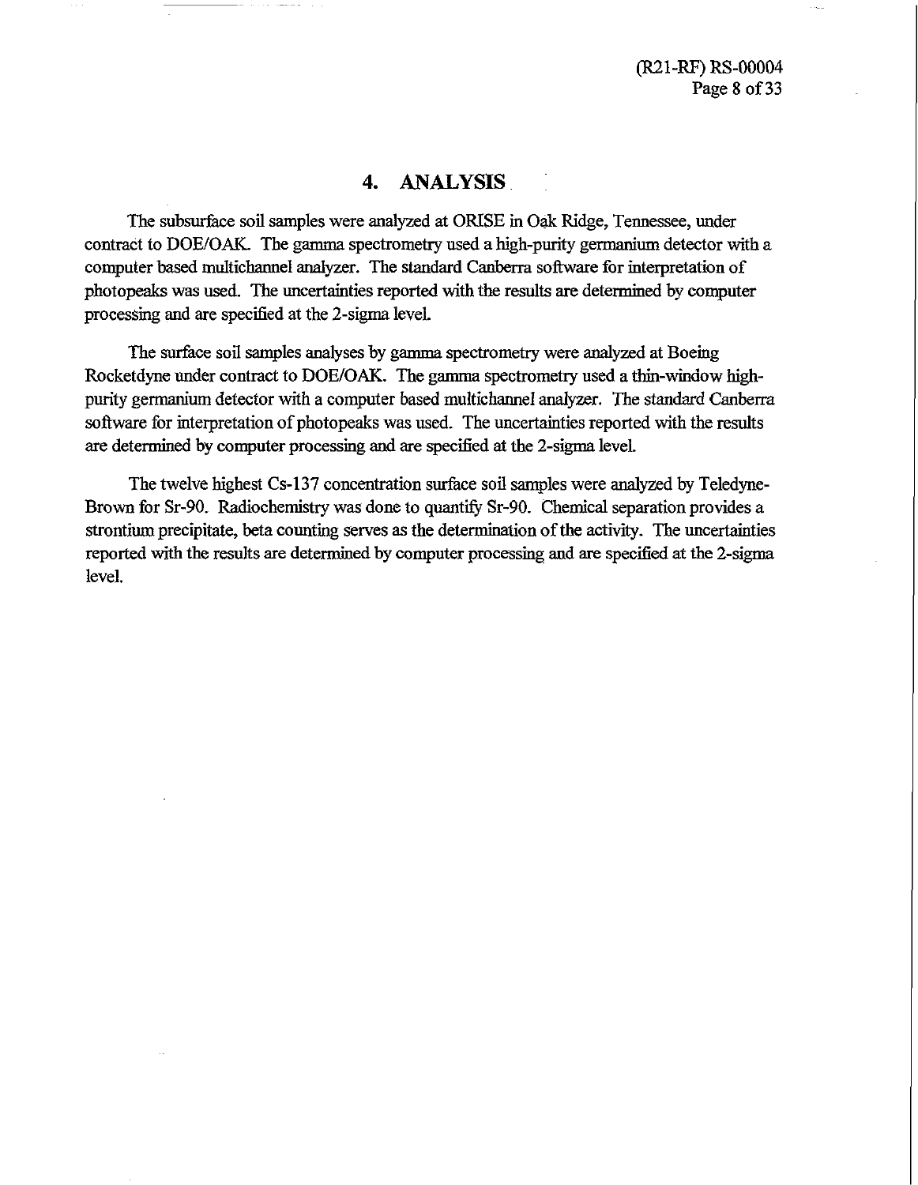# 4. ANALYSIS

The subsurface soil samples were analyzed at ORISE in Oak Ridge, Tennessee, under contract to DOE/OAK. The gamma spectrometry used a high-purity germanium detector with a computer based multichannel analyzer. The standard Canberra software for interpretation of photopeaks was used. The uncertainties reported with the results are determined by computer processing and are specified at the 2-sigma level.

The surface soil samples analyses by gamma spectrometry were analyzed at Boeing Rocketdyne under contract to DOE/OAK. The gamma spectrometry used a thin-window high-purity germanium detector with a computer based multichannel analyzer. The standard Canberra software for interpretation of photopeaks was used. The uncertainties reported with the results are determined by computer processing and are specified at the 2-sigma level.

The twelve highest Cs-137 concentration surface soil samples were analyzed by Teledyne-Brown for Sr-90. Radiochemistry was done to quantify Sr-90. Chemical separation provides a strontium precipitate, beta counting serves as the determination of the activity. The uncertainties reported with the results are determined by computer processing and are specified at the 2-sigma level.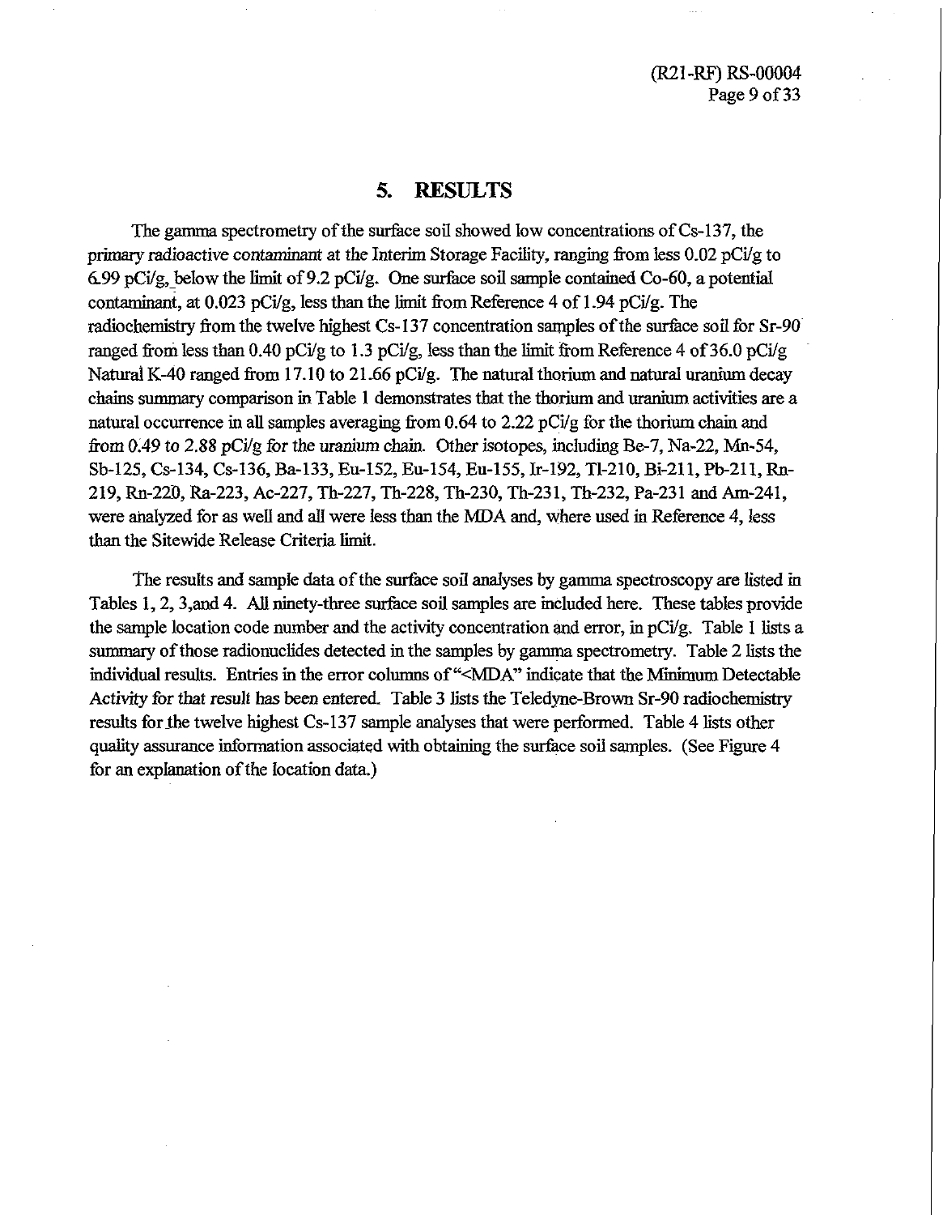# 5. RESULTS

The gamma spectrometry of the surface soil showed low concentrations of Cs-137, the primary radioactive contaminant at the Interim Storage Facility, ranging from less 0.02 pCi/g to 6.99 pCi/g, below the limit of 9.2 pCi/g. One surface soil sample contained Co-60, a potential contaminant, at 0.023 pCi/g, less than the limit from Reference 4 of 1.94 pCi/g. The radiochemistry from the twelve highest Cs-137 concentration samples of the surface soil for Sr-90 ranged from less than 0.40 pCi/g to 1.3 pCi/g, less than the limit from Reference 4 of 36.0 pCi/g Natural K-40 ranged from 17.10 to 21.66 pCi/g. The natural thorium and natural uranium decay chains summary comparison in Table 1 demonstrates that the thorium and uranium activities are a natural occurrence in all samples averaging from 0.64 to 2.22 pCi/g for the thorium chain and from 0.49 to 2.88 pCi/g for the uranium chain. Other isotopes, including Be-7, Na-22, Mn-54, Sb-125, Cs-134, Cs-136, Ba-133, Eu-152, Eu-154, Eu-155, Ir-192, Tl-210, Bi-211, Pb-211, Rn-219, Rn-220, Ra-223, Ac-227, Th-227, Th-228, Th-230, Th-231, Th-232, Pa-231 and Am-241, were analyzed for as well and all were less than the MDA and, where used in Reference 4, less than the Sitewide Release Criteria limit.

The results and sample data of the surface soil analyses by gamma spectroscopy are listed in Tables 1, 2, 3,and 4. All ninety-three surface soil samples are included here. These tables provide the sample location code number and the activity concentration and error, in pCi/g. Table 1 lists a summary of those radionuclides detected in the samples by gamma spectrometry. Table 2 lists the individual results. Entries in the error columns of "<MDA" indicate that the Minimum Detectable Activity for that result has been entered. Table 3 lists the Teledyne-Brown Sr-90 radiochemistry results for the twelve highest Cs-137 sample analyses that were performed. Table 4 lists other quality assurance information associated with obtaining the surface soil samples. (See Figure 4 for an explanation of the location data.)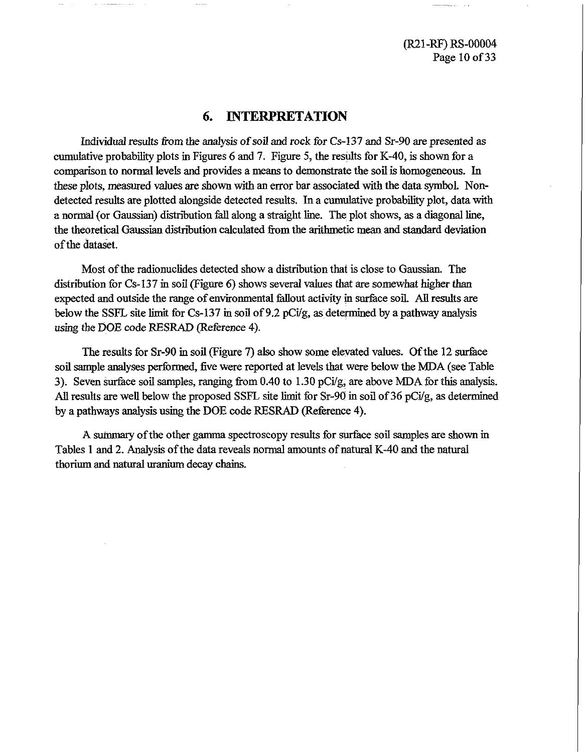# 6. INTERPRETATION

Individual results from the analysis of soil and rock for Cs-137 and Sr-90 are presented as cumulative probability plots in Figures 6 and 7. Figure 5, the results for K-40, is shown for a comparison to normal levels and provides a means to demonstrate the soil is homogeneous. In these plots, measured values are shown with an error bar associated with the data symbol. Non-detected results are plotted alongside detected results. In a cumulative probability plot, data with a normal (or Gaussian) distribution fall along a straight line. The plot shows, as a diagonal line, the theoretical Gaussian distribution calculated from the arithmetic mean and standard deviation of the dataset.

Most of the radionuclides detected show a distribution that is close to Gaussian. The distribution for Cs-137 in soil (Figure 6) shows several values that are somewhat higher than expected and outside the range of environmental fallout activity in surface soil. All results are below the SSFL site limit for Cs-137 in soil of 9.2 pCi/g, as determined by a pathway analysis using the DOE code RESRAD (Reference 4).

The results for Sr-90 in soil (Figure 7) also show some elevated values. Of the 12 surface soil sample analyses performed, five were reported at levels that were below the MDA (see Table 3). Seven surface soil samples, ranging from 0.40 to 1.30 pCi/g, are above MDA for this analysis. All results are well below the proposed SSFL site limit for Sr-90 in soil of 36 pCi/g, as determined by a pathways analysis using the DOE code RESRAD (Reference 4).

A summary of the other gamma spectroscopy results for surface soil samples are shown in Tables 1 and 2. Analysis of the data reveals normal amounts of natural K-40 and the natural thorium and natural uranium decay chains.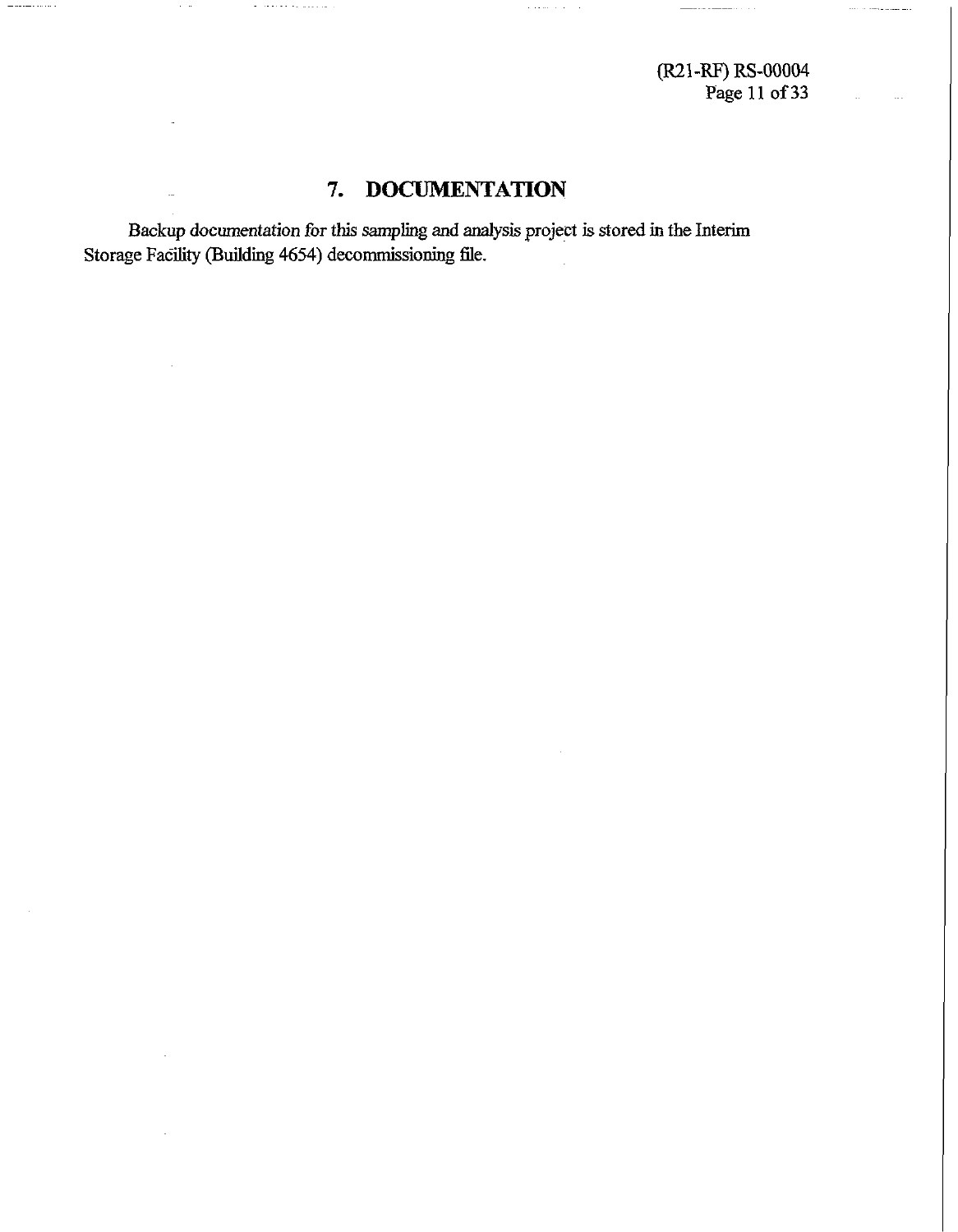# 7. DOCUMENTATION

Backup documentation for this sampling and analysis project is stored in the Interim Storage Facility (Building 4654) decommissioning file.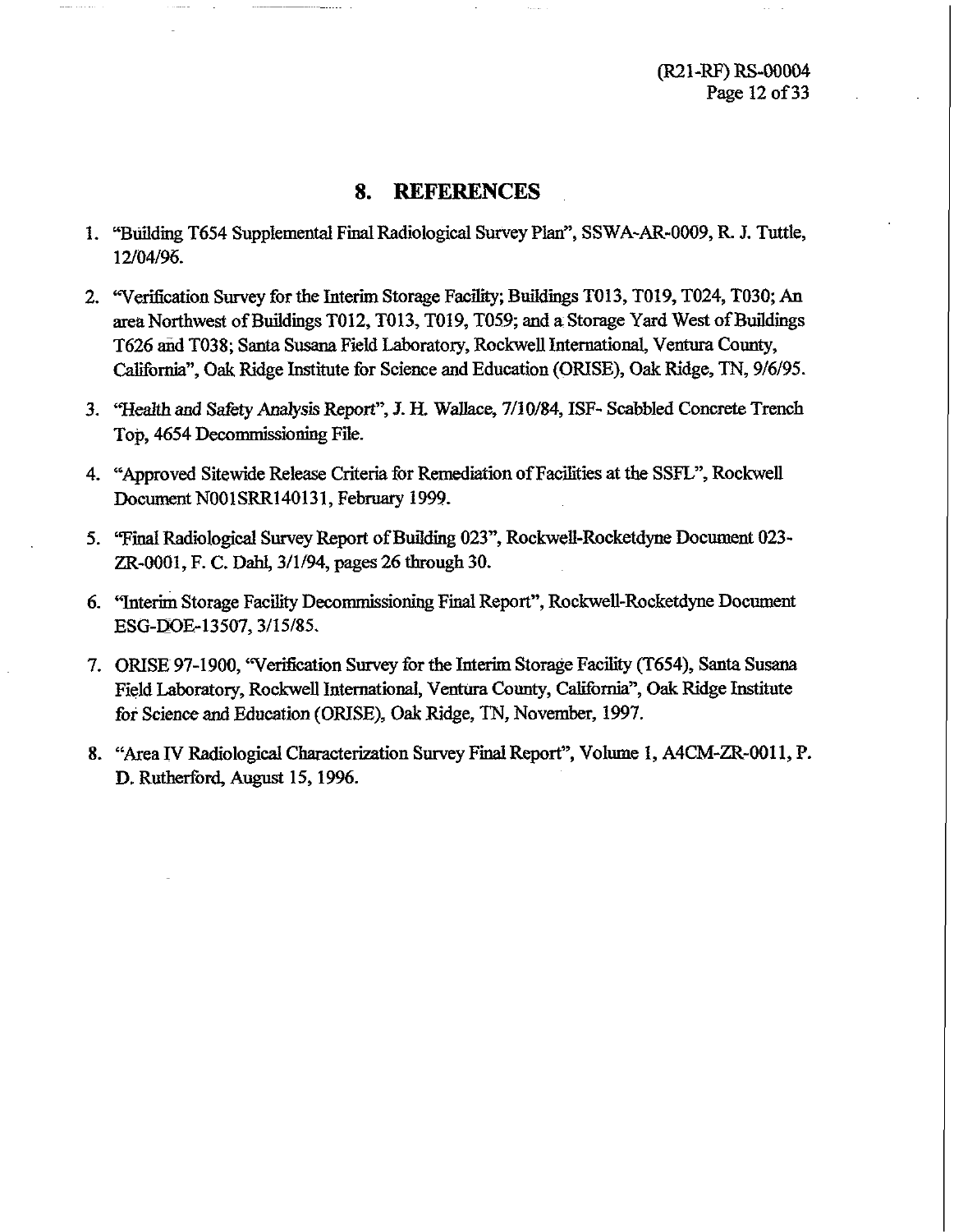## 8. REFERENCES

1. "Building T654 Supplemental Final Radiological Survey Plan", SSWA-AR-0009, R. J. Tuttle, 12/04/96.

2. "Verification Survey for the Interim Storage Facility; Buildings T013, T019, T024, T030; An area Northwest of Buildings T012, T013, T019, T059; and a Storage Yard West of Buildings T626 and T038; Santa Susana Field Laboratory, Rockwell International, Ventura County, California", Oak Ridge Institute for Science and Education (ORISE), Oak Ridge, TN, 9/6/95.

3. "Health and Safety Analysis Report", J. H. Wallace, 7/10/84, ISF- Scabbled Concrete Trench Top, 4654 Decommissioning File.

4. "Approved Sitewide Release Criteria for Remediation of Facilities at the SSFL", Rockwell Document N001SRR140131, February 1999.

5. "Final Radiological Survey Report of Building 023", Rockwell-Rocketdyne Document 023-ZR-0001, F. C. Dahl, 3/1/94, pages 26 through 30.

6. "Interim Storage Facility Decommissioning Final Report", Rockwell-Rocketdyne Document ESG-DOE-13507, 3/15/85.

7. ORISE 97-1900, "Verification Survey for the Interim Storage Facility (T654), Santa Susana Field Laboratory, Rockwell International, Ventura County, California", Oak Ridge Institute for Science and Education (ORISE), Oak Ridge, TN, November, 1997.

8. "Area IV Radiological Characterization Survey Final Report", Volume 1, A4CM-ZR-0011, P. D. Rutherford, August 15, 1996.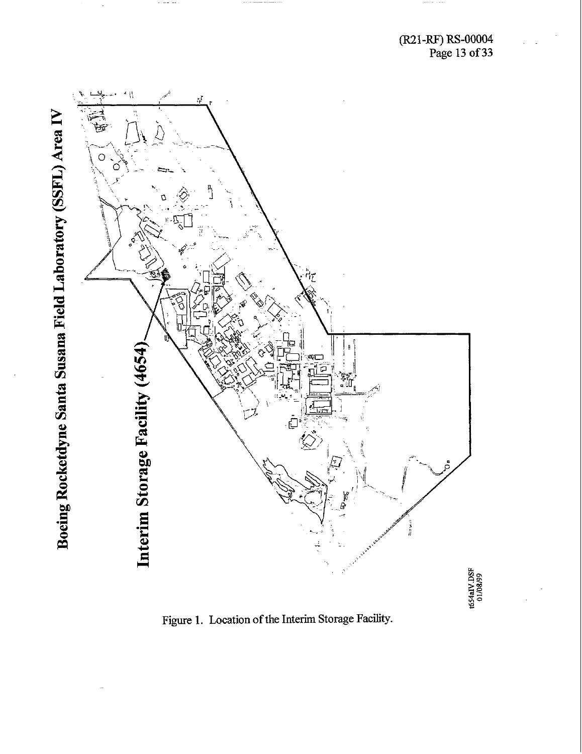Boeing Rocketdyne Santa Susana Field Laboratory (SSFL) Area IV

Interim Storage Facility (4654)

t654aIV.DSF
01/08/99

Figure 1. Location of the Interim Storage Facility.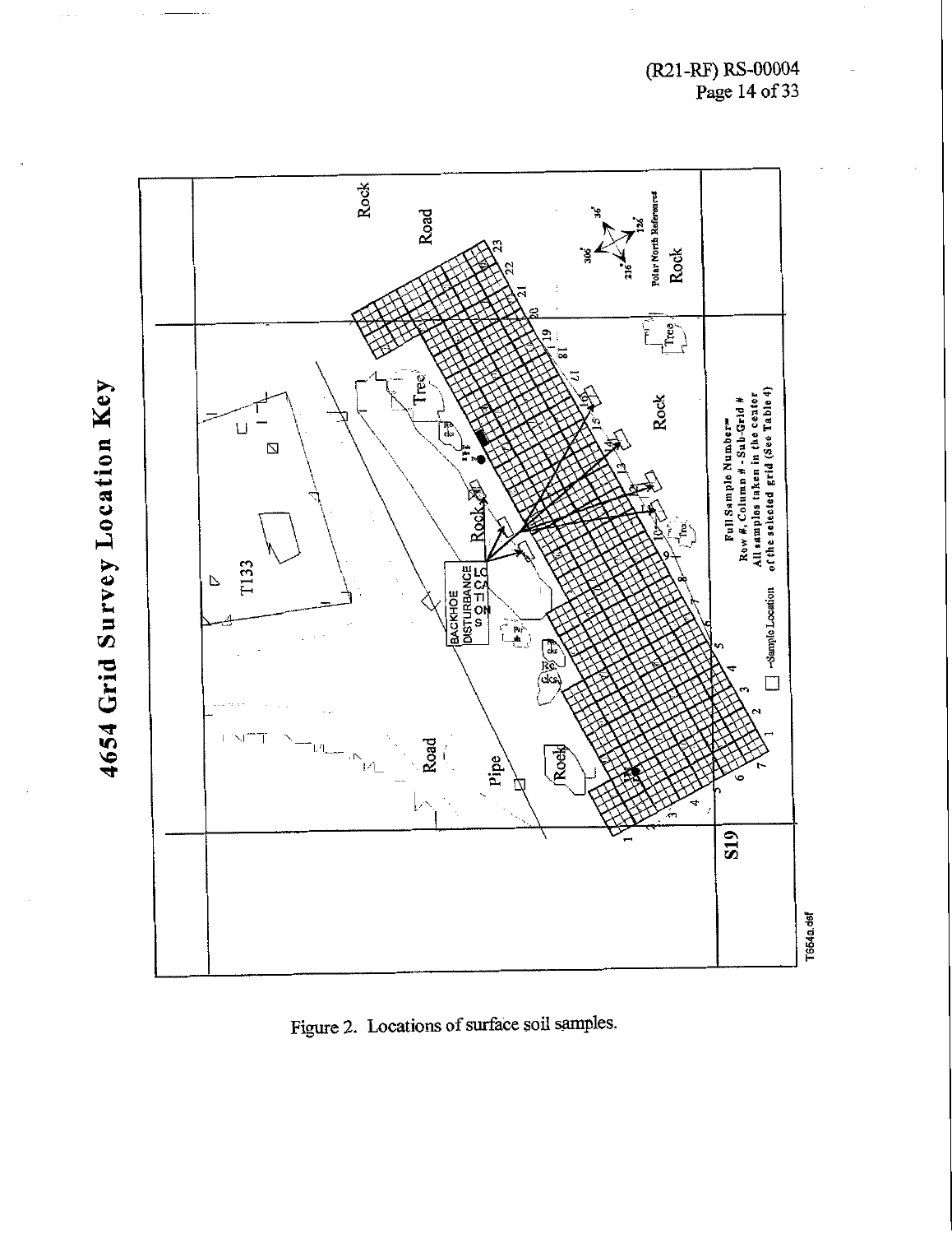# 4654 Grid Survey Location Key

Rock

Road

Polar North Reference

Rock

Tree

Tree

T133

Rock

BACKHOE DISTURBANCE

Rock

Road

Pipe

Rock

Tree

S19

Full Sample Number= Row #, Column # - Sub-Grid #

All samples taken in the center of the selected grid (See Table 4)

☐ =Sample Location

T654a.dsf

Figure 2. Locations of surface soil samples.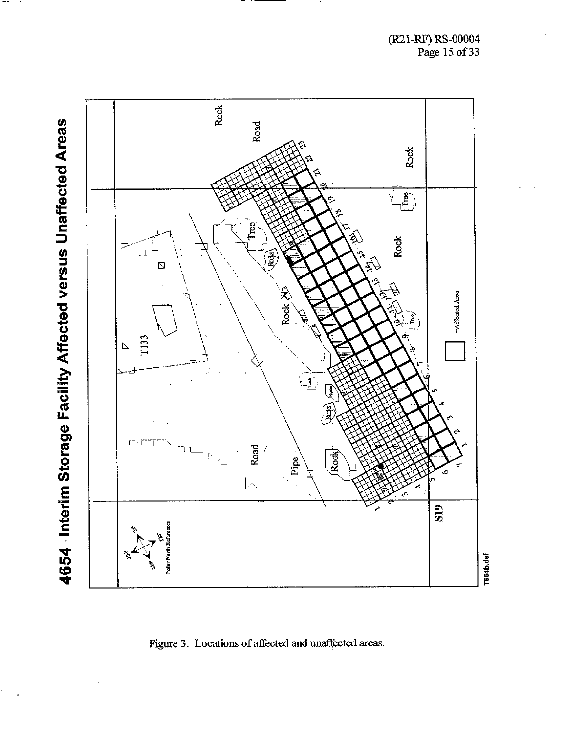# 4654 · Interim Storage Facility Affected versus Unaffected Areas

Figure 3. Locations of affected and unaffected areas.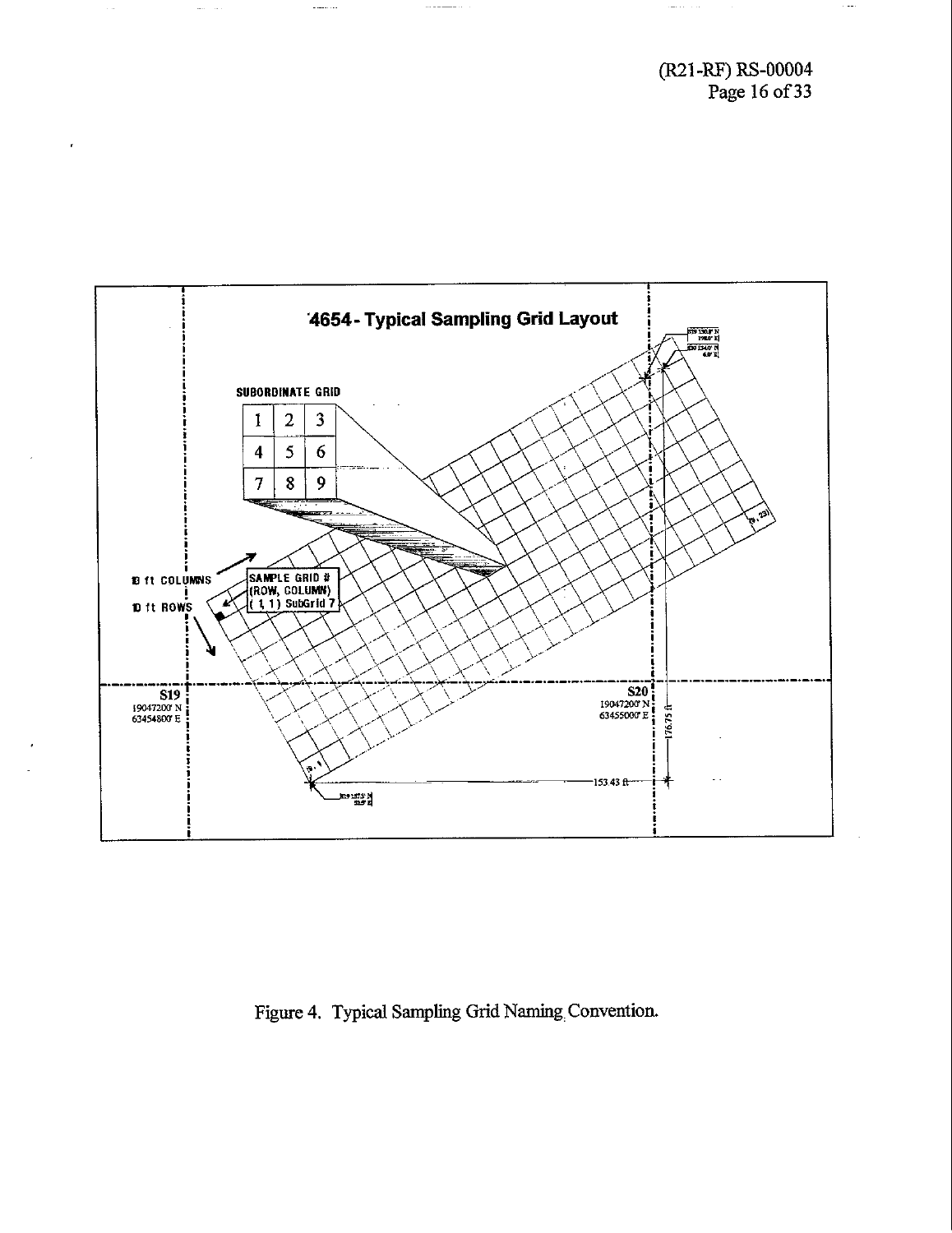'4654 - Typical Sampling Grid Layout

SUBORDINATE GRID

| 1 | 2 | 3 |
|---|---|---|
| 4 | 5 | 6 |
| 7 | 8 | 9 |

10 ft COLUMNS

10 ft ROWS

SAMPLE GRID #
(ROW, COLUMN)
( 1, 1) SubGrid 7

S19
19047200' N
63454800' E

S20
19047200' N
63455000' E

176.75 ft

153.43 ft

Figure 4. Typical Sampling Grid Naming Convention.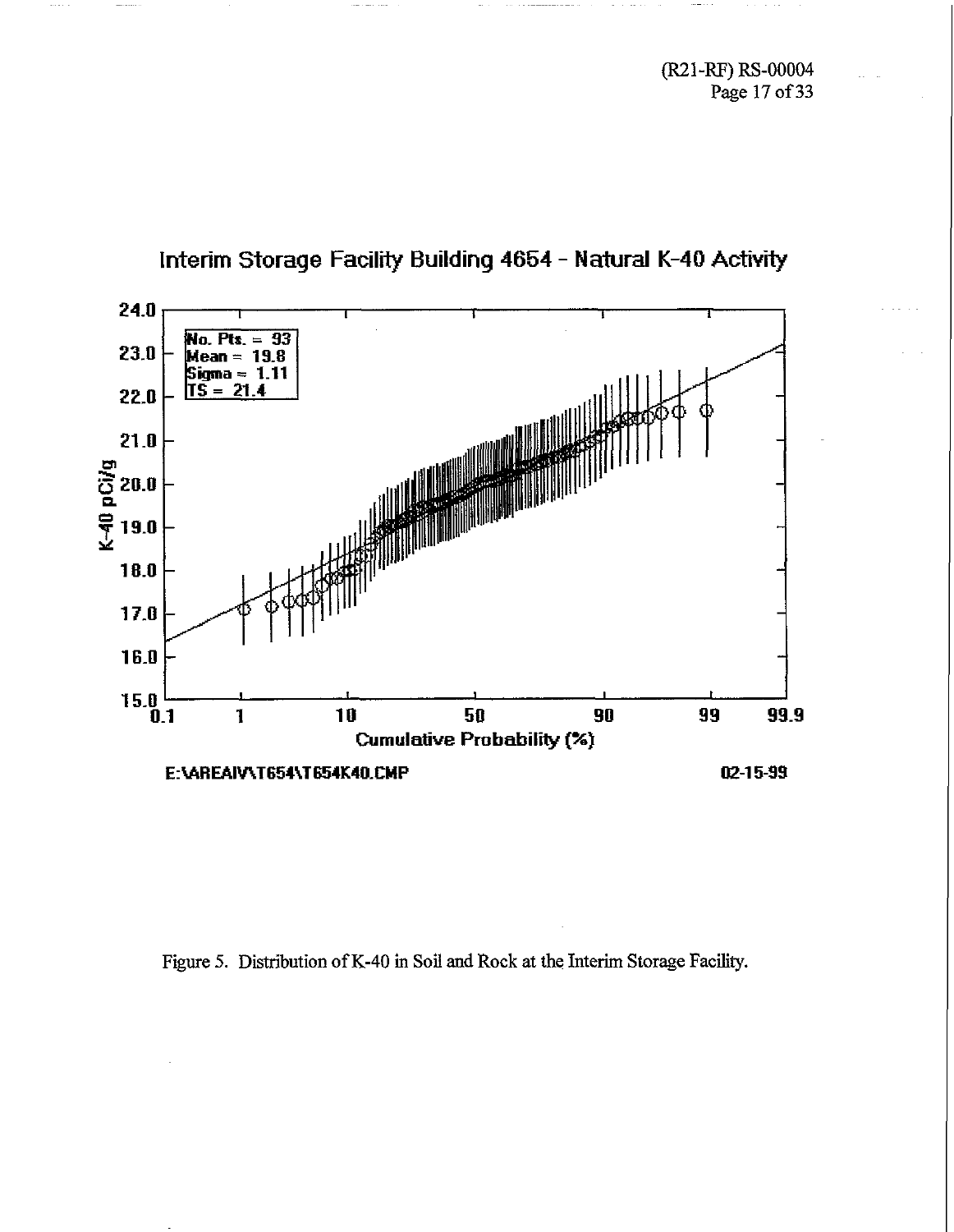Interim Storage Facility Building 4654 - Natural K-40 Activity

No. Pts. = 93
Mean = 19.8
Sigma = 1.11
TS = 21.4

E:\AREAIV\T654\T654K40.CMP

02-15-99

Figure 5. Distribution of K-40 in Soil and Rock at the Interim Storage Facility.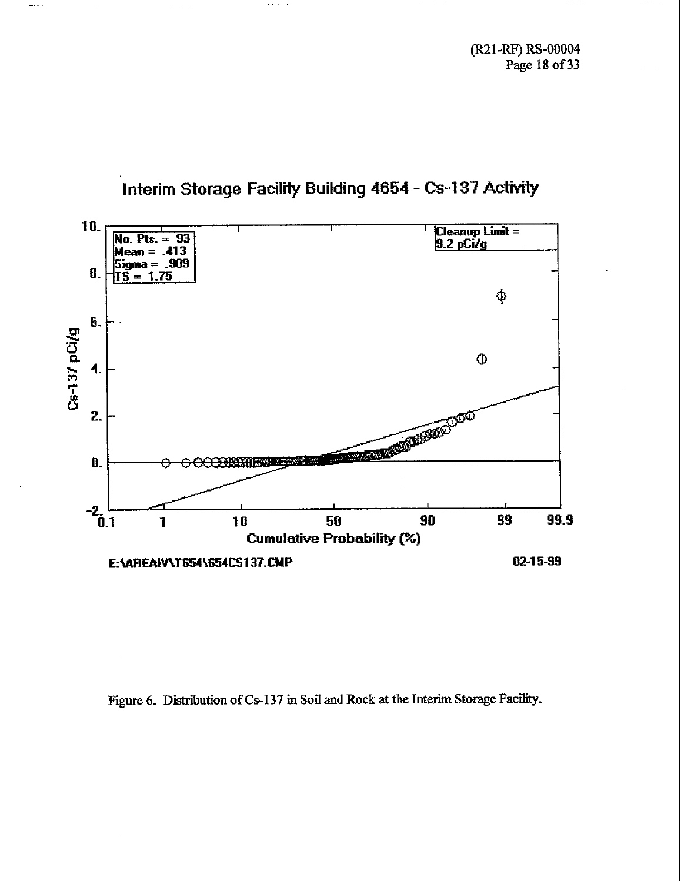Interim Storage Facility Building 4654 - Cs-137 Activity

No. Pts. = 93
Mean = .413
Sigma = .909
TS = 1.75

Cleanup Limit = 9.2 pCi/g

Cs-137 pCi/g

Cumulative Probability (%)

E:\AREAIV\T654\654CS137.CMP

02-15-99

Figure 6. Distribution of Cs-137 in Soil and Rock at the Interim Storage Facility.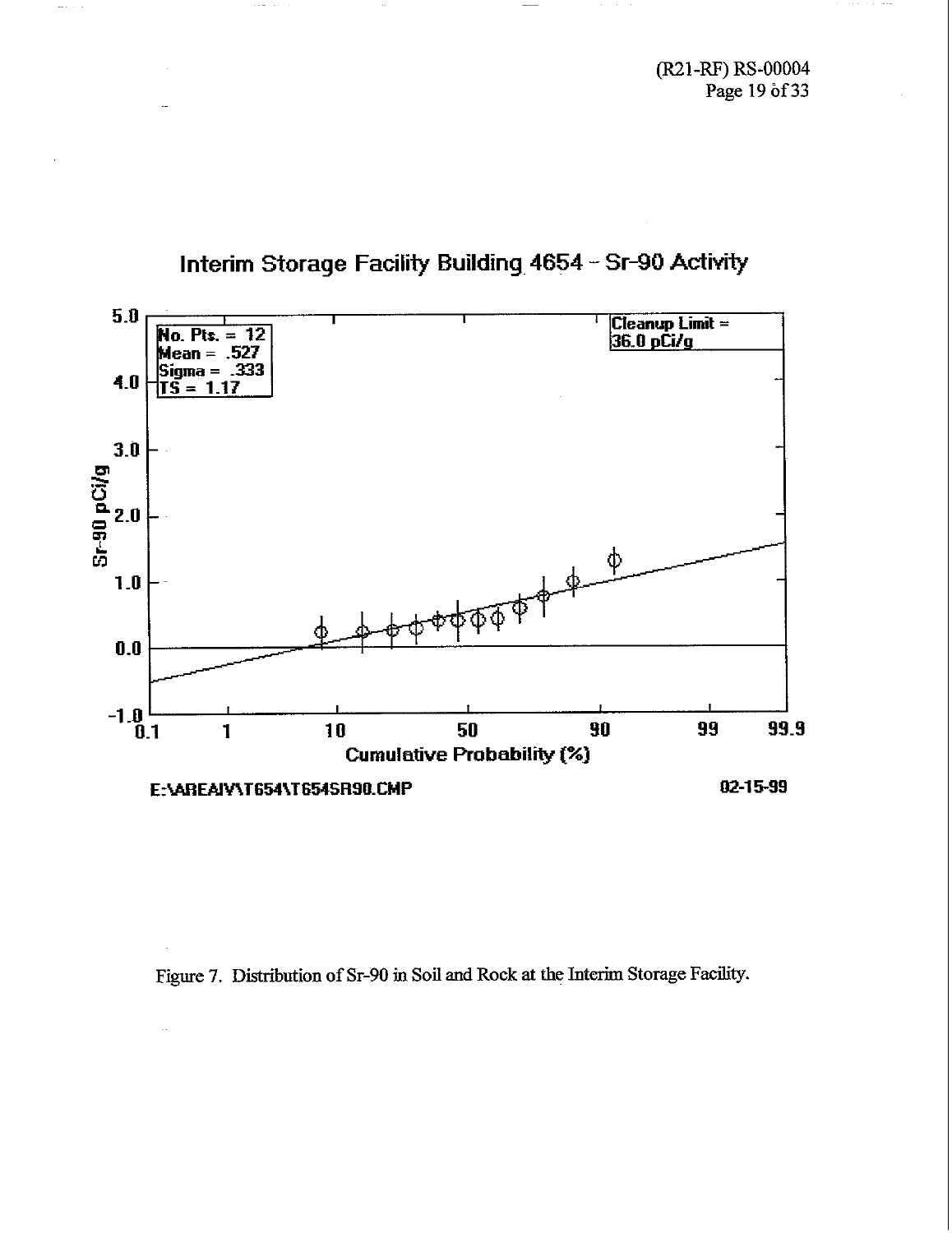Interim Storage Facility Building 4654 – Sr-90 Activity

No. Pts. = 12
Mean = .527
Sigma = .333
TS = 1.17

Cleanup Limit =
36.0 pCi/g

E:\AREAIV\T654\T654SR90.CMP

02-15-99

Figure 7. Distribution of Sr-90 in Soil and Rock at the Interim Storage Facility.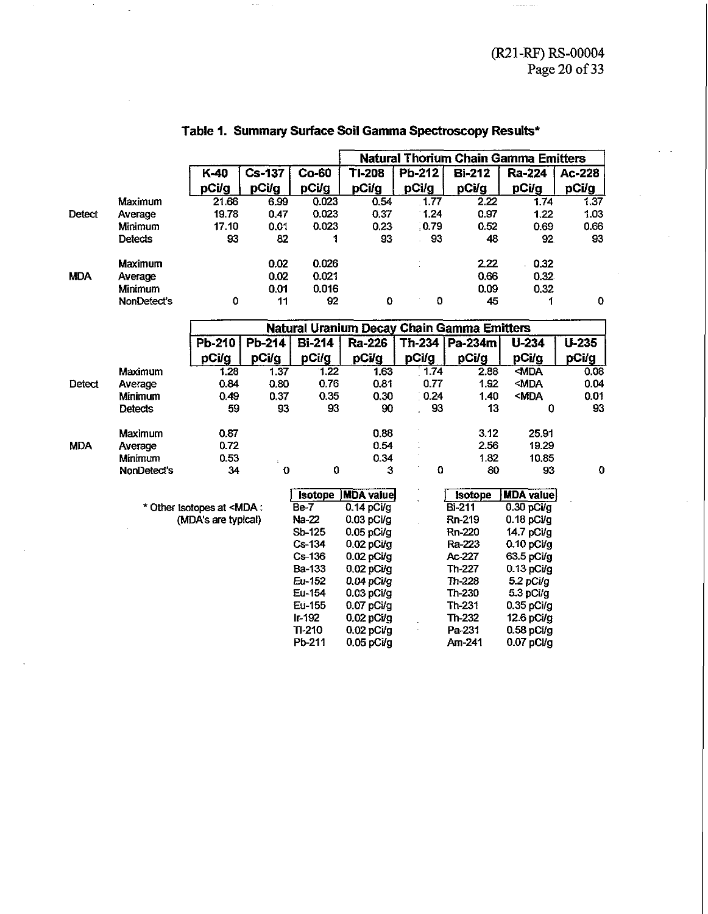## Table 1. Summary Surface Soil Gamma Spectroscopy Results*

| | | | | | Natural Thorium Chain Gamma Emitters | | | | |
|---|---|---|---|---|---|---|---|---|---|
| | | K-40 pCi/g | Cs-137 pCi/g | Co-60 pCi/g | Tl-208 pCi/g | Pb-212 pCi/g | Bi-212 pCi/g | Ra-224 pCi/g | Ac-228 pCi/g |
| Detect | Maximum | 21.66 | 6.99 | 0.023 | 0.54 | 1.77 | 2.22 | 1.74 | 1.37 |
| | Average | 19.78 | 0.47 | 0.023 | 0.37 | 1.24 | 0.97 | 1.22 | 1.03 |
| | Minimum | 17.10 | 0.01 | 0.023 | 0.23 | 0.79 | 0.52 | 0.69 | 0.66 |
| | Detects | 93 | 82 | 1 | 93 | 93 | 48 | 92 | 93 |
| MDA | Maximum | | 0.02 | 0.026 | | | 2.22 | 0.32 | |
| | Average | | 0.02 | 0.021 | | | 0.66 | 0.32 | |
| | Minimum | | 0.01 | 0.016 | | | 0.09 | 0.32 | |
| | NonDetect's | 0 | 11 | 92 | 0 | 0 | 45 | 1 | 0 |

| | | Natural Uranium Decay Chain Gamma Emitters | | | | | | | |
|---|---|---|---|---|---|---|---|---|---|
| | | Pb-210 pCi/g | Pb-214 pCi/g | Bi-214 pCi/g | Ra-226 pCi/g | Th-234 pCi/g | Pa-234m pCi/g | U-234 pCi/g | U-235 pCi/g |
| Detect | Maximum | 1.28 | 1.37 | 1.22 | 1.63 | 1.74 | 2.88 | <MDA | 0.08 |
| | Average | 0.84 | 0.80 | 0.76 | 0.81 | 0.77 | 1.92 | <MDA | 0.04 |
| | Minimum | 0.49 | 0.37 | 0.35 | 0.30 | 0.24 | 1.40 | <MDA | 0.01 |
| | Detects | 59 | 93 | 93 | 90 | 93 | 13 | 0 | 93 |
| MDA | Maximum | 0.87 | | | 0.88 | | 3.12 | 25.91 | |
| | Average | 0.72 | | | 0.54 | | 2.56 | 19.29 | |
| | Minimum | 0.53 | | | 0.34 | | 1.82 | 10.85 | |
| | NonDetect's | 34 | 0 | 0 | 3 | 0 | 80 | 93 | 0 |

\* Other Isotopes at <MDA :
(MDA's are typical)

| Isotope | MDA value | Isotope | MDA value |
|---|---|---|---|
| Be-7 | 0.14 pCi/g | Bi-211 | 0.30 pCi/g |
| Na-22 | 0.03 pCi/g | Rn-219 | 0.18 pCi/g |
| Sb-125 | 0.05 pCi/g | Rn-220 | 14.7 pCi/g |
| Cs-134 | 0.02 pCi/g | Ra-223 | 0.10 pCi/g |
| Cs-136 | 0.02 pCi/g | Ac-227 | 63.5 pCi/g |
| Ba-133 | 0.02 pCi/g | Th-227 | 0.13 pCi/g |
| Eu-152 | 0.04 pCi/g | Th-228 | 5.2 pCi/g |
| Eu-154 | 0.03 pCi/g | Th-230 | 5.3 pCi/g |
| Eu-155 | 0.07 pCi/g | Th-231 | 0.35 pCi/g |
| Ir-192 | 0.02 pCi/g | Th-232 | 12.6 pCi/g |
| Tl-210 | 0.02 pCi/g | Pa-231 | 0.58 pCi/g |
| Pb-211 | 0.05 pCi/g | Am-241 | 0.07 pCi/g |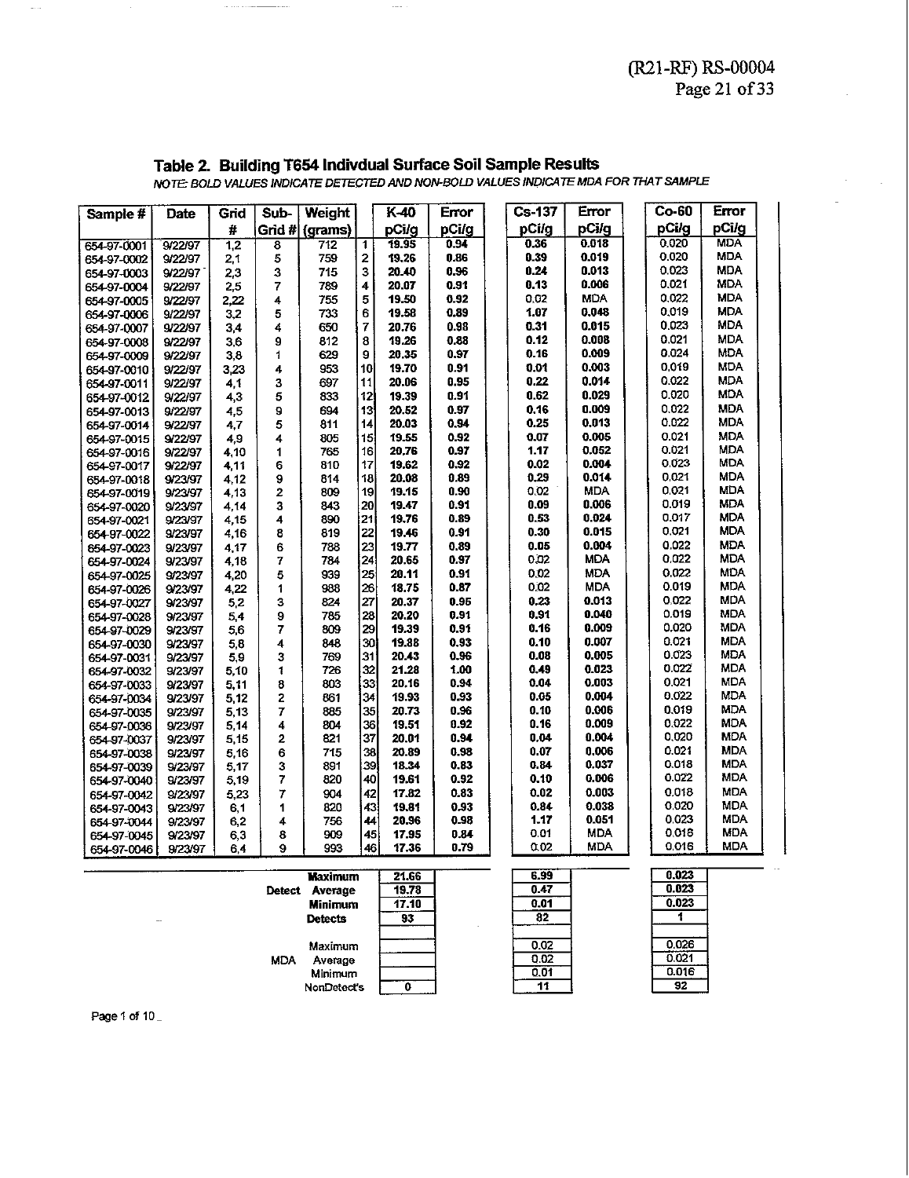## Table 2. Building T654 Indivdual Surface Soil Sample Results

*NOTE: BOLD VALUES INDICATE DETECTED AND NON-BOLD VALUES INDICATE MDA FOR THAT SAMPLE*

| Sample # | Date | Grid # | Sub-Grid # | Weight (grams) | | K-40 pCi/g | Error pCi/g | Cs-137 pCi/g | Error pCi/g | Co-60 pCi/g | Error pCi/g |
|---|---|---|---|---|---|---|---|---|---|---|---|
| 654-97-0001 | 9/22/97 | 1,2 | 8 | 712 | 1 | **19.95** | **0.94** | **0.36** | **0.018** | 0.020 | MDA |
| 654-97-0002 | 9/22/97 | 2,1 | 5 | 759 | 2 | **19.26** | **0.86** | **0.39** | **0.019** | 0.020 | MDA |
| 654-97-0003 | 9/22/97 | 2,3 | 3 | 715 | 3 | **20.40** | **0.96** | **0.24** | **0.013** | 0.023 | MDA |
| 654-97-0004 | 9/22/97 | 2,5 | 7 | 789 | 4 | **20.07** | **0.91** | **0.13** | **0.006** | 0.021 | MDA |
| 654-97-0005 | 9/22/97 | 2,22 | 4 | 755 | 5 | **19.50** | **0.92** | 0.02 | MDA | 0.022 | MDA |
| 654-97-0006 | 9/22/97 | 3,2 | 5 | 733 | 6 | **19.58** | **0.89** | **1.07** | **0.048** | 0.019 | MDA |
| 654-97-0007 | 9/22/97 | 3,4 | 4 | 650 | 7 | **20.76** | **0.98** | **0.31** | **0.015** | 0.023 | MDA |
| 654-97-0008 | 9/22/97 | 3,6 | 9 | 812 | 8 | **19.26** | **0.88** | **0.12** | **0.008** | 0.021 | MDA |
| 654-97-0009 | 9/22/97 | 3,8 | 1 | 629 | 9 | **20.35** | **0.97** | **0.16** | **0.009** | 0.024 | MDA |
| 654-97-0010 | 9/22/97 | 3,23 | 4 | 953 | 10 | **19.70** | **0.91** | **0.01** | **0.003** | 0.019 | MDA |
| 654-97-0011 | 9/22/97 | 4,1 | 3 | 697 | 11 | **20.06** | **0.95** | **0.22** | **0.014** | 0.022 | MDA |
| 654-97-0012 | 9/22/97 | 4,3 | 5 | 833 | 12 | **19.39** | **0.91** | **0.62** | **0.029** | 0.020 | MDA |
| 654-97-0013 | 9/22/97 | 4,5 | 9 | 694 | 13 | **20.52** | **0.97** | **0.16** | **0.009** | 0.022 | MDA |
| 654-97-0014 | 9/22/97 | 4,7 | 5 | 811 | 14 | **20.03** | **0.94** | **0.25** | **0.013** | 0.022 | MDA |
| 654-97-0015 | 9/22/97 | 4,9 | 4 | 805 | 15 | **19.55** | **0.92** | **0.07** | **0.005** | 0.021 | MDA |
| 654-97-0016 | 9/22/97 | 4,10 | 1 | 765 | 16 | **20.76** | **0.97** | **1.17** | **0.052** | 0.021 | MDA |
| 654-97-0017 | 9/22/97 | 4,11 | 6 | 810 | 17 | **19.62** | **0.92** | **0.02** | **0.004** | 0.023 | MDA |
| 654-97-0018 | 9/23/97 | 4,12 | 9 | 814 | 18 | **20.08** | **0.89** | **0.29** | **0.014** | 0.021 | MDA |
| 654-97-0019 | 9/23/97 | 4,13 | 2 | 809 | 19 | **19.15** | **0.90** | 0.02 | MDA | 0.021 | MDA |
| 654-97-0020 | 9/23/97 | 4,14 | 3 | 843 | 20 | **19.47** | **0.91** | **0.09** | **0.006** | 0.019 | MDA |
| 654-97-0021 | 9/23/97 | 4,15 | 4 | 890 | 21 | **19.76** | **0.89** | **0.53** | **0.024** | 0.017 | MDA |
| 654-97-0022 | 9/23/97 | 4,16 | 8 | 819 | 22 | **19.46** | **0.91** | **0.30** | **0.015** | 0.021 | MDA |
| 654-97-0023 | 9/23/97 | 4,17 | 6 | 788 | 23 | **19.77** | **0.89** | **0.05** | **0.004** | 0.022 | MDA |
| 654-97-0024 | 9/23/97 | 4,18 | 7 | 784 | 24 | **20.65** | **0.97** | 0.02 | MDA | 0.022 | MDA |
| 654-97-0025 | 9/23/97 | 4,20 | 5 | 939 | 25 | **20.11** | **0.91** | 0.02 | MDA | 0.022 | MDA |
| 654-97-0026 | 9/23/97 | 4,22 | 1 | 988 | 26 | **18.75** | **0.87** | 0.02 | MDA | 0.019 | MDA |
| 654-97-0027 | 9/23/97 | 5,2 | 3 | 824 | 27 | **20.37** | **0.95** | **0.23** | **0.013** | 0.022 | MDA |
| 654-97-0028 | 9/23/97 | 5,4 | 9 | 785 | 28 | **20.20** | **0.91** | **0.91** | **0.040** | 0.019 | MDA |
| 654-97-0029 | 9/23/97 | 5,6 | 7 | 809 | 29 | **19.39** | **0.91** | **0.16** | **0.009** | 0.020 | MDA |
| 654-97-0030 | 9/23/97 | 5,8 | 4 | 848 | 30 | **19.88** | **0.93** | **0.10** | **0.007** | 0.021 | MDA |
| 654-97-0031 | 9/23/97 | 5,9 | 3 | 769 | 31 | **20.43** | **0.96** | **0.08** | **0.005** | 0.023 | MDA |
| 654-97-0032 | 9/23/97 | 5,10 | 1 | 726 | 32 | **21.28** | **1.00** | **0.49** | **0.023** | 0.022 | MDA |
| 654-97-0033 | 9/23/97 | 5,11 | 8 | 803 | 33 | **20.16** | **0.94** | **0.04** | **0.003** | 0.021 | MDA |
| 654-97-0034 | 9/23/97 | 5,12 | 2 | 861 | 34 | **19.93** | **0.93** | **0.05** | **0.004** | 0.022 | MDA |
| 654-97-0035 | 9/23/97 | 5,13 | 7 | 885 | 35 | **20.73** | **0.96** | **0.10** | **0.006** | 0.019 | MDA |
| 654-97-0036 | 9/23/97 | 5,14 | 4 | 804 | 36 | **19.51** | **0.92** | **0.16** | **0.009** | 0.022 | MDA |
| 654-97-0037 | 9/23/97 | 5,15 | 2 | 821 | 37 | **20.01** | **0.94** | **0.04** | **0.004** | 0.020 | MDA |
| 654-97-0038 | 9/23/97 | 5,16 | 6 | 715 | 38 | **20.89** | **0.98** | **0.07** | **0.006** | 0.021 | MDA |
| 654-97-0039 | 9/23/97 | 5,17 | 3 | 891 | 39 | **18.34** | **0.83** | **0.84** | **0.037** | 0.018 | MDA |
| 654-97-0040 | 9/23/97 | 5,19 | 7 | 820 | 40 | **19.61** | **0.92** | **0.10** | **0.006** | 0.022 | MDA |
| 654-97-0042 | 9/23/97 | 5,23 | 7 | 904 | 42 | **17.82** | **0.83** | **0.02** | **0.003** | 0.018 | MDA |
| 654-97-0043 | 9/23/97 | 6,1 | 1 | 820 | 43 | **19.81** | **0.93** | **0.84** | **0.038** | 0.020 | MDA |
| 654-97-0044 | 9/23/97 | 6,2 | 4 | 756 | 44 | **20.96** | **0.98** | **1.17** | **0.051** | 0.023 | MDA |
| 654-97-0045 | 9/23/97 | 6,3 | 8 | 909 | 45 | **17.95** | **0.84** | 0.01 | MDA | 0.018 | MDA |
| 654-97-0046 | 9/23/97 | 6,4 | 9 | 993 | 46 | **17.36** | **0.79** | 0.02 | MDA | 0.016 | MDA |

| | | K-40 | Cs-137 | Co-60 |
|---|---|---|---|---|
| Detect | **Maximum** | **21.66** | **6.99** | **0.023** |
| | **Average** | **19.78** | **0.47** | **0.023** |
| | **Minimum** | **17.10** | **0.01** | **0.023** |
| | **Detects** | **93** | **82** | **1** |
| MDA | Maximum | | 0.02 | 0.026 |
| | Average | | 0.02 | 0.021 |
| | Minimum | | 0.01 | 0.016 |
| | NonDetect's | 0 | 11 | 92 |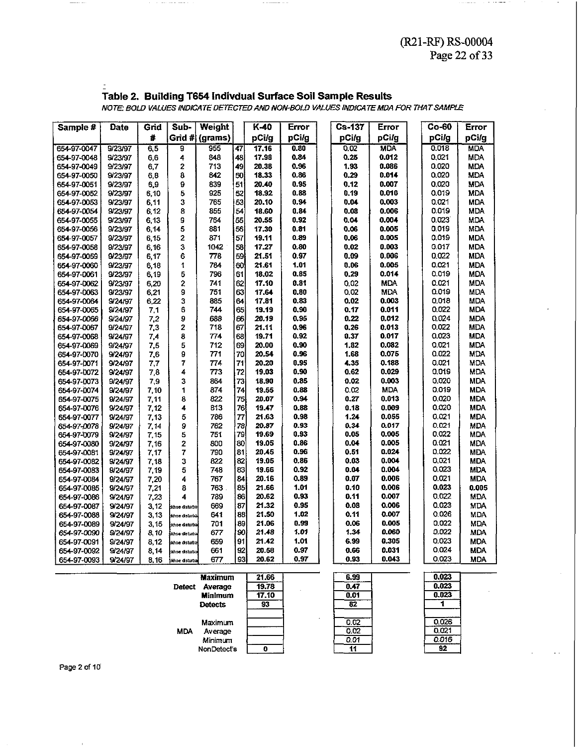## Table 2. Building T654 Indivdual Surface Soil Sample Results

*NOTE: BOLD VALUES INDICATE DETECTED AND NON-BOLD VALUES INDICATE MDA FOR THAT SAMPLE*

| Sample # | Date | Grid # | Sub-Grid # | Weight (grams) | | K-40 pCi/g | Error pCi/g | Cs-137 pCi/g | Error pCi/g | Co-60 pCi/g | Error pCi/g |
|---|---|---|---|---|---|---|---|---|---|---|---|
| 654-97-0047 | 9/23/97 | 6,5 | 9 | 955 | 47 | **17.16** | **0.80** | 0.02 | MDA | 0.018 | MDA |
| 654-97-0048 | 9/23/97 | 6,6 | 4 | 848 | 48 | **17.98** | **0.84** | **0.25** | **0.012** | 0.021 | MDA |
| 654-97-0049 | 9/23/97 | 6,7 | 2 | 713 | 49 | **20.38** | **0.96** | **1.93** | **0.086** | 0.020 | MDA |
| 654-97-0050 | 9/23/97 | 6,8 | 8 | 842 | 50 | **18.33** | **0.86** | **0.29** | **0.014** | 0.020 | MDA |
| 654-97-0051 | 9/23/97 | 6,9 | 9 | 839 | 51 | **20.40** | **0.95** | **0.12** | **0.007** | 0.020 | MDA |
| 654-97-0052 | 9/23/97 | 6,10 | 5 | 925 | 52 | **18.92** | **0.88** | **0.19** | **0.010** | 0.019 | MDA |
| 654-97-0053 | 9/23/97 | 6,11 | 3 | 765 | 53 | **20.10** | **0.94** | **0.04** | **0.003** | 0.021 | MDA |
| 654-97-0054 | 9/23/97 | 6,12 | 8 | 855 | 54 | **18.60** | **0.84** | **0.08** | **0.006** | 0.019 | MDA |
| 654-97-0055 | 9/23/97 | 6,13 | 9 | 764 | 55 | **20.55** | **0.92** | **0.04** | **0.004** | 0.023 | MDA |
| 654-97-0056 | 9/23/97 | 6,14 | 5 | 881 | 56 | **17.30** | **0.81** | **0.06** | **0.005** | 0.019 | MDA |
| 654-97-0057 | 9/23/97 | 6,15 | 2 | 871 | 57 | **19.11** | **0.89** | **0.06** | **0.005** | 0.019 | MDA |
| 654-97-0058 | 9/23/97 | 6,16 | 3 | 1042 | 58 | **17.27** | **0.80** | **0.02** | **0.003** | 0.017 | MDA |
| 654-97-0059 | 9/23/97 | 6,17 | 6 | 778 | 59 | **21.51** | **0.97** | **0.09** | **0.006** | 0.022 | MDA |
| 654-97-0060 | 9/23/97 | 6,18 | 1 | 784 | 60 | **21.61** | **1.01** | **0.06** | **0.005** | 0.021 | MDA |
| 654-97-0061 | 9/23/97 | 6,19 | 5 | 796 | 61 | **18.02** | **0.85** | **0.29** | **0.014** | 0.019 | MDA |
| 654-97-0062 | 9/23/97 | 6,20 | 2 | 741 | 62 | **17.10** | **0.81** | 0.02 | MDA | 0.021 | MDA |
| 654-97-0063 | 9/23/97 | 6,21 | 9 | 751 | 63 | **17.64** | **0.80** | 0.02 | MDA | 0.019 | MDA |
| 654-97-0064 | 9/24/97 | 6,22 | 3 | 885 | 64 | **17.81** | **0.83** | **0.02** | **0.003** | 0.018 | MDA |
| 654-97-0065 | 9/24/97 | 7,1 | 6 | 744 | 65 | **19.19** | **0.90** | **0.17** | **0.011** | 0.022 | MDA |
| 654-97-0066 | 9/24/97 | 7,2 | 9 | 688 | 66 | **20.19** | **0.95** | **0.22** | **0.012** | 0.024 | MDA |
| 654-97-0067 | 9/24/97 | 7,3 | 2 | 718 | 67 | **21.11** | **0.96** | **0.26** | **0.013** | 0.022 | MDA |
| 654-97-0068 | 9/24/97 | 7,4 | 8 | 774 | 68 | **19.71** | **0.92** | **0.37** | **0.017** | 0.023 | MDA |
| 654-97-0069 | 9/24/97 | 7,5 | 5 | 712 | 69 | **20.00** | **0.90** | **1.82** | **0.082** | 0.021 | MDA |
| 654-97-0070 | 9/24/97 | 7,6 | 9 | 771 | 70 | **20.54** | **0.96** | **1.68** | **0.075** | 0.022 | MDA |
| 654-97-0071 | 9/24/97 | 7,7 | 7 | 774 | 71 | **20.20** | **0.95** | **4.35** | **0.188** | 0.021 | MDA |
| 654-97-0072 | 9/24/97 | 7,8 | 4 | 773 | 72 | **19.03** | **0.90** | **0.62** | **0.029** | 0.019 | MDA |
| 654-97-0073 | 9/24/97 | 7,9 | 3 | 864 | 73 | **18.90** | **0.85** | **0.02** | **0.003** | 0.020 | MDA |
| 654-97-0074 | 9/24/97 | 7,10 | 1 | 874 | 74 | **19.55** | **0.88** | 0.02 | MDA | 0.019 | MDA |
| 654-97-0075 | 9/24/97 | 7,11 | 8 | 822 | 75 | **20.07** | **0.94** | **0.27** | **0.013** | 0.020 | MDA |
| 654-97-0076 | 9/24/97 | 7,12 | 4 | 813 | 76 | **19.47** | **0.88** | **0.18** | **0.009** | 0.020 | MDA |
| 654-97-0077 | 9/24/97 | 7,13 | 5 | 786 | 77 | **21.63** | **0.98** | **1.24** | **0.055** | 0.021 | MDA |
| 654-97-0078 | 9/24/97 | 7,14 | 9 | 762 | 78 | **20.87** | **0.93** | **0.34** | **0.017** | 0.021 | MDA |
| 654-97-0079 | 9/24/97 | 7,15 | 5 | 751 | 79 | **19.69** | **0.93** | **0.05** | **0.005** | 0.022 | MDA |
| 654-97-0080 | 9/24/97 | 7,16 | 2 | 800 | 80 | **19.05** | **0.86** | **0.04** | **0.005** | 0.021 | MDA |
| 654-97-0081 | 9/24/97 | 7,17 | 7 | 790 | 81 | **20.45** | **0.96** | **0.51** | **0.024** | 0.022 | MDA |
| 654-97-0082 | 9/24/97 | 7,18 | 3 | 822 | 82 | **19.05** | **0.86** | **0.03** | **0.004** | 0.021 | MDA |
| 654-97-0083 | 9/24/97 | 7,19 | 5 | 748 | 83 | **19.66** | **0.92** | **0.04** | **0.004** | 0.023 | MDA |
| 654-97-0084 | 9/24/97 | 7,20 | 4 | 767 | 84 | **20.16** | **0.89** | **0.07** | **0.006** | 0.021 | MDA |
| 654-97-0085 | 9/24/97 | 7,21 | 8 | 763 | 85 | **21.66** | **1.01** | **0.10** | **0.006** | **0.023** | **0.005** |
| 654-97-0086 | 9/24/97 | 7,23 | 4 | 789 | 86 | **20.62** | **0.93** | **0.11** | **0.007** | 0.022 | MDA |
| 654-97-0087 | 9/24/97 | 3,12 | ckhoe disturbe | 669 | 87 | **21.32** | **0.95** | **0.08** | **0.006** | 0.023 | MDA |
| 654-97-0088 | 9/24/97 | 3,13 | ckhoe disturba | 641 | 88 | **21.50** | **1.02** | **0.11** | **0.007** | 0.026 | MDA |
| 654-97-0089 | 9/24/97 | 3,15 | ckhoe disturba | 701 | 89 | **21.06** | **0.99** | **0.06** | **0.005** | 0.022 | MDA |
| 654-97-0090 | 9/24/97 | 8,10 | ckhoe disturba | 677 | 90 | **21.48** | **1.01** | **1.34** | **0.060** | 0.022 | MDA |
| 654-97-0091 | 9/24/97 | 8,12 | ckhoe disturba | 659 | 91 | **21.42** | **1.01** | **6.99** | **0.305** | 0.023 | MDA |
| 654-97-0092 | 9/24/97 | 8,14 | ckhoe disturba | 661 | 92 | **20.58** | **0.97** | **0.66** | **0.031** | 0.024 | MDA |
| 654-97-0093 | 9/24/97 | 8,16 | ckhoe disturba | 677 | 93 | **20.62** | **0.97** | **0.93** | **0.043** | 0.023 | MDA |

| | | K-40 pCi/g | Cs-137 pCi/g | Co-60 pCi/g |
|---|---|---|---|---|
| Detect | **Maximum** | **21.66** | **6.99** | **0.023** |
| | **Average** | **19.78** | **0.47** | **0.023** |
| | **Minimum** | **17.10** | **0.01** | **0.023** |
| | **Detects** | **93** | **82** | **1** |
| MDA | Maximum | | 0.02 | 0.026 |
| | Average | | 0.02 | 0.021 |
| | Minimum | | 0.01 | 0.016 |
| | NonDetect's | 0 | 11 | 92 |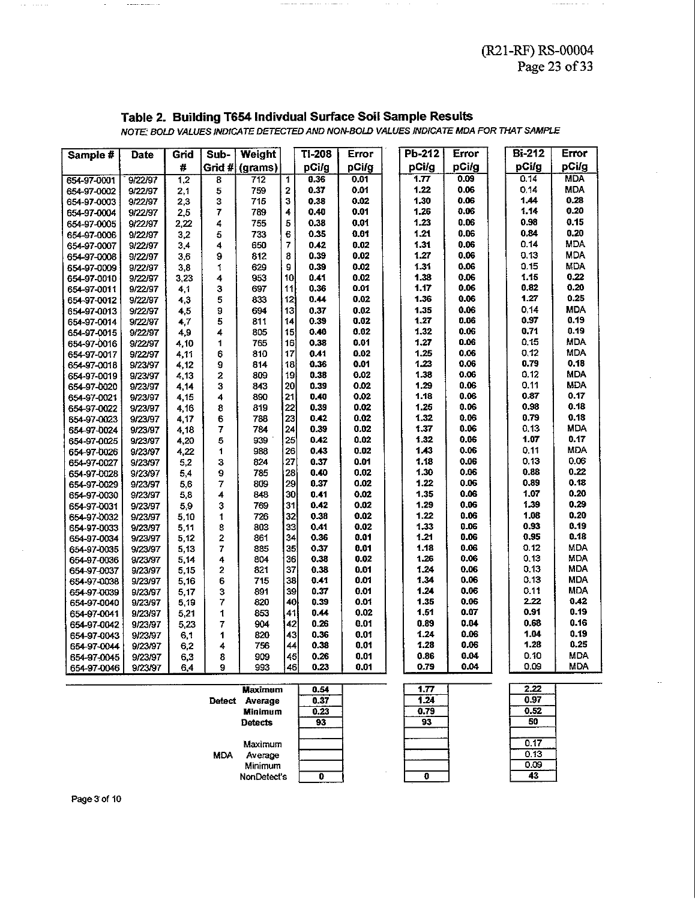## Table 2. Building T654 Indivdual Surface Soil Sample Results

*NOTE: BOLD VALUES INDICATE DETECTED AND NON-BOLD VALUES INDICATE MDA FOR THAT SAMPLE*

| Sample # | Date | Grid # | Sub-Grid # | Weight (grams) | | Tl-208 pCi/g | Error pCi/g | Pb-212 pCi/g | Error pCi/g | Bi-212 pCi/g | Error pCi/g |
|---|---|---|---|---|---|---|---|---|---|---|---|
| 654-97-0001 | 9/22/97 | 1,2 | 8 | 712 | 1 | **0.36** | **0.01** | **1.77** | **0.09** | 0.14 | MDA |
| 654-97-0002 | 9/22/97 | 2,1 | 5 | 759 | 2 | **0.37** | **0.01** | **1.22** | **0.06** | 0.14 | MDA |
| 654-97-0003 | 9/22/97 | 2,3 | 3 | 715 | 3 | **0.38** | **0.02** | **1.30** | **0.06** | **1.44** | **0.28** |
| 654-97-0004 | 9/22/97 | 2,5 | 7 | 789 | 4 | **0.40** | **0.01** | **1.26** | **0.06** | **1.14** | **0.20** |
| 654-97-0005 | 9/22/97 | 2,22 | 4 | 755 | 5 | **0.38** | **0.01** | **1.23** | **0.06** | **0.98** | **0.15** |
| 654-97-0006 | 9/22/97 | 3,2 | 5 | 733 | 6 | **0.35** | **0.01** | **1.21** | **0.06** | **0.84** | **0.20** |
| 654-97-0007 | 9/22/97 | 3,4 | 4 | 650 | 7 | **0.42** | **0.02** | **1.31** | **0.06** | 0.14 | MDA |
| 654-97-0008 | 9/22/97 | 3,6 | 9 | 812 | 8 | **0.39** | **0.02** | **1.27** | **0.06** | 0.13 | MDA |
| 654-97-0009 | 9/22/97 | 3,8 | 1 | 629 | 9 | **0.39** | **0.02** | **1.31** | **0.06** | 0.15 | MDA |
| 654-97-0010 | 9/22/97 | 3,23 | 4 | 953 | 10 | **0.41** | **0.02** | **1.38** | **0.06** | **1.15** | **0.22** |
| 654-97-0011 | 9/22/97 | 4,1 | 3 | 697 | 11 | **0.36** | **0.01** | **1.17** | **0.06** | **0.82** | **0.20** |
| 654-97-0012 | 9/22/97 | 4,3 | 5 | 833 | 12 | **0.44** | **0.02** | **1.36** | **0.06** | **1.27** | **0.25** |
| 654-97-0013 | 9/22/97 | 4,5 | 9 | 694 | 13 | **0.37** | **0.02** | **1.35** | **0.06** | 0.14 | MDA |
| 654-97-0014 | 9/22/97 | 4,7 | 5 | 811 | 14 | **0.39** | **0.02** | **1.27** | **0.06** | **0.97** | **0.19** |
| 654-97-0015 | 9/22/97 | 4,9 | 4 | 805 | 15 | **0.40** | **0.02** | **1.32** | **0.06** | **0.71** | **0.19** |
| 654-97-0016 | 9/22/97 | 4,10 | 1 | 765 | 16 | **0.38** | **0.01** | **1.27** | **0.06** | 0.15 | MDA |
| 654-97-0017 | 9/22/97 | 4,11 | 6 | 810 | 17 | **0.41** | **0.02** | **1.25** | **0.06** | 0.12 | MDA |
| 654-97-0018 | 9/23/97 | 4,12 | 9 | 814 | 18 | **0.36** | **0.01** | **1.23** | **0.06** | **0.79** | **0.18** |
| 654-97-0019 | 9/23/97 | 4,13 | 2 | 809 | 19 | **0.38** | **0.02** | **1.38** | **0.06** | 0.12 | MDA |
| 654-97-0020 | 9/23/97 | 4,14 | 3 | 843 | 20 | **0.39** | **0.02** | **1.29** | **0.06** | 0.11 | MDA |
| 654-97-0021 | 9/23/97 | 4,15 | 4 | 890 | 21 | **0.40** | **0.02** | **1.18** | **0.06** | **0.87** | **0.17** |
| 654-97-0022 | 9/23/97 | 4,16 | 8 | 819 | 22 | **0.39** | **0.02** | **1.25** | **0.06** | **0.98** | **0.18** |
| 654-97-0023 | 9/23/97 | 4,17 | 6 | 788 | 23 | **0.42** | **0.02** | **1.32** | **0.06** | **0.79** | **0.18** |
| 654-97-0024 | 9/23/97 | 4,18 | 7 | 784 | 24 | **0.39** | **0.02** | **1.37** | **0.06** | 0.13 | MDA |
| 654-97-0025 | 9/23/97 | 4,20 | 5 | 939 | 25 | **0.42** | **0.02** | **1.32** | **0.06** | **1.07** | **0.17** |
| 654-97-0026 | 9/23/97 | 4,22 | 1 | 988 | 26 | **0.43** | **0.02** | **1.43** | **0.06** | 0.11 | MDA |
| 654-97-0027 | 9/23/97 | 5,2 | 3 | 824 | 27 | **0.37** | **0.01** | **1.18** | **0.06** | 0.13 | 0.06 |
| 654-97-0028 | 9/23/97 | 5,4 | 9 | 785 | 28 | **0.40** | **0.02** | **1.30** | **0.06** | **0.88** | **0.22** |
| 654-97-0029 | 9/23/97 | 5,6 | 7 | 809 | 29 | **0.37** | **0.02** | **1.22** | **0.06** | **0.89** | **0.18** |
| 654-97-0030 | 9/23/97 | 5,8 | 4 | 848 | 30 | **0.41** | **0.02** | **1.35** | **0.06** | **1.07** | **0.20** |
| 654-97-0031 | 9/23/97 | 5,9 | 3 | 769 | 31 | **0.42** | **0.02** | **1.29** | **0.06** | **1.39** | **0.29** |
| 654-97-0032 | 9/23/97 | 5,10 | 1 | 726 | 32 | **0.38** | **0.02** | **1.22** | **0.06** | **1.08** | **0.20** |
| 654-97-0033 | 9/23/97 | 5,11 | 8 | 803 | 33 | **0.41** | **0.02** | **1.33** | **0.06** | **0.93** | **0.19** |
| 654-97-0034 | 9/23/97 | 5,12 | 2 | 861 | 34 | **0.36** | **0.01** | **1.21** | **0.06** | **0.95** | **0.18** |
| 654-97-0035 | 9/23/97 | 5,13 | 7 | 885 | 35 | **0.37** | **0.01** | **1.18** | **0.06** | 0.12 | MDA |
| 654-97-0036 | 9/23/97 | 5,14 | 4 | 804 | 36 | **0.38** | **0.02** | **1.26** | **0.06** | 0.13 | MDA |
| 654-97-0037 | 9/23/97 | 5,15 | 2 | 821 | 37 | **0.38** | **0.01** | **1.24** | **0.06** | 0.13 | MDA |
| 654-97-0038 | 9/23/97 | 5,16 | 6 | 715 | 38 | **0.41** | **0.01** | **1.34** | **0.06** | 0.13 | MDA |
| 654-97-0039 | 9/23/97 | 5,17 | 3 | 891 | 39 | **0.37** | **0.01** | **1.24** | **0.06** | 0.11 | MDA |
| 654-97-0040 | 9/23/97 | 5,19 | 7 | 820 | 40 | **0.39** | **0.01** | **1.35** | **0.06** | **2.22** | **0.42** |
| 654-97-0041 | 9/23/97 | 5,21 | 1 | 853 | 41 | **0.44** | **0.02** | **1.51** | **0.07** | **0.91** | **0.19** |
| 654-97-0042 | 9/23/97 | 5,23 | 7 | 904 | 42 | **0.26** | **0.01** | **0.89** | **0.04** | **0.68** | **0.16** |
| 654-97-0043 | 9/23/97 | 6,1 | 1 | 820 | 43 | **0.36** | **0.01** | **1.24** | **0.06** | **1.04** | **0.19** |
| 654-97-0044 | 9/23/97 | 6,2 | 4 | 756 | 44 | **0.38** | **0.01** | **1.28** | **0.06** | **1.28** | **0.25** |
| 654-97-0045 | 9/23/97 | 6,3 | 8 | 909 | 45 | **0.26** | **0.01** | **0.86** | **0.04** | 0.10 | MDA |
| 654-97-0046 | 9/23/97 | 6,4 | 9 | 993 | 46 | **0.23** | **0.01** | **0.79** | **0.04** | 0.09 | MDA |

| | | Tl-208 pCi/g | Pb-212 pCi/g | Bi-212 pCi/g |
|---|---|---|---|---|
| Detect | **Maximum** | **0.54** | **1.77** | **2.22** |
| | **Average** | **0.37** | **1.24** | **0.97** |
| | **Minimum** | **0.23** | **0.79** | **0.52** |
| | **Detects** | **93** | **93** | **50** |
| MDA | Maximum | | | 0.17 |
| | Average | | | 0.13 |
| | Minimum | | | 0.09 |
| | NonDetect's | 0 | 0 | 43 |

Page 3 of 10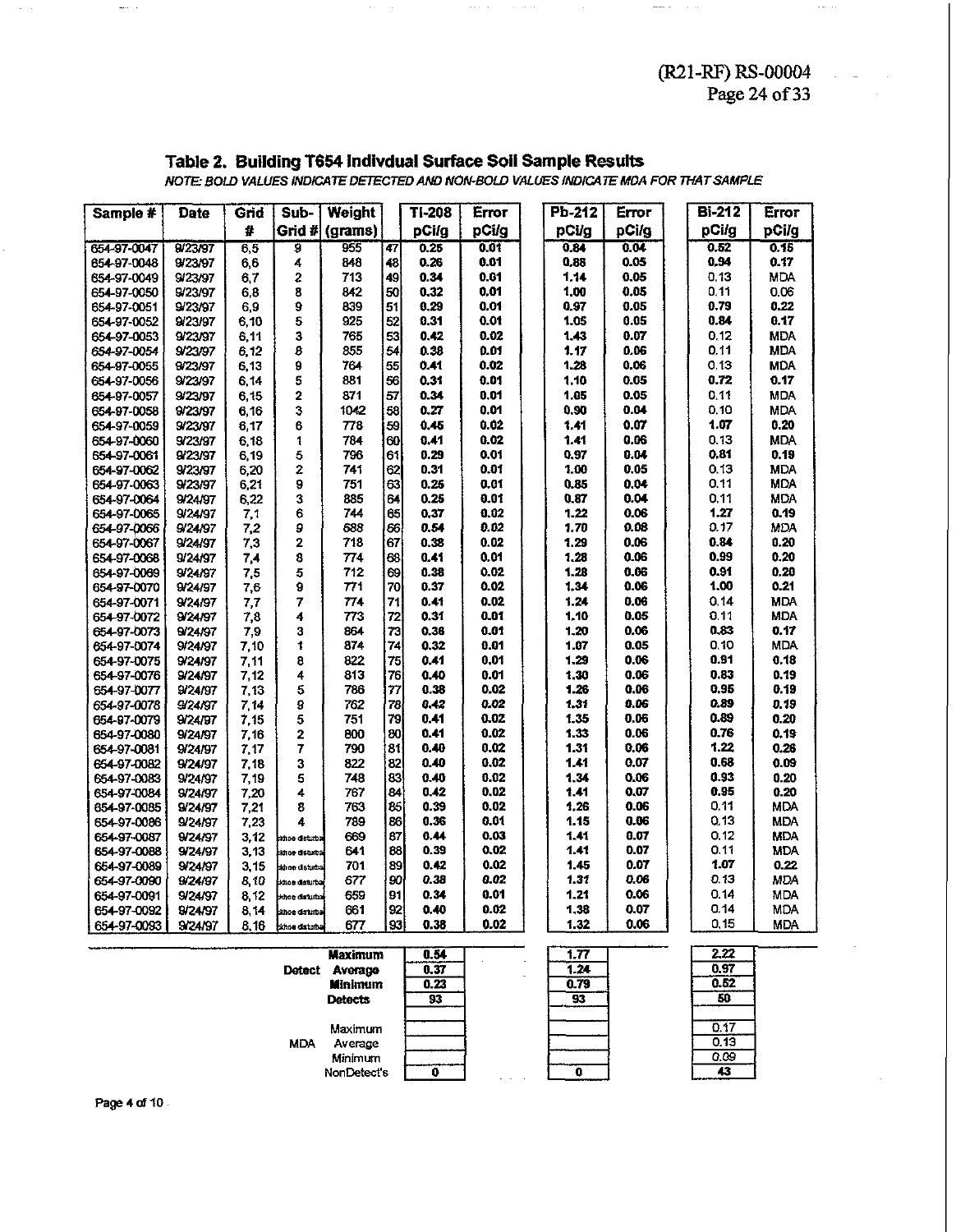## Table 2. Building T654 Indivdual Surface Soil Sample Results

*NOTE: BOLD VALUES INDICATE DETECTED AND NON-BOLD VALUES INDICATE MDA FOR THAT SAMPLE*

| Sample # | Date | Grid # | Sub-Grid # | Weight (grams) | | Tl-208 pCi/g | Error pCi/g | Pb-212 pCi/g | Error pCi/g | Bi-212 pCi/g | Error pCi/g |
|---|---|---|---|---|---|---|---|---|---|---|---|
| 654-97-0047 | 9/23/97 | 6,5 | 9 | 955 | 47 | **0.25** | **0.01** | **0.84** | **0.04** | **0.52** | **0.15** |
| 654-97-0048 | 9/23/97 | 6,6 | 4 | 848 | 48 | **0.26** | **0.01** | **0.88** | **0.05** | **0.94** | **0.17** |
| 654-97-0049 | 9/23/97 | 6,7 | 2 | 713 | 49 | **0.34** | **0.01** | **1.14** | **0.05** | 0.13 | MDA |
| 654-97-0050 | 9/23/97 | 6,8 | 8 | 842 | 50 | **0.32** | **0.01** | **1.00** | **0.05** | 0.11 | 0.06 |
| 654-97-0051 | 9/23/97 | 6,9 | 9 | 839 | 51 | **0.29** | **0.01** | **0.97** | **0.05** | **0.79** | **0.22** |
| 654-97-0052 | 9/23/97 | 6,10 | 5 | 925 | 52 | **0.31** | **0.01** | **1.05** | **0.05** | **0.84** | **0.17** |
| 654-97-0053 | 9/23/97 | 6,11 | 3 | 765 | 53 | **0.42** | **0.02** | **1.43** | **0.07** | 0.12 | MDA |
| 654-97-0054 | 9/23/97 | 6,12 | 8 | 855 | 54 | **0.38** | **0.01** | **1.17** | **0.06** | 0.11 | MDA |
| 654-97-0055 | 9/23/97 | 6,13 | 9 | 764 | 55 | **0.41** | **0.02** | **1.28** | **0.06** | 0.13 | MDA |
| 654-97-0056 | 9/23/97 | 6,14 | 5 | 881 | 56 | **0.31** | **0.01** | **1.10** | **0.05** | **0.72** | **0.17** |
| 654-97-0057 | 9/23/97 | 6,15 | 2 | 871 | 57 | **0.34** | **0.01** | **1.05** | **0.05** | 0.11 | MDA |
| 654-97-0058 | 9/23/97 | 6,16 | 3 | 1042 | 58 | **0.27** | **0.01** | **0.90** | **0.04** | 0.10 | MDA |
| 654-97-0059 | 9/23/97 | 6,17 | 6 | 778 | 59 | **0.45** | **0.02** | **1.41** | **0.07** | **1.07** | **0.20** |
| 654-97-0060 | 9/23/97 | 6,18 | 1 | 784 | 60 | **0.41** | **0.02** | **1.41** | **0.06** | 0.13 | MDA |
| 654-97-0061 | 9/23/97 | 6,19 | 5 | 796 | 61 | **0.29** | **0.01** | **0.97** | **0.04** | **0.81** | **0.19** |
| 654-97-0062 | 9/23/97 | 6,20 | 2 | 741 | 62 | **0.31** | **0.01** | **1.00** | **0.05** | 0.13 | MDA |
| 654-97-0063 | 9/23/97 | 6,21 | 9 | 751 | 63 | **0.25** | **0.01** | **0.85** | **0.04** | 0.11 | MDA |
| 654-97-0064 | 9/24/97 | 6,22 | 3 | 885 | 64 | **0.25** | **0.01** | **0.87** | **0.04** | 0.11 | MDA |
| 654-97-0065 | 9/24/97 | 7,1 | 6 | 744 | 65 | **0.37** | **0.02** | **1.22** | **0.06** | **1.27** | **0.19** |
| 654-97-0066 | 9/24/97 | 7,2 | 9 | 588 | 66 | **0.54** | **0.02** | **1.70** | **0.08** | 0.17 | MDA |
| 654-97-0067 | 9/24/97 | 7,3 | 2 | 718 | 67 | **0.38** | **0.02** | **1.29** | **0.06** | **0.84** | **0.20** |
| 654-97-0068 | 9/24/97 | 7,4 | 8 | 774 | 68 | **0.41** | **0.01** | **1.28** | **0.06** | **0.99** | **0.20** |
| 654-97-0069 | 9/24/97 | 7,5 | 5 | 712 | 69 | **0.38** | **0.02** | **1.28** | **0.06** | **0.91** | **0.20** |
| 654-97-0070 | 9/24/97 | 7,6 | 9 | 771 | 70 | **0.37** | **0.02** | **1.34** | **0.06** | **1.00** | **0.21** |
| 654-97-0071 | 9/24/97 | 7,7 | 7 | 774 | 71 | **0.41** | **0.02** | **1.24** | **0.06** | 0.14 | MDA |
| 654-97-0072 | 9/24/97 | 7,8 | 4 | 773 | 72 | **0.31** | **0.01** | **1.10** | **0.05** | 0.11 | MDA |
| 654-97-0073 | 9/24/97 | 7,9 | 3 | 864 | 73 | **0.36** | **0.01** | **1.20** | **0.06** | **0.83** | **0.17** |
| 654-97-0074 | 9/24/97 | 7,10 | 1 | 874 | 74 | **0.32** | **0.01** | **1.07** | **0.05** | 0.10 | MDA |
| 654-97-0075 | 9/24/97 | 7,11 | 8 | 822 | 75 | **0.41** | **0.01** | **1.29** | **0.06** | **0.91** | **0.18** |
| 654-97-0076 | 9/24/97 | 7,12 | 4 | 813 | 76 | **0.40** | **0.01** | **1.30** | **0.06** | **0.83** | **0.19** |
| 654-97-0077 | 9/24/97 | 7,13 | 5 | 786 | 77 | **0.38** | **0.02** | **1.26** | **0.06** | **0.95** | **0.19** |
| 654-97-0078 | 9/24/97 | 7,14 | 9 | 762 | 78 | **0.42** | **0.02** | **1.31** | **0.06** | **0.89** | **0.19** |
| 654-97-0079 | 9/24/97 | 7,15 | 5 | 751 | 79 | **0.41** | **0.02** | **1.35** | **0.06** | **0.89** | **0.20** |
| 654-97-0080 | 9/24/97 | 7,16 | 2 | 800 | 80 | **0.41** | **0.02** | **1.33** | **0.06** | **0.76** | **0.19** |
| 654-97-0081 | 9/24/97 | 7,17 | 7 | 790 | 81 | **0.40** | **0.02** | **1.31** | **0.06** | **1.22** | **0.26** |
| 654-97-0082 | 9/24/97 | 7,18 | 3 | 822 | 82 | **0.40** | **0.02** | **1.41** | **0.07** | **0.68** | **0.09** |
| 654-97-0083 | 9/24/97 | 7,19 | 5 | 748 | 83 | **0.40** | **0.02** | **1.34** | **0.06** | **0.93** | **0.20** |
| 654-97-0084 | 9/24/97 | 7,20 | 4 | 767 | 84 | **0.42** | **0.02** | **1.41** | **0.07** | **0.95** | **0.20** |
| 654-97-0085 | 9/24/97 | 7,21 | 8 | 763 | 85 | **0.39** | **0.02** | **1.26** | **0.06** | 0.11 | MDA |
| 654-97-0086 | 9/24/97 | 7,23 | 4 | 789 | 86 | **0.36** | **0.01** | **1.15** | **0.06** | 0.13 | MDA |
| 654-97-0087 | 9/24/97 | 3,12 | khoe disturba | 669 | 87 | **0.44** | **0.03** | **1.41** | **0.07** | 0.12 | MDA |
| 654-97-0088 | 9/24/97 | 3,13 | khoe disturba | 641 | 88 | **0.39** | **0.02** | **1.41** | **0.07** | 0.11 | MDA |
| 654-97-0089 | 9/24/97 | 3,15 | khoe disturba | 701 | 89 | **0.42** | **0.02** | **1.45** | **0.07** | **1.07** | **0.22** |
| 654-97-0090 | 9/24/97 | 8,10 | khoe disturba | 677 | 90 | **0.38** | **0.02** | **1.31** | **0.06** | 0.13 | MDA |
| 654-97-0091 | 9/24/97 | 8,12 | khoe disturba | 659 | 91 | **0.34** | **0.01** | **1.21** | **0.06** | 0.14 | MDA |
| 654-97-0092 | 9/24/97 | 8,14 | khoe disturba | 661 | 92 | **0.40** | **0.02** | **1.38** | **0.07** | 0.14 | MDA |
| 654-97-0093 | 9/24/97 | 8,16 | khoe disturba | 677 | 93 | **0.38** | **0.02** | **1.32** | **0.06** | 0.15 | MDA |

| | | Tl-208 | Pb-212 | Bi-212 |
|---|---|---|---|---|
| **Detect** | **Maximum** | **0.54** | **1.77** | **2.22** |
| | **Average** | **0.37** | **1.24** | **0.97** |
| | **Minimum** | **0.23** | **0.79** | **0.52** |
| | **Detects** | **93** | **93** | **50** |
| MDA | Maximum | | | 0.17 |
| | Average | | | 0.13 |
| | Minimum | | | 0.09 |
| | NonDetect's | 0 | 0 | 43 |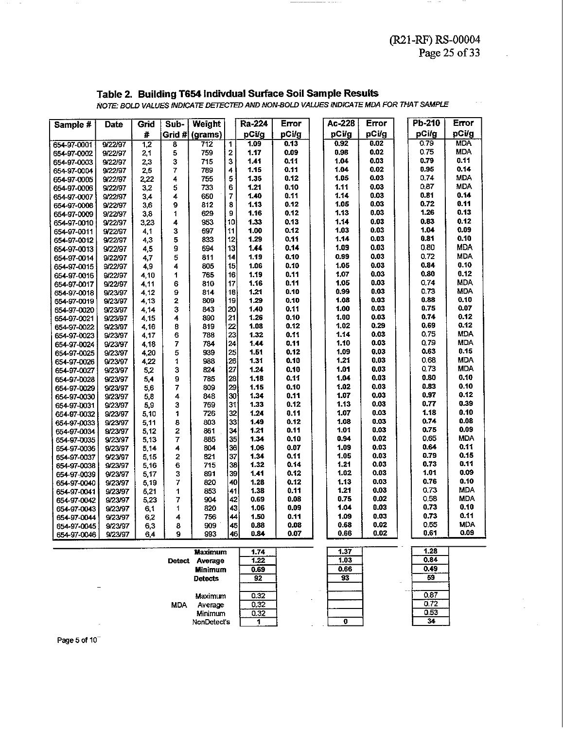## Table 2. Building T654 Indivdual Surface Soil Sample Results

*NOTE: BOLD VALUES INDICATE DETECTED AND NON-BOLD VALUES INDICATE MDA FOR THAT SAMPLE*

| Sample # | Date | Grid # | Sub-Grid # | Weight (grams) | | Ra-224 pCi/g | Error pCi/g | Ac-228 pCi/g | Error pCi/g | Pb-210 pCi/g | Error pCi/g |
|---|---|---|---|---|---|---|---|---|---|---|---|
| 654-97-0001 | 9/22/97 | 1,2 | 8 | 712 | 1 | **1.09** | 0.13 | **0.92** | 0.02 | 0.79 | MDA |
| 654-97-0002 | 9/22/97 | 2,1 | 5 | 759 | 2 | **1.17** | 0.09 | **0.98** | 0.02 | 0.75 | MDA |
| 654-97-0003 | 9/22/97 | 2,3 | 3 | 715 | 3 | **1.41** | 0.11 | **1.04** | 0.03 | **0.79** | 0.11 |
| 654-97-0004 | 9/22/97 | 2,5 | 7 | 789 | 4 | **1.15** | 0.11 | **1.04** | 0.02 | **0.95** | 0.14 |
| 654-97-0005 | 9/22/97 | 2,22 | 4 | 755 | 5 | **1.35** | 0.12 | **1.05** | 0.03 | 0.74 | MDA |
| 654-97-0006 | 9/22/97 | 3,2 | 5 | 733 | 6 | **1.21** | 0.10 | **1.11** | 0.03 | 0.87 | MDA |
| 654-97-0007 | 9/22/97 | 3,4 | 4 | 650 | 7 | **1.40** | 0.11 | **1.14** | 0.03 | **0.81** | 0.14 |
| 654-97-0008 | 9/22/97 | 3,6 | 9 | 812 | 8 | **1.13** | 0.12 | **1.05** | 0.03 | **0.72** | 0.11 |
| 654-97-0009 | 9/22/97 | 3,8 | 1 | 629 | 9 | **1.16** | 0.12 | **1.13** | 0.03 | **1.26** | 0.13 |
| 654-97-0010 | 9/22/97 | 3,23 | 4 | 953 | 10 | **1.33** | 0.13 | **1.14** | 0.03 | **0.83** | 0.12 |
| 654-97-0011 | 9/22/97 | 4,1 | 3 | 697 | 11 | **1.00** | 0.12 | **1.03** | 0.03 | **1.04** | 0.09 |
| 654-97-0012 | 9/22/97 | 4,3 | 5 | 833 | 12 | **1.29** | 0.11 | **1.14** | 0.03 | **0.81** | 0.10 |
| 654-97-0013 | 9/22/97 | 4,5 | 9 | 694 | 13 | **1.44** | 0.14 | **1.09** | 0.03 | 0.80 | MDA |
| 654-97-0014 | 9/22/97 | 4,7 | 5 | 811 | 14 | **1.19** | 0.10 | **0.99** | 0.03 | 0.72 | MDA |
| 654-97-0015 | 9/22/97 | 4,9 | 4 | 805 | 15 | **1.06** | 0.10 | **1.05** | 0.03 | **0.84** | 0.10 |
| 654-97-0016 | 9/22/97 | 4,10 | 1 | 765 | 16 | **1.19** | 0.11 | **1.07** | 0.03 | **0.80** | 0.12 |
| 654-97-0017 | 9/22/97 | 4,11 | 6 | 810 | 17 | **1.16** | 0.11 | **1.05** | 0.03 | 0.74 | MDA |
| 654-97-0018 | 9/23/97 | 4,12 | 9 | 814 | 18 | **1.21** | 0.10 | **0.99** | 0.03 | 0.73 | MDA |
| 654-97-0019 | 9/23/97 | 4,13 | 2 | 809 | 19 | **1.29** | 0.10 | **1.08** | 0.03 | **0.88** | 0.10 |
| 654-97-0020 | 9/23/97 | 4,14 | 3 | 843 | 20 | **1.40** | 0.11 | **1.00** | 0.03 | **0.75** | 0.07 |
| 654-97-0021 | 9/23/97 | 4,15 | 4 | 890 | 21 | **1.26** | 0.10 | **1.00** | 0.03 | **0.74** | 0.12 |
| 654-97-0022 | 9/23/97 | 4,16 | 8 | 819 | 22 | **1.08** | 0.12 | **1.02** | 0.29 | **0.69** | 0.12 |
| 654-97-0023 | 9/23/97 | 4,17 | 6 | 788 | 23 | **1.32** | 0.11 | **1.14** | 0.03 | 0.75 | MDA |
| 654-97-0024 | 9/23/97 | 4,18 | 7 | 784 | 24 | **1.44** | 0.11 | **1.10** | 0.03 | 0.79 | MDA |
| 654-97-0025 | 9/23/97 | 4,20 | 5 | 939 | 25 | **1.51** | 0.12 | **1.09** | 0.03 | **0.63** | 0.15 |
| 654-97-0026 | 9/23/97 | 4,22 | 1 | 988 | 26 | **1.31** | 0.10 | **1.21** | 0.03 | 0.68 | MDA |
| 654-97-0027 | 9/23/97 | 5,2 | 3 | 824 | 27 | **1.24** | 0.10 | **1.01** | 0.03 | 0.73 | MDA |
| 654-97-0028 | 9/23/97 | 5,4 | 9 | 785 | 28 | **1.18** | 0.11 | **1.04** | 0.03 | **0.80** | 0.10 |
| 654-97-0029 | 9/23/97 | 5,6 | 7 | 809 | 29 | **1.15** | 0.10 | **1.02** | 0.03 | **0.83** | 0.10 |
| 654-97-0030 | 9/23/97 | 5,8 | 4 | 848 | 30 | **1.34** | 0.11 | **1.07** | 0.03 | **0.97** | 0.12 |
| 654-97-0031 | 9/23/97 | 5,9 | 3 | 769 | 31 | **1.33** | 0.12 | **1.13** | 0.03 | **0.77** | 0.39 |
| 654-97-0032 | 9/23/97 | 5,10 | 1 | 726 | 32 | **1.24** | 0.11 | **1.07** | 0.03 | **1.18** | 0.10 |
| 654-97-0033 | 9/23/97 | 5,11 | 8 | 803 | 33 | **1.49** | 0.12 | **1.08** | 0.03 | **0.74** | 0.08 |
| 654-97-0034 | 9/23/97 | 5,12 | 2 | 861 | 34 | **1.21** | 0.11 | **1.01** | 0.03 | **0.75** | 0.09 |
| 654-97-0035 | 9/23/97 | 5,13 | 7 | 885 | 35 | **1.34** | 0.10 | **0.94** | 0.02 | 0.65 | MDA |
| 654-97-0036 | 9/23/97 | 5,14 | 4 | 804 | 36 | **1.06** | 0.07 | **1.09** | 0.03 | **0.64** | 0.11 |
| 654-97-0037 | 9/23/97 | 5,15 | 2 | 821 | 37 | **1.34** | 0.11 | **1.05** | 0.03 | **0.79** | 0.15 |
| 654-97-0038 | 9/23/97 | 5,16 | 6 | 715 | 38 | **1.32** | 0.14 | **1.21** | 0.03 | **0.73** | 0.11 |
| 654-97-0039 | 9/23/97 | 5,17 | 3 | 891 | 39 | **1.41** | 0.12 | **1.02** | 0.03 | **1.01** | 0.09 |
| 654-97-0040 | 9/23/97 | 5,19 | 7 | 820 | 40 | **1.28** | 0.12 | **1.13** | 0.03 | **0.76** | 0.10 |
| 654-97-0041 | 9/23/97 | 5,21 | 1 | 853 | 41 | **1.38** | 0.11 | **1.21** | 0.03 | 0.73 | MDA |
| 654-97-0042 | 9/23/97 | 5,23 | 7 | 904 | 42 | **0.69** | 0.08 | **0.75** | 0.02 | 0.58 | MDA |
| 654-97-0043 | 9/23/97 | 6,1 | 1 | 820 | 43 | **1.06** | 0.09 | **1.04** | 0.03 | **0.73** | 0.10 |
| 654-97-0044 | 9/23/97 | 6,2 | 4 | 756 | 44 | **1.50** | 0.11 | **1.09** | 0.03 | **0.73** | 0.11 |
| 654-97-0045 | 9/23/97 | 6,3 | 8 | 909 | 45 | **0.88** | 0.08 | **0.68** | 0.02 | 0.55 | MDA |
| 654-97-0046 | 9/23/97 | 6,4 | 9 | 993 | 46 | **0.84** | 0.07 | **0.66** | 0.02 | **0.61** | 0.09 |

| | | Ra-224 | Ac-228 | Pb-210 |
|---|---|---|---|---|
| Detect | Maximum | 1.74 | 1.37 | 1.28 |
| | Average | 1.22 | 1.03 | 0.84 |
| | Minimum | 0.69 | 0.66 | 0.49 |
| | Detects | 92 | 93 | 59 |
| MDA | Maximum | 0.32 | | 0.87 |
| | Average | 0.32 | | 0.72 |
| | Minimum | 0.32 | | 0.53 |
| | NonDetect's | 1 | 0 | 34 |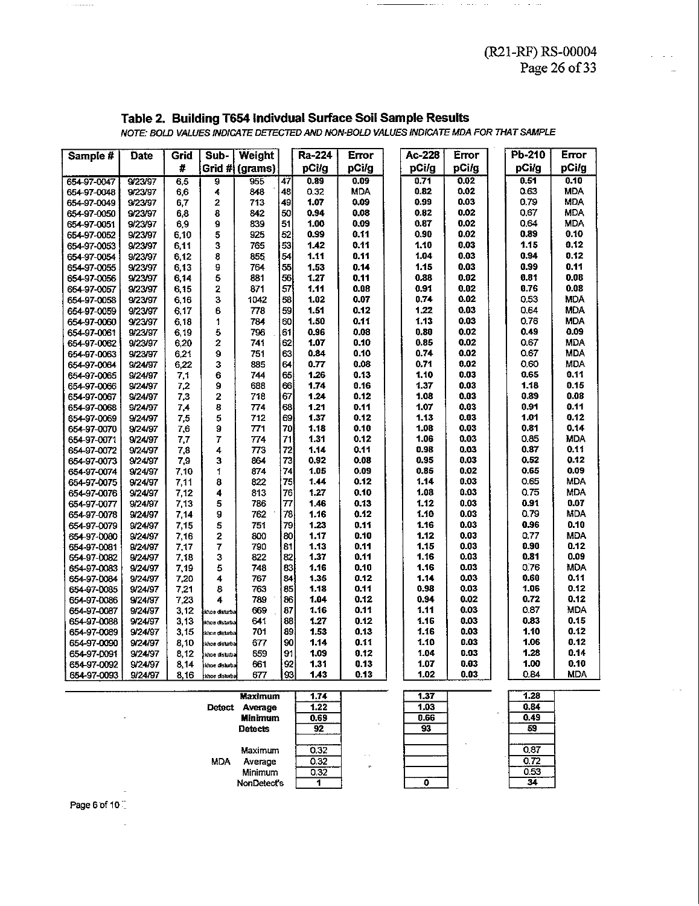## Table 2. Building T654 Indivdual Surface Soil Sample Results

*NOTE: BOLD VALUES INDICATE DETECTED AND NON-BOLD VALUES INDICATE MDA FOR THAT SAMPLE*

| Sample # | Date | Grid # | Sub-Grid # | Weight (grams) | | Ra-224 pCi/g | Error pCi/g | Ac-228 pCi/g | Error pCi/g | Pb-210 pCi/g | Error pCi/g |
|---|---|---|---|---|---|---|---|---|---|---|---|
| 654-97-0047 | 9/23/97 | 6,5 | 9 | 955 | 47 | **0.89** | **0.09** | **0.71** | **0.02** | **0.51** | **0.10** |
| 654-97-0048 | 9/23/97 | 6,6 | 4 | 848 | 48 | 0.32 | MDA | **0.82** | **0.02** | 0.63 | MDA |
| 654-97-0049 | 9/23/97 | 6,7 | 2 | 713 | 49 | **1.07** | **0.09** | **0.99** | **0.03** | 0.79 | MDA |
| 654-97-0050 | 9/23/97 | 6,8 | 8 | 842 | 50 | **0.94** | **0.08** | **0.82** | **0.02** | 0.67 | MDA |
| 654-97-0051 | 9/23/97 | 6,9 | 9 | 839 | 51 | **1.00** | **0.09** | **0.87** | **0.02** | 0.64 | MDA |
| 654-97-0052 | 9/23/97 | 6,10 | 5 | 925 | 52 | **0.99** | **0.11** | **0.90** | **0.02** | **0.89** | **0.10** |
| 654-97-0053 | 9/23/97 | 6,11 | 3 | 765 | 53 | **1.42** | **0.11** | **1.10** | **0.03** | **1.15** | **0.12** |
| 654-97-0054 | 9/23/97 | 6,12 | 8 | 855 | 54 | **1.11** | **0.11** | **1.04** | **0.03** | **0.94** | **0.12** |
| 654-97-0055 | 9/23/97 | 6,13 | 9 | 764 | 55 | **1.53** | **0.14** | **1.15** | **0.03** | **0.99** | **0.11** |
| 654-97-0056 | 9/23/97 | 6,14 | 5 | 881 | 56 | **1.27** | **0.11** | **0.88** | **0.02** | **0.81** | **0.08** |
| 654-97-0057 | 9/23/97 | 6,15 | 2 | 871 | 57 | **1.11** | **0.08** | **0.91** | **0.02** | **0.76** | **0.08** |
| 654-97-0058 | 9/23/97 | 6,16 | 3 | 1042 | 58 | **1.02** | **0.07** | **0.74** | **0.02** | 0.53 | MDA |
| 654-97-0059 | 9/23/97 | 6,17 | 6 | 778 | 59 | **1.51** | **0.12** | **1.22** | **0.03** | 0.64 | MDA |
| 654-97-0060 | 9/23/97 | 6,18 | 1 | 784 | 60 | **1.50** | **0.11** | **1.13** | **0.03** | 0.76 | MDA |
| 654-97-0061 | 9/23/97 | 6,19 | 5 | 796 | 61 | **0.96** | **0.08** | **0.80** | **0.02** | **0.49** | **0.09** |
| 654-97-0062 | 9/23/97 | 6,20 | 2 | 741 | 62 | **1.07** | **0.10** | **0.85** | **0.02** | 0.67 | MDA |
| 654-97-0063 | 9/23/97 | 6,21 | 9 | 751 | 63 | **0.84** | **0.10** | **0.74** | **0.02** | 0.67 | MDA |
| 654-97-0064 | 9/24/97 | 6,22 | 3 | 885 | 64 | **0.77** | **0.08** | **0.71** | **0.02** | 0.60 | MDA |
| 654-97-0065 | 9/24/97 | 7,1 | 6 | 744 | 65 | **1.26** | **0.13** | **1.10** | **0.03** | **0.65** | **0.11** |
| 654-97-0066 | 9/24/97 | 7,2 | 9 | 688 | 66 | **1.74** | **0.16** | **1.37** | **0.03** | **1.18** | **0.15** |
| 654-97-0067 | 9/24/97 | 7,3 | 2 | 718 | 67 | **1.24** | **0.12** | **1.08** | **0.03** | **0.89** | **0.08** |
| 654-97-0068 | 9/24/97 | 7,4 | 8 | 774 | 68 | **1.21** | **0.11** | **1.07** | **0.03** | **0.91** | **0.11** |
| 654-97-0069 | 9/24/97 | 7,5 | 5 | 712 | 69 | **1.37** | **0.12** | **1.13** | **0.03** | **1.01** | **0.12** |
| 654-97-0070 | 9/24/97 | 7,6 | 9 | 771 | 70 | **1.18** | **0.10** | **1.08** | **0.03** | **0.81** | **0.14** |
| 654-97-0071 | 9/24/97 | 7,7 | 7 | 774 | 71 | **1.31** | **0.12** | **1.06** | **0.03** | 0.85 | MDA |
| 654-97-0072 | 9/24/97 | 7,8 | 4 | 773 | 72 | **1.14** | **0.11** | **0.98** | **0.03** | **0.87** | **0.11** |
| 654-97-0073 | 9/24/97 | 7,9 | 3 | 864 | 73 | **0.92** | **0.08** | **0.95** | **0.03** | **0.52** | **0.12** |
| 654-97-0074 | 9/24/97 | 7,10 | 1 | 874 | 74 | **1.05** | **0.09** | **0.85** | **0.02** | **0.65** | **0.09** |
| 654-97-0075 | 9/24/97 | 7,11 | 8 | 822 | 75 | **1.44** | **0.12** | **1.14** | **0.03** | 0.65 | MDA |
| 654-97-0076 | 9/24/97 | 7,12 | 4 | 813 | 76 | **1.27** | **0.10** | **1.08** | **0.03** | 0.75 | MDA |
| 654-97-0077 | 9/24/97 | 7,13 | 5 | 786 | 77 | **1.46** | **0.13** | **1.12** | **0.03** | **0.91** | **0.07** |
| 654-97-0078 | 9/24/97 | 7,14 | 9 | 762 | 78 | **1.16** | **0.12** | **1.10** | **0.03** | 0.79 | MDA |
| 654-97-0079 | 9/24/97 | 7,15 | 5 | 751 | 79 | **1.23** | **0.11** | **1.16** | **0.03** | **0.96** | **0.10** |
| 654-97-0080 | 9/24/97 | 7,16 | 2 | 800 | 80 | **1.17** | **0.10** | **1.12** | **0.03** | 0.77 | MDA |
| 654-97-0081 | 9/24/97 | 7,17 | 7 | 790 | 81 | **1.13** | **0.11** | **1.15** | **0.03** | **0.90** | **0.12** |
| 654-97-0082 | 9/24/97 | 7,18 | 3 | 822 | 82 | **1.37** | **0.11** | **1.16** | **0.03** | **0.81** | **0.09** |
| 654-97-0083 | 9/24/97 | 7,19 | 5 | 748 | 83 | **1.16** | **0.10** | **1.16** | **0.03** | 0.76 | MDA |
| 654-97-0084 | 9/24/97 | 7,20 | 4 | 767 | 84 | **1.35** | **0.12** | **1.14** | **0.03** | **0.60** | **0.11** |
| 654-97-0085 | 9/24/97 | 7,21 | 8 | 763 | 85 | **1.18** | **0.11** | **0.98** | **0.03** | **1.06** | **0.12** |
| 654-97-0086 | 9/24/97 | 7,23 | 4 | 789 | 86 | **1.04** | **0.12** | **0.94** | **0.02** | **0.72** | **0.12** |
| 654-97-0087 | 9/24/97 | 3,12 | ckhoe disturba | 669 | 87 | **1.16** | **0.11** | **1.11** | **0.03** | 0.87 | MDA |
| 654-97-0088 | 9/24/97 | 3,13 | ckhoe disturba | 641 | 88 | **1.27** | **0.12** | **1.16** | **0.03** | **0.83** | **0.15** |
| 654-97-0089 | 9/24/97 | 3,15 | ckhoe disturba | 701 | 89 | **1.53** | **0.13** | **1.16** | **0.03** | **1.10** | **0.12** |
| 654-97-0090 | 9/24/97 | 8,10 | ckhoe disturba | 677 | 90 | **1.14** | **0.11** | **1.10** | **0.03** | **1.06** | **0.12** |
| 654-97-0091 | 9/24/97 | 8,12 | ckhoe disturba | 659 | 91 | **1.09** | **0.12** | **1.04** | **0.03** | **1.28** | **0.14** |
| 654-97-0092 | 9/24/97 | 8,14 | ckhoe disturba | 661 | 92 | **1.31** | **0.13** | **1.07** | **0.03** | **1.00** | **0.10** |
| 654-97-0093 | 9/24/97 | 8,16 | ckhoe disturba | 677 | 93 | **1.43** | **0.13** | **1.02** | **0.03** | 0.84 | MDA |

| | | Ra-224 | Ac-228 | Pb-210 |
|---|---|---|---|---|
| Detect | **Maximum** | **1.74** | **1.37** | **1.28** |
| | **Average** | **1.22** | **1.03** | **0.84** |
| | **Minimum** | **0.69** | **0.66** | **0.49** |
| | **Detects** | **92** | **93** | **59** |
| MDA | Maximum | 0.32 | | 0.87 |
| | Average | 0.32 | | 0.72 |
| | Minimum | 0.32 | | 0.53 |
| | NonDetect's | 1 | 0 | 34 |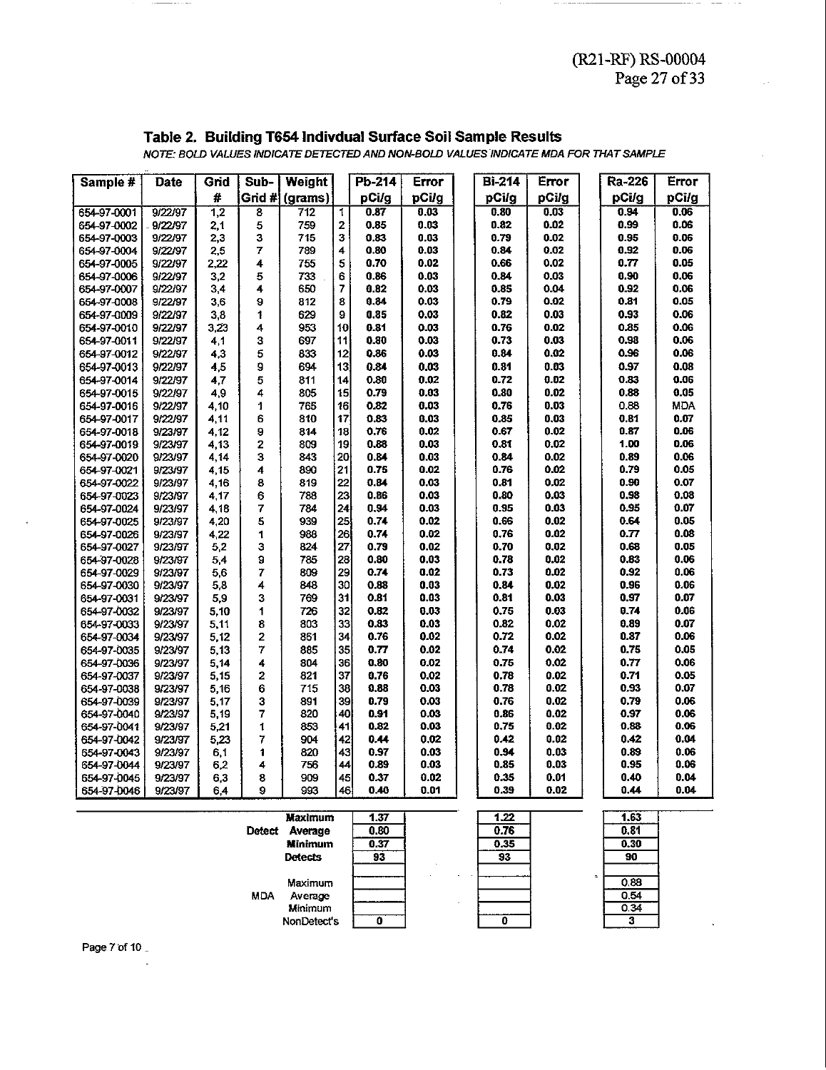## Table 2. Building T654 Indivdual Surface Soil Sample Results

*NOTE: BOLD VALUES INDICATE DETECTED AND NON-BOLD VALUES INDICATE MDA FOR THAT SAMPLE*

| Sample # | Date | Grid # | Sub-Grid # | Weight (grams) | | Pb-214 pCi/g | Error pCi/g | Bi-214 pCi/g | Error pCi/g | Ra-226 pCi/g | Error pCi/g |
|---|---|---|---|---|---|---|---|---|---|---|---|
| 654-97-0001 | 9/22/97 | 1,2 | 8 | 712 | 1 | **0.87** | **0.03** | **0.80** | **0.03** | **0.94** | **0.06** |
| 654-97-0002 | 9/22/97 | 2,1 | 5 | 759 | 2 | **0.85** | **0.03** | **0.82** | **0.02** | **0.99** | **0.06** |
| 654-97-0003 | 9/22/97 | 2,3 | 3 | 715 | 3 | **0.83** | **0.03** | **0.79** | **0.02** | **0.95** | **0.06** |
| 654-97-0004 | 9/22/97 | 2,5 | 7 | 789 | 4 | **0.80** | **0.03** | **0.84** | **0.02** | **0.92** | **0.06** |
| 654-97-0005 | 9/22/97 | 2,22 | 4 | 755 | 5 | **0.70** | **0.02** | **0.66** | **0.02** | **0.77** | **0.05** |
| 654-97-0006 | 9/22/97 | 3,2 | 5 | 733 | 6 | **0.86** | **0.03** | **0.84** | **0.03** | **0.90** | **0.06** |
| 654-97-0007 | 9/22/97 | 3,4 | 4 | 650 | 7 | **0.82** | **0.03** | **0.85** | **0.04** | **0.92** | **0.06** |
| 654-97-0008 | 9/22/97 | 3,6 | 9 | 812 | 8 | **0.84** | **0.03** | **0.79** | **0.02** | **0.81** | **0.05** |
| 654-97-0009 | 9/22/97 | 3,8 | 1 | 629 | 9 | **0.85** | **0.03** | **0.82** | **0.03** | **0.93** | **0.06** |
| 654-97-0010 | 9/22/97 | 3,23 | 4 | 953 | 10 | **0.81** | **0.03** | **0.76** | **0.02** | **0.85** | **0.06** |
| 654-97-0011 | 9/22/97 | 4,1 | 3 | 697 | 11 | **0.80** | **0.03** | **0.73** | **0.03** | **0.98** | **0.06** |
| 654-97-0012 | 9/22/97 | 4,3 | 5 | 833 | 12 | **0.86** | **0.03** | **0.84** | **0.02** | **0.96** | **0.06** |
| 654-97-0013 | 9/22/97 | 4,5 | 9 | 694 | 13 | **0.84** | **0.03** | **0.81** | **0.03** | **0.97** | **0.08** |
| 654-97-0014 | 9/22/97 | 4,7 | 5 | 811 | 14 | **0.80** | **0.02** | **0.72** | **0.02** | **0.83** | **0.06** |
| 654-97-0015 | 9/22/97 | 4,9 | 4 | 805 | 15 | **0.79** | **0.03** | **0.80** | **0.02** | **0.88** | **0.05** |
| 654-97-0016 | 9/22/97 | 4,10 | 1 | 765 | 16 | **0.82** | **0.03** | **0.76** | **0.03** | 0.88 | MDA |
| 654-97-0017 | 9/22/97 | 4,11 | 6 | 810 | 17 | **0.83** | **0.03** | **0.85** | **0.03** | **0.81** | **0.07** |
| 654-97-0018 | 9/23/97 | 4,12 | 9 | 814 | 18 | **0.76** | **0.02** | **0.67** | **0.02** | **0.87** | **0.06** |
| 654-97-0019 | 9/23/97 | 4,13 | 2 | 809 | 19 | **0.88** | **0.03** | **0.81** | **0.02** | **1.00** | **0.06** |
| 654-97-0020 | 9/23/97 | 4,14 | 3 | 843 | 20 | **0.84** | **0.03** | **0.84** | **0.02** | **0.89** | **0.06** |
| 654-97-0021 | 9/23/97 | 4,15 | 4 | 890 | 21 | **0.75** | **0.02** | **0.76** | **0.02** | **0.79** | **0.05** |
| 654-97-0022 | 9/23/97 | 4,16 | 8 | 819 | 22 | **0.84** | **0.03** | **0.81** | **0.02** | **0.90** | **0.07** |
| 654-97-0023 | 9/23/97 | 4,17 | 6 | 788 | 23 | **0.86** | **0.03** | **0.80** | **0.03** | **0.98** | **0.08** |
| 654-97-0024 | 9/23/97 | 4,18 | 7 | 784 | 24 | **0.94** | **0.03** | **0.95** | **0.03** | **0.95** | **0.07** |
| 654-97-0025 | 9/23/97 | 4,20 | 5 | 939 | 25 | **0.74** | **0.02** | **0.66** | **0.02** | **0.64** | **0.05** |
| 654-97-0026 | 9/23/97 | 4,22 | 1 | 988 | 26 | **0.74** | **0.02** | **0.76** | **0.02** | **0.77** | **0.08** |
| 654-97-0027 | 9/23/97 | 5,2 | 3 | 824 | 27 | **0.79** | **0.02** | **0.70** | **0.02** | **0.68** | **0.05** |
| 654-97-0028 | 9/23/97 | 5,4 | 9 | 785 | 28 | **0.80** | **0.03** | **0.78** | **0.02** | **0.83** | **0.06** |
| 654-97-0029 | 9/23/97 | 5,6 | 7 | 809 | 29 | **0.74** | **0.02** | **0.73** | **0.02** | **0.92** | **0.06** |
| 654-97-0030 | 9/23/97 | 5,8 | 4 | 848 | 30 | **0.88** | **0.03** | **0.84** | **0.02** | **0.96** | **0.06** |
| 654-97-0031 | 9/23/97 | 5,9 | 3 | 769 | 31 | **0.81** | **0.03** | **0.81** | **0.03** | **0.97** | **0.07** |
| 654-97-0032 | 9/23/97 | 5,10 | 1 | 726 | 32 | **0.82** | **0.03** | **0.75** | **0.03** | **0.74** | **0.06** |
| 654-97-0033 | 9/23/97 | 5,11 | 8 | 803 | 33 | **0.83** | **0.03** | **0.82** | **0.02** | **0.89** | **0.07** |
| 654-97-0034 | 9/23/97 | 5,12 | 2 | 861 | 34 | **0.76** | **0.02** | **0.72** | **0.02** | **0.87** | **0.06** |
| 654-97-0035 | 9/23/97 | 5,13 | 7 | 885 | 35 | **0.77** | **0.02** | **0.74** | **0.02** | **0.75** | **0.05** |
| 654-97-0036 | 9/23/97 | 5,14 | 4 | 804 | 36 | **0.80** | **0.02** | **0.75** | **0.02** | **0.77** | **0.06** |
| 654-97-0037 | 9/23/97 | 5,15 | 2 | 821 | 37 | **0.76** | **0.02** | **0.78** | **0.02** | **0.71** | **0.05** |
| 654-97-0038 | 9/23/97 | 5,16 | 6 | 715 | 38 | **0.88** | **0.03** | **0.78** | **0.02** | **0.93** | **0.07** |
| 654-97-0039 | 9/23/97 | 5,17 | 3 | 891 | 39 | **0.79** | **0.03** | **0.76** | **0.02** | **0.79** | **0.06** |
| 654-97-0040 | 9/23/97 | 5,19 | 7 | 820 | 40 | **0.91** | **0.03** | **0.86** | **0.02** | **0.97** | **0.06** |
| 654-97-0041 | 9/23/97 | 5,21 | 1 | 853 | 41 | **0.82** | **0.03** | **0.75** | **0.02** | **0.88** | **0.06** |
| 654-97-0042 | 9/23/97 | 5,23 | 7 | 904 | 42 | **0.44** | **0.02** | **0.42** | **0.02** | **0.42** | **0.04** |
| 654-97-0043 | 9/23/97 | 6,1 | 1 | 820 | 43 | **0.97** | **0.03** | **0.94** | **0.03** | **0.89** | **0.06** |
| 654-97-0044 | 9/23/97 | 6,2 | 4 | 756 | 44 | **0.89** | **0.03** | **0.85** | **0.03** | **0.95** | **0.06** |
| 654-97-0045 | 9/23/97 | 6,3 | 8 | 909 | 45 | **0.37** | **0.02** | **0.35** | **0.01** | **0.40** | **0.04** |
| 654-97-0046 | 9/23/97 | 6,4 | 9 | 993 | 46 | **0.40** | **0.01** | **0.39** | **0.02** | **0.44** | **0.04** |

| | | Pb-214 | Bi-214 | Ra-226 |
|---|---|---|---|---|
| Detect | Maximum | 1.37 | 1.22 | 1.63 |
| | Average | 0.80 | 0.76 | 0.81 |
| | Minimum | 0.37 | 0.35 | 0.30 |
| | Detects | 93 | 93 | 90 |
| MDA | Maximum | | | 0.88 |
| | Average | | | 0.54 |
| | Minimum | | | 0.34 |
| | NonDetect's | 0 | 0 | 3 |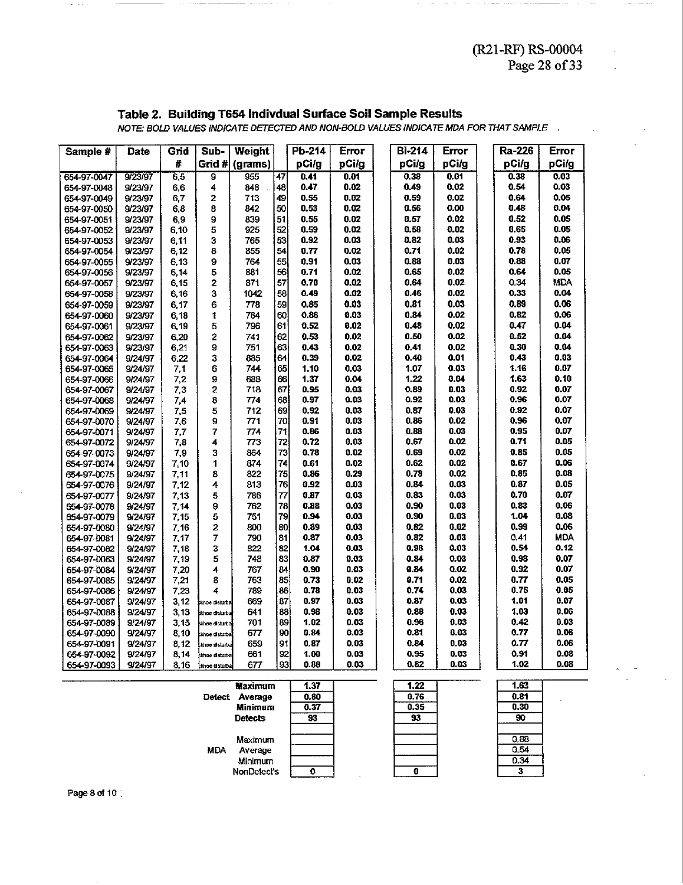## Table 2. Building T654 Indivdual Surface Soil Sample Results

*NOTE: BOLD VALUES INDICATE DETECTED AND NON-BOLD VALUES INDICATE MDA FOR THAT SAMPLE*

| Sample # | Date | Grid # | Sub-Grid # | Weight (grams) | | Pb-214 pCi/g | Error pCi/g | Bi-214 pCi/g | Error pCi/g | Ra-226 pCi/g | Error pCi/g |
|---|---|---|---|---|---|---|---|---|---|---|---|
| 654-97-0047 | 9/23/97 | 6,5 | 9 | 955 | 47 | **0.41** | **0.01** | **0.38** | **0.01** | **0.38** | **0.03** |
| 654-97-0048 | 9/23/97 | 6,6 | 4 | 848 | 48 | **0.47** | **0.02** | **0.49** | **0.02** | **0.54** | **0.03** |
| 654-97-0049 | 9/23/97 | 6,7 | 2 | 713 | 49 | **0.55** | **0.02** | **0.59** | **0.02** | **0.64** | **0.05** |
| 654-97-0050 | 9/23/97 | 6,8 | 8 | 842 | 50 | **0.53** | **0.02** | **0.56** | **0.00** | **0.48** | **0.04** |
| 654-97-0051 | 9/23/97 | 6,9 | 9 | 839 | 51 | **0.55** | **0.02** | **0.57** | **0.02** | **0.52** | **0.05** |
| 654-97-0052 | 9/23/97 | 6,10 | 5 | 925 | 52 | **0.59** | **0.02** | **0.58** | **0.02** | **0.65** | **0.05** |
| 654-97-0053 | 9/23/97 | 6,11 | 3 | 765 | 53 | **0.92** | **0.03** | **0.82** | **0.03** | **0.93** | **0.06** |
| 654-97-0054 | 9/23/97 | 6,12 | 8 | 855 | 54 | **0.77** | **0.02** | **0.71** | **0.02** | **0.78** | **0.05** |
| 654-97-0055 | 9/23/97 | 6,13 | 9 | 764 | 55 | **0.91** | **0.03** | **0.88** | **0.03** | **0.88** | **0.07** |
| 654-97-0056 | 9/23/97 | 6,14 | 5 | 881 | 56 | **0.71** | **0.02** | **0.65** | **0.02** | **0.64** | **0.05** |
| 654-97-0057 | 9/23/97 | 6,15 | 2 | 871 | 57 | **0.70** | **0.02** | **0.64** | **0.02** | 0.34 | MDA |
| 654-97-0058 | 9/23/97 | 6,16 | 3 | 1042 | 58 | **0.49** | **0.02** | **0.46** | **0.02** | **0.33** | **0.04** |
| 654-97-0059 | 9/23/97 | 6,17 | 6 | 778 | 59 | **0.85** | **0.03** | **0.81** | **0.03** | **0.89** | **0.06** |
| 654-97-0060 | 9/23/97 | 6,18 | 1 | 784 | 60 | **0.86** | **0.03** | **0.84** | **0.03** | **0.82** | **0.06** |
| 654-97-0061 | 9/23/97 | 6,19 | 5 | 796 | 61 | **0.52** | **0.02** | **0.48** | **0.02** | **0.47** | **0.04** |
| 654-97-0062 | 9/23/97 | 6,20 | 2 | 741 | 62 | **0.53** | **0.02** | **0.50** | **0.02** | **0.52** | **0.04** |
| 654-97-0063 | 9/23/97 | 6,21 | 9 | 751 | 63 | **0.43** | **0.02** | **0.41** | **0.02** | **0.30** | **0.04** |
| 654-97-0064 | 9/24/97 | 6,22 | 3 | 885 | 64 | **0.39** | **0.02** | **0.40** | **0.01** | **0.43** | **0.03** |
| 654-97-0065 | 9/24/97 | 7,1 | 6 | 744 | 65 | **1.10** | **0.03** | **1.07** | **0.03** | **1.16** | **0.07** |
| 654-97-0066 | 9/24/97 | 7,2 | 9 | 688 | 66 | **1.37** | **0.04** | **1.22** | **0.04** | **1.63** | **0.10** |
| 654-97-0067 | 9/24/97 | 7,3 | 2 | 718 | 67 | **0.95** | **0.03** | **0.89** | **0.03** | **0.92** | **0.07** |
| 654-97-0068 | 9/24/97 | 7,4 | 8 | 774 | 68 | **0.97** | **0.03** | **0.92** | **0.03** | **0.96** | **0.07** |
| 654-97-0069 | 9/24/97 | 7,5 | 5 | 712 | 69 | **0.92** | **0.03** | **0.87** | **0.03** | **0.92** | **0.07** |
| 654-97-0070 | 9/24/97 | 7,6 | 9 | 771 | 70 | **0.91** | **0.03** | **0.86** | **0.02** | **0.96** | **0.07** |
| 654-97-0071 | 9/24/97 | 7,7 | 7 | 774 | 71 | **0.86** | **0.03** | **0.88** | **0.03** | **0.95** | **0.07** |
| 654-97-0072 | 9/24/97 | 7,8 | 4 | 773 | 72 | **0.72** | **0.03** | **0.67** | **0.02** | **0.71** | **0.05** |
| 654-97-0073 | 9/24/97 | 7,9 | 3 | 864 | 73 | **0.78** | **0.02** | **0.69** | **0.02** | **0.85** | **0.05** |
| 654-97-0074 | 9/24/97 | 7,10 | 1 | 874 | 74 | **0.61** | **0.02** | **0.62** | **0.02** | **0.67** | **0.06** |
| 654-97-0075 | 9/24/97 | 7,11 | 8 | 822 | 75 | **0.86** | **0.29** | **0.78** | **0.02** | **0.85** | **0.08** |
| 654-97-0076 | 9/24/97 | 7,12 | 4 | 813 | 76 | **0.92** | **0.03** | **0.84** | **0.03** | **0.87** | **0.05** |
| 654-97-0077 | 9/24/97 | 7,13 | 5 | 786 | 77 | **0.87** | **0.03** | **0.83** | **0.03** | **0.70** | **0.07** |
| 654-97-0078 | 9/24/97 | 7,14 | 9 | 762 | 78 | **0.88** | **0.03** | **0.90** | **0.03** | **0.83** | **0.06** |
| 654-97-0079 | 9/24/97 | 7,15 | 5 | 751 | 79 | **0.94** | **0.03** | **0.90** | **0.03** | **1.04** | **0.08** |
| 654-97-0080 | 9/24/97 | 7,16 | 2 | 800 | 80 | **0.89** | **0.03** | **0.82** | **0.02** | **0.99** | **0.06** |
| 654-97-0081 | 9/24/97 | 7,17 | 7 | 790 | 81 | **0.87** | **0.03** | **0.82** | **0.03** | 0.41 | MDA |
| 654-97-0082 | 9/24/97 | 7,18 | 3 | 822 | 82 | **1.04** | **0.03** | **0.98** | **0.03** | **0.54** | **0.12** |
| 654-97-0083 | 9/24/97 | 7,19 | 5 | 748 | 83 | **0.87** | **0.03** | **0.84** | **0.03** | **0.98** | **0.07** |
| 654-97-0084 | 9/24/97 | 7,20 | 4 | 767 | 84 | **0.90** | **0.03** | **0.84** | **0.02** | **0.92** | **0.07** |
| 654-97-0085 | 9/24/97 | 7,21 | 8 | 763 | 85 | **0.73** | **0.02** | **0.71** | **0.02** | **0.77** | **0.05** |
| 654-97-0086 | 9/24/97 | 7,23 | 4 | 789 | 86 | **0.78** | **0.03** | **0.74** | **0.03** | **0.75** | **0.05** |
| 654-97-0087 | 9/24/97 | 3,12 | ckhoe disturba | 669 | 87 | **0.97** | **0.03** | **0.87** | **0.03** | **1.01** | **0.07** |
| 654-97-0088 | 9/24/97 | 3,13 | ckhoe disturba | 641 | 88 | **0.98** | **0.03** | **0.88** | **0.03** | **1.03** | **0.06** |
| 654-97-0089 | 9/24/97 | 3,15 | ckhoe disturba | 701 | 89 | **1.02** | **0.03** | **0.96** | **0.03** | **0.42** | **0.03** |
| 654-97-0090 | 9/24/97 | 8,10 | ckhoe disturba | 677 | 90 | **0.84** | **0.03** | **0.81** | **0.03** | **0.77** | **0.06** |
| 654-97-0091 | 9/24/97 | 8,12 | ckhoe disturba | 659 | 91 | **0.87** | **0.03** | **0.84** | **0.03** | **0.77** | **0.06** |
| 654-97-0092 | 9/24/97 | 8,14 | ckhoe disturba | 661 | 92 | **1.00** | **0.03** | **0.95** | **0.03** | **0.91** | **0.08** |
| 654-97-0093 | 9/24/97 | 8,16 | ckhoe disturba | 677 | 93 | **0.88** | **0.03** | **0.82** | **0.03** | **1.02** | **0.08** |

| | | Pb-214 | Bi-214 | Ra-226 |
|---|---|---|---|---|
| Detect | Maximum | 1.37 | 1.22 | 1.63 |
| | Average | 0.80 | 0.76 | 0.81 |
| | Minimum | 0.37 | 0.35 | 0.30 |
| | Detects | 93 | 93 | 90 |
| MDA | Maximum | | | 0.88 |
| | Average | | | 0.54 |
| | Minimum | | | 0.34 |
| | NonDetect's | 0 | 0 | 3 |

Page 8 of 10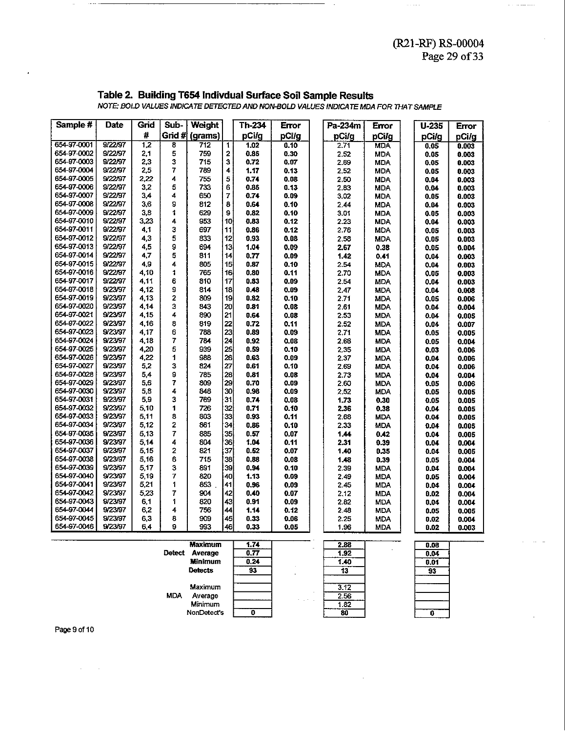## Table 2. Building T654 Indivdual Surface Soil Sample Results

*NOTE: BOLD VALUES INDICATE DETECTED AND NON-BOLD VALUES INDICATE MDA FOR THAT SAMPLE*

| Sample # | Date | Grid # | Sub-Grid # | Weight (grams) | | Th-234 pCi/g | Error pCi/g | Pa-234m pCi/g | Error pCi/g | U-235 pCi/g | Error pCi/g |
|---|---|---|---|---|---|---|---|---|---|---|---|
| 654-97-0001 | 9/22/97 | 1,2 | 8 | 712 | 1 | **1.02** | **0.10** | 2.71 | MDA | **0.05** | **0.003** |
| 654-97-0002 | 9/22/97 | 2,1 | 5 | 759 | 2 | **0.85** | **0.30** | 2.52 | MDA | **0.05** | **0.003** |
| 654-97-0003 | 9/22/97 | 2,3 | 3 | 715 | 3 | **0.72** | **0.07** | 2.69 | MDA | **0.05** | **0.003** |
| 654-97-0004 | 9/22/97 | 2,5 | 7 | 789 | 4 | **1.17** | **0.13** | 2.52 | MDA | **0.05** | **0.003** |
| 654-97-0005 | 9/22/97 | 2,22 | 4 | 755 | 5 | **0.74** | **0.08** | 2.50 | MDA | **0.04** | **0.003** |
| 654-97-0006 | 9/22/97 | 3,2 | 5 | 733 | 6 | **0.85** | **0.13** | 2.83 | MDA | **0.04** | **0.003** |
| 654-97-0007 | 9/22/97 | 3,4 | 4 | 650 | 7 | **0.74** | **0.09** | 3.02 | MDA | **0.05** | **0.003** |
| 654-97-0008 | 9/22/97 | 3,6 | 9 | 812 | 8 | **0.64** | **0.10** | 2.44 | MDA | **0.04** | **0.003** |
| 654-97-0009 | 9/22/97 | 3,8 | 1 | 629 | 9 | **0.82** | **0.10** | 3.01 | MDA | **0.05** | **0.003** |
| 654-97-0010 | 9/22/97 | 3,23 | 4 | 953 | 10 | **0.83** | **0.12** | 2.23 | MDA | **0.04** | **0.003** |
| 654-97-0011 | 9/22/97 | 4,1 | 3 | 697 | 11 | **0.86** | **0.12** | 2.76 | MDA | **0.05** | **0.003** |
| 654-97-0012 | 9/22/97 | 4,3 | 5 | 833 | 12 | **0.93** | **0.08** | 2.58 | MDA | **0.05** | **0.003** |
| 654-97-0013 | 9/22/97 | 4,5 | 9 | 694 | 13 | **1.04** | **0.09** | **2.67** | **0.38** | **0.05** | **0.004** |
| 654-97-0014 | 9/22/97 | 4,7 | 5 | 811 | 14 | **0.77** | **0.09** | **1.42** | **0.41** | **0.04** | **0.003** |
| 654-97-0015 | 9/22/97 | 4,9 | 4 | 805 | 15 | **0.87** | **0.10** | 2.54 | MDA | **0.04** | **0.003** |
| 654-97-0016 | 9/22/97 | 4,10 | 1 | 765 | 16 | **0.80** | **0.11** | 2.70 | MDA | **0.05** | **0.003** |
| 654-97-0017 | 9/22/97 | 4,11 | 6 | 810 | 17 | **0.83** | **0.09** | 2.54 | MDA | **0.04** | **0.003** |
| 654-97-0018 | 9/23/97 | 4,12 | 9 | 814 | 18 | **0.48** | **0.09** | 2.47 | MDA | **0.04** | **0.008** |
| 654-97-0019 | 9/23/97 | 4,13 | 2 | 809 | 19 | **0.82** | **0.10** | 2.71 | MDA | **0.05** | **0.006** |
| 654-97-0020 | 9/23/97 | 4,14 | 3 | 843 | 20 | **0.81** | **0.08** | 2.61 | MDA | **0.04** | **0.004** |
| 654-97-0021 | 9/23/97 | 4,15 | 4 | 890 | 21 | **0.64** | **0.08** | 2.53 | MDA | **0.04** | **0.005** |
| 654-97-0022 | 9/23/97 | 4,16 | 8 | 819 | 22 | **0.72** | **0.11** | 2.52 | MDA | **0.04** | **0.007** |
| 654-97-0023 | 9/23/97 | 4,17 | 6 | 788 | 23 | **0.89** | **0.09** | 2.71 | MDA | **0.05** | **0.005** |
| 654-97-0024 | 9/23/97 | 4,18 | 7 | 784 | 24 | **0.92** | **0.08** | 2.66 | MDA | **0.05** | **0.004** |
| 654-97-0025 | 9/23/97 | 4,20 | 5 | 939 | 25 | **0.59** | **0.10** | 2.35 | MDA | **0.03** | **0.006** |
| 654-97-0026 | 9/23/97 | 4,22 | 1 | 988 | 26 | **0.63** | **0.09** | 2.37 | MDA | **0.04** | **0.006** |
| 654-97-0027 | 9/23/97 | 5,2 | 3 | 824 | 27 | **0.61** | **0.10** | 2.69 | MDA | **0.04** | **0.006** |
| 654-97-0028 | 9/23/97 | 5,4 | 9 | 785 | 28 | **0.81** | **0.08** | 2.73 | MDA | **0.04** | **0.004** |
| 654-97-0029 | 9/23/97 | 5,6 | 7 | 809 | 29 | **0.70** | **0.09** | 2.60 | MDA | **0.05** | **0.006** |
| 654-97-0030 | 9/23/97 | 5,8 | 4 | 848 | 30 | **0.98** | **0.09** | 2.52 | MDA | **0.05** | **0.005** |
| 654-97-0031 | 9/23/97 | 5,9 | 3 | 769 | 31 | **0.74** | **0.08** | **1.73** | **0.30** | **0.05** | **0.005** |
| 654-97-0032 | 9/23/97 | 5,10 | 1 | 726 | 32 | **0.71** | **0.10** | **2.36** | **0.38** | **0.04** | **0.005** |
| 654-97-0033 | 9/23/97 | 5,11 | 8 | 803 | 33 | **0.93** | **0.11** | 2.68 | MDA | **0.04** | **0.005** |
| 654-97-0034 | 9/23/97 | 5,12 | 2 | 861 | 34 | **0.86** | **0.10** | 2.33 | MDA | **0.04** | **0.005** |
| 654-97-0035 | 9/23/97 | 5,13 | 7 | 885 | 35 | **0.57** | **0.07** | **1.44** | **0.42** | **0.04** | **0.005** |
| 654-97-0036 | 9/23/97 | 5,14 | 4 | 804 | 36 | **1.04** | **0.11** | **2.31** | **0.39** | **0.04** | **0.004** |
| 654-97-0037 | 9/23/97 | 5,15 | 2 | 821 | 37 | **0.52** | **0.07** | **1.40** | **0.35** | **0.04** | **0.005** |
| 654-97-0038 | 9/23/97 | 5,16 | 6 | 715 | 38 | **0.88** | **0.08** | **1.48** | **0.39** | **0.05** | **0.004** |
| 654-97-0039 | 9/23/97 | 5,17 | 3 | 891 | 39 | **0.94** | **0.10** | 2.39 | MDA | **0.04** | **0.004** |
| 654-97-0040 | 9/23/97 | 5,19 | 7 | 820 | 40 | **1.13** | **0.09** | 2.49 | MDA | **0.05** | **0.004** |
| 654-97-0041 | 9/23/97 | 5,21 | 1 | 853 | 41 | **0.96** | **0.09** | 2.45 | MDA | **0.04** | **0.004** |
| 654-97-0042 | 9/23/97 | 5,23 | 7 | 904 | 42 | **0.40** | **0.07** | 2.12 | MDA | **0.02** | **0.004** |
| 654-97-0043 | 9/23/97 | 6,1 | 1 | 820 | 43 | **0.91** | **0.09** | 2.82 | MDA | **0.04** | **0.004** |
| 654-97-0044 | 9/23/97 | 6,2 | 4 | 756 | 44 | **1.14** | **0.12** | 2.48 | MDA | **0.05** | **0.005** |
| 654-97-0045 | 9/23/97 | 6,3 | 8 | 909 | 45 | **0.33** | **0.06** | 2.25 | MDA | **0.02** | **0.004** |
| 654-97-0046 | 9/23/97 | 6,4 | 9 | 993 | 46 | **0.33** | **0.05** | 1.96 | MDA | **0.02** | **0.003** |

| | | Th-234 | Pa-234m | U-235 |
|---|---|---|---|---|
| Detect | **Maximum** | **1.74** | **2.88** | **0.08** |
| | **Average** | **0.77** | **1.92** | **0.04** |
| | **Minimum** | **0.24** | **1.40** | **0.01** |
| | **Detects** | **93** | **13** | **93** |
| MDA | Maximum | | 3.12 | |
| | Average | | 2.56 | |
| | Minimum | | 1.82 | |
| | NonDetect's | 0 | 80 | 0 |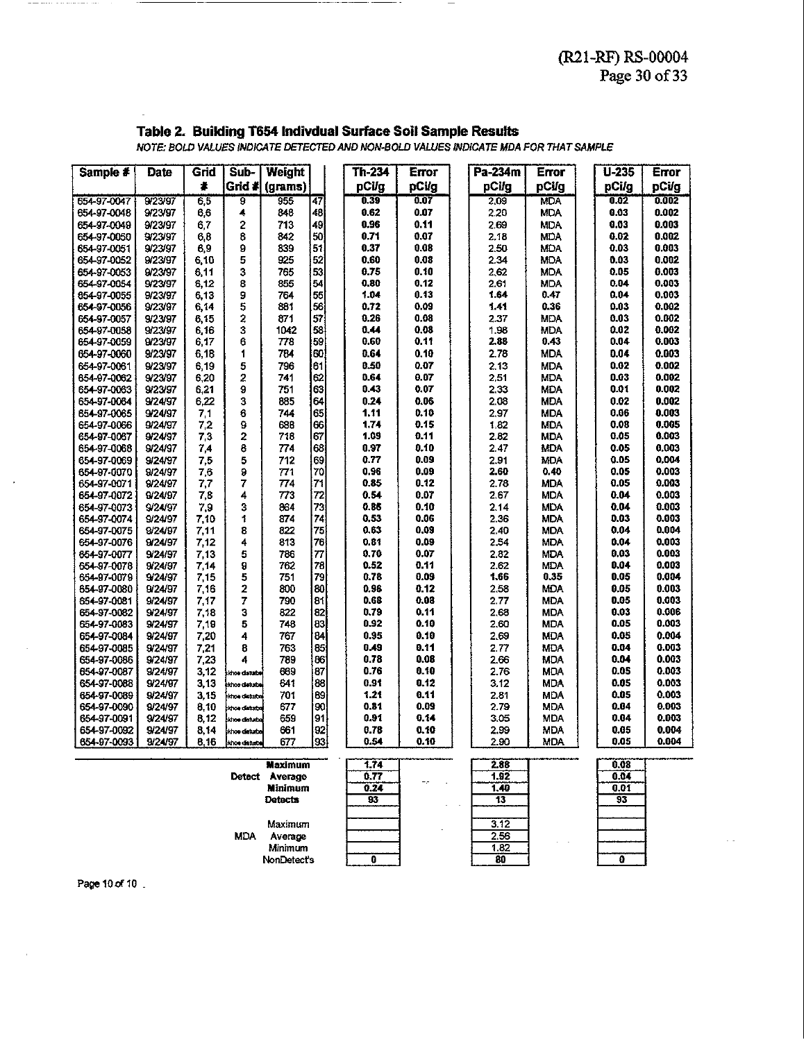## Table 2. Building T654 Indivdual Surface Soil Sample Results

*NOTE: BOLD VALUES INDICATE DETECTED AND NON-BOLD VALUES INDICATE MDA FOR THAT SAMPLE*

| Sample # | Date | Grid # | Sub-Grid # | Weight (grams) | | Th-234 pCi/g | Error pCi/g | Pa-234m pCi/g | Error pCi/g | U-235 pCi/g | Error pCi/g |
|---|---|---|---|---|---|---|---|---|---|---|---|
| 654-97-0047 | 9/23/97 | 6,5 | 9 | 955 | 47 | **0.39** | **0.07** | 2.09 | MDA | **0.02** | **0.002** |
| 654-97-0048 | 9/23/97 | 6,6 | 4 | 848 | 48 | **0.62** | **0.07** | 2.20 | MDA | **0.03** | **0.002** |
| 654-97-0049 | 9/23/97 | 6,7 | 2 | 713 | 49 | **0.96** | **0.11** | 2.69 | MDA | **0.03** | **0.003** |
| 654-97-0050 | 9/23/97 | 6,8 | 8 | 842 | 50 | **0.71** | **0.07** | 2.18 | MDA | **0.02** | **0.002** |
| 654-97-0051 | 9/23/97 | 6,9 | 9 | 839 | 51 | **0.37** | **0.08** | 2.50 | MDA | **0.03** | **0.003** |
| 654-97-0052 | 9/23/97 | 6,10 | 5 | 925 | 52 | **0.60** | **0.08** | 2.34 | MDA | **0.03** | **0.002** |
| 654-97-0053 | 9/23/97 | 6,11 | 3 | 765 | 53 | **0.75** | **0.10** | 2.62 | MDA | **0.05** | **0.003** |
| 654-97-0054 | 9/23/97 | 6,12 | 8 | 855 | 54 | **0.80** | **0.12** | 2.61 | MDA | **0.04** | **0.003** |
| 654-97-0055 | 9/23/97 | 6,13 | 9 | 764 | 55 | **1.04** | **0.13** | **1.64** | **0.47** | **0.04** | **0.003** |
| 654-97-0056 | 9/23/97 | 6,14 | 5 | 881 | 56 | **0.72** | **0.09** | **1.41** | **0.36** | **0.03** | **0.002** |
| 654-97-0057 | 9/23/97 | 6,15 | 2 | 871 | 57 | **0.26** | **0.08** | 2.37 | MDA | **0.03** | **0.002** |
| 654-97-0058 | 9/23/97 | 6,16 | 3 | 1042 | 58 | **0.44** | **0.08** | 1.98 | MDA | **0.02** | **0.002** |
| 654-97-0059 | 9/23/97 | 6,17 | 6 | 778 | 59 | **0.60** | **0.11** | **2.88** | **0.43** | **0.04** | **0.003** |
| 654-97-0060 | 9/23/97 | 6,18 | 1 | 784 | 60 | **0.64** | **0.10** | 2.78 | MDA | **0.04** | **0.003** |
| 654-97-0061 | 9/23/97 | 6,19 | 5 | 796 | 61 | **0.50** | **0.07** | 2.13 | MDA | **0.02** | **0.002** |
| 654-97-0062 | 9/23/97 | 6,20 | 2 | 741 | 62 | **0.64** | **0.07** | 2.51 | MDA | **0.03** | **0.002** |
| 654-97-0063 | 9/23/97 | 6,21 | 9 | 751 | 63 | **0.43** | **0.07** | 2.33 | MDA | **0.01** | **0.002** |
| 654-97-0064 | 9/24/97 | 6,22 | 3 | 885 | 64 | **0.24** | **0.06** | 2.08 | MDA | **0.02** | **0.002** |
| 654-97-0065 | 9/24/97 | 7,1 | 6 | 744 | 65 | **1.11** | **0.10** | 2.97 | MDA | **0.06** | **0.003** |
| 654-97-0066 | 9/24/97 | 7,2 | 9 | 688 | 66 | **1.74** | **0.15** | 1.82 | MDA | **0.08** | **0.005** |
| 654-97-0067 | 9/24/97 | 7,3 | 2 | 718 | 67 | **1.09** | **0.11** | 2.82 | MDA | **0.05** | **0.003** |
| 654-97-0068 | 9/24/97 | 7,4 | 8 | 774 | 68 | **0.97** | **0.10** | 2.47 | MDA | **0.05** | **0.003** |
| 654-97-0069 | 9/24/97 | 7,5 | 5 | 712 | 69 | **0.77** | **0.09** | 2.91 | MDA | **0.05** | **0.004** |
| 654-97-0070 | 9/24/97 | 7,6 | 9 | 771 | 70 | **0.96** | **0.09** | **2.60** | **0.40** | **0.05** | **0.003** |
| 654-97-0071 | 9/24/97 | 7,7 | 7 | 774 | 71 | **0.85** | **0.12** | 2.78 | MDA | **0.05** | **0.003** |
| 654-97-0072 | 9/24/97 | 7,8 | 4 | 773 | 72 | **0.54** | **0.07** | 2.67 | MDA | **0.04** | **0.003** |
| 654-97-0073 | 9/24/97 | 7,9 | 3 | 864 | 73 | **0.86** | **0.10** | 2.14 | MDA | **0.04** | **0.003** |
| 654-97-0074 | 9/24/97 | 7,10 | 1 | 874 | 74 | **0.53** | **0.06** | 2.36 | MDA | **0.03** | **0.003** |
| 654-97-0075 | 9/24/97 | 7,11 | 8 | 822 | 75 | **0.63** | **0.09** | 2.40 | MDA | **0.04** | **0.004** |
| 654-97-0076 | 9/24/97 | 7,12 | 4 | 813 | 76 | **0.81** | **0.09** | 2.54 | MDA | **0.04** | **0.003** |
| 654-97-0077 | 9/24/97 | 7,13 | 5 | 786 | 77 | **0.70** | **0.07** | 2.82 | MDA | **0.03** | **0.003** |
| 654-97-0078 | 9/24/97 | 7,14 | 9 | 762 | 78 | **0.52** | **0.11** | 2.62 | MDA | **0.04** | **0.003** |
| 654-97-0079 | 9/24/97 | 7,15 | 5 | 751 | 79 | **0.78** | **0.09** | **1.66** | **0.35** | **0.05** | **0.004** |
| 654-97-0080 | 9/24/97 | 7,16 | 2 | 800 | 80 | **0.96** | **0.12** | 2.58 | MDA | **0.05** | **0.003** |
| 654-97-0081 | 9/24/97 | 7,17 | 7 | 790 | 81 | **0.68** | **0.08** | 2.77 | MDA | **0.05** | **0.003** |
| 654-97-0082 | 9/24/97 | 7,18 | 3 | 822 | 82 | **0.79** | **0.11** | 2.68 | MDA | **0.03** | **0.006** |
| 654-97-0083 | 9/24/97 | 7,19 | 5 | 748 | 83 | **0.92** | **0.10** | 2.60 | MDA | **0.05** | **0.003** |
| 654-97-0084 | 9/24/97 | 7,20 | 4 | 767 | 84 | **0.95** | **0.10** | 2.69 | MDA | **0.05** | **0.004** |
| 654-97-0085 | 9/24/97 | 7,21 | 8 | 763 | 85 | **0.49** | **0.11** | 2.77 | MDA | **0.04** | **0.003** |
| 654-97-0086 | 9/24/97 | 7,23 | 4 | 789 | 86 | **0.78** | **0.08** | 2.66 | MDA | **0.04** | **0.003** |
| 654-97-0087 | 9/24/97 | 3,12 | khoe disturbe | 689 | 87 | **0.76** | **0.10** | 2.76 | MDA | **0.05** | **0.003** |
| 654-97-0088 | 9/24/97 | 3,13 | khoe disturbe | 641 | 88 | **0.91** | **0.12** | 3.12 | MDA | **0.05** | **0.003** |
| 654-97-0089 | 9/24/97 | 3,15 | khoe disturbe | 701 | 89 | **1.21** | **0.11** | 2.81 | MDA | **0.05** | **0.003** |
| 654-97-0090 | 9/24/97 | 8,10 | khoe disturbe | 677 | 90 | **0.81** | **0.09** | 2.79 | MDA | **0.04** | **0.003** |
| 654-97-0091 | 9/24/97 | 8,12 | khoe disturbe | 659 | 91 | **0.91** | **0.14** | 3.05 | MDA | **0.04** | **0.003** |
| 654-97-0092 | 9/24/97 | 8,14 | khoe disturbe | 661 | 92 | **0.78** | **0.10** | 2.99 | MDA | **0.05** | **0.004** |
| 654-97-0093 | 9/24/97 | 8,16 | khoe disturbe | 677 | 93 | **0.54** | **0.10** | 2.90 | MDA | **0.05** | **0.004** |

| | | Th-234 | Pa-234m | U-235 |
|---|---|---|---|---|
| Detect | Maximum | 1.74 | 2.88 | 0.08 |
| | Average | 0.77 | 1.92 | 0.04 |
| | Minimum | 0.24 | 1.40 | 0.01 |
| | Detects | 93 | 13 | 93 |
| MDA | Maximum | | 3.12 | |
| | Average | | 2.56 | |
| | Minimum | | 1.82 | |
| | NonDetect's | 0 | 80 | 0 |

Page 10 of 10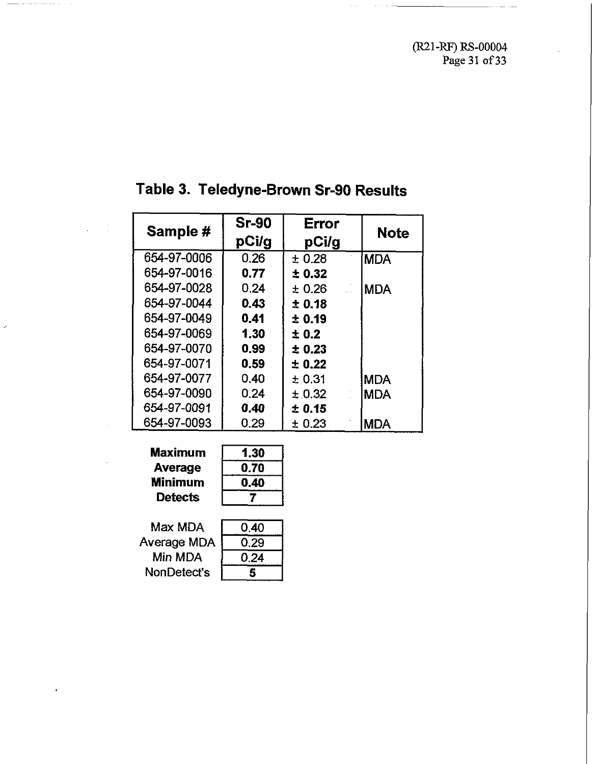## Table 3. Teledyne-Brown Sr-90 Results

| Sample # | Sr-90 pCi/g | Error pCi/g | Note |
|---|---|---|---|
| 654-97-0006 | 0.26 | ± 0.28 | MDA |
| 654-97-0016 | **0.77** | **± 0.32** | |
| 654-97-0028 | 0.24 | ± 0.26 | MDA |
| 654-97-0044 | **0.43** | **± 0.18** | |
| 654-97-0049 | **0.41** | **± 0.19** | |
| 654-97-0069 | **1.30** | **± 0.2** | |
| 654-97-0070 | **0.99** | **± 0.23** | |
| 654-97-0071 | **0.59** | **± 0.22** | |
| 654-97-0077 | 0.40 | ± 0.31 | MDA |
| 654-97-0090 | 0.24 | ± 0.32 | MDA |
| 654-97-0091 | **0.40** | **± 0.15** | |
| 654-97-0093 | 0.29 | ± 0.23 | MDA |

| | |
|---|---|
| **Maximum** | **1.30** |
| **Average** | **0.70** |
| **Minimum** | **0.40** |
| **Detects** | **7** |

| | |
|---|---|
| Max MDA | 0.40 |
| Average MDA | 0.29 |
| Min MDA | 0.24 |
| NonDetect's | 5 |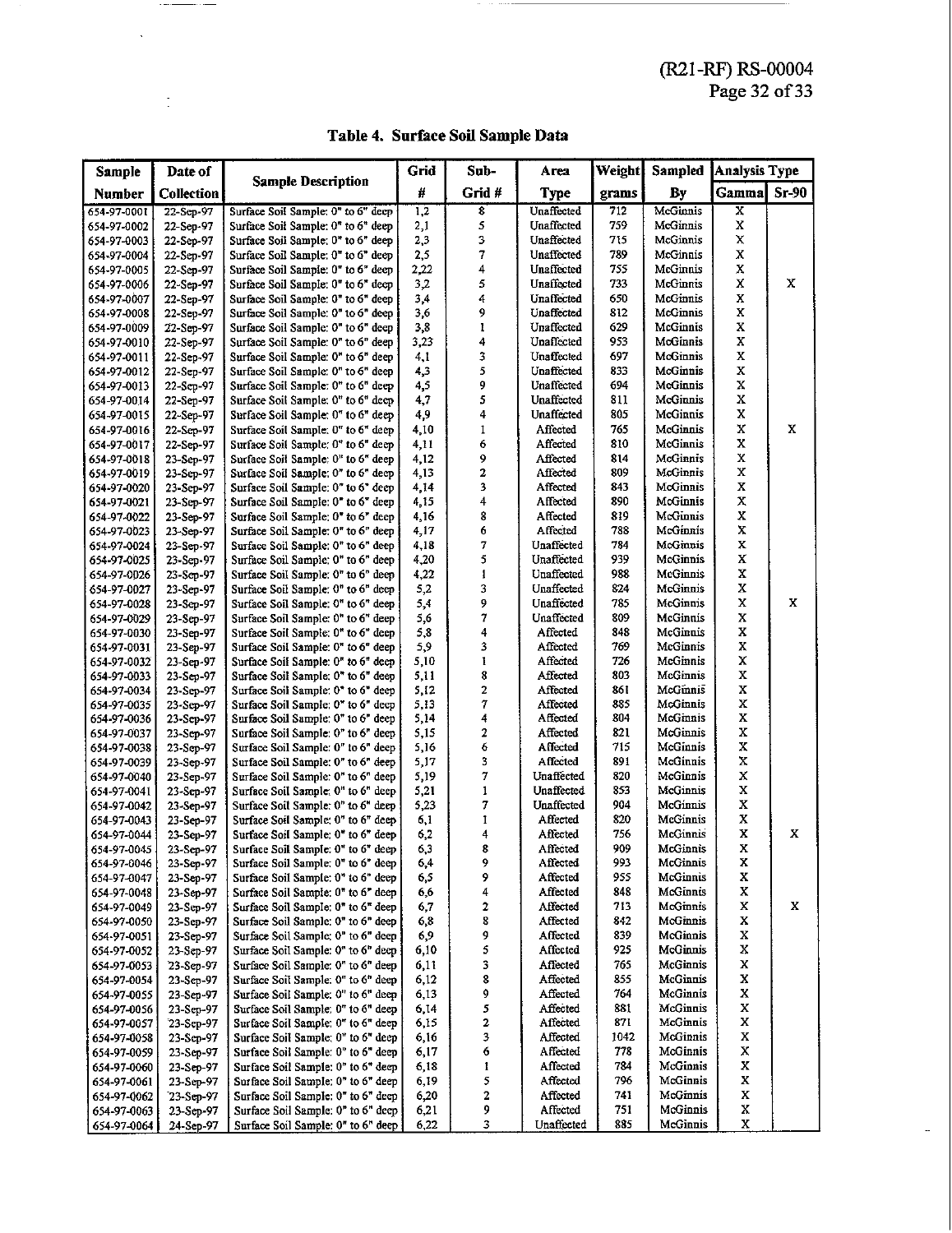## Table 4. Surface Soil Sample Data

| Sample Number | Date of Collection | Sample Description | Grid # | Sub-Grid # | Area Type | Weight grams | Sampled By | Analysis Type Gamma | Analysis Type Sr-90 |
|---|---|---|---|---|---|---|---|---|---|
| 654-97-0001 | 22-Sep-97 | Surface Soil Sample: 0" to 6" deep | 1,2 | 8 | Unaffected | 712 | McGinnis | X | |
| 654-97-0002 | 22-Sep-97 | Surface Soil Sample: 0" to 6" deep | 2,1 | 5 | Unaffected | 759 | McGinnis | X | |
| 654-97-0003 | 22-Sep-97 | Surface Soil Sample: 0" to 6" deep | 2,3 | 3 | Unaffected | 715 | McGinnis | X | |
| 654-97-0004 | 22-Sep-97 | Surface Soil Sample: 0" to 6" deep | 2,5 | 7 | Unaffected | 789 | McGinnis | X | |
| 654-97-0005 | 22-Sep-97 | Surface Soil Sample: 0" to 6" deep | 2,22 | 4 | Unaffected | 755 | McGinnis | X | |
| 654-97-0006 | 22-Sep-97 | Surface Soil Sample: 0" to 6" deep | 3,2 | 5 | Unaffected | 733 | McGinnis | X | X |
| 654-97-0007 | 22-Sep-97 | Surface Soil Sample: 0" to 6" deep | 3,4 | 4 | Unaffected | 650 | McGinnis | X | |
| 654-97-0008 | 22-Sep-97 | Surface Soil Sample: 0" to 6" deep | 3,6 | 9 | Unaffected | 812 | McGinnis | X | |
| 654-97-0009 | 22-Sep-97 | Surface Soil Sample: 0" to 6" deep | 3,8 | 1 | Unaffected | 629 | McGinnis | X | |
| 654-97-0010 | 22-Sep-97 | Surface Soil Sample: 0" to 6" deep | 3,23 | 4 | Unaffected | 953 | McGinnis | X | |
| 654-97-0011 | 22-Sep-97 | Surface Soil Sample: 0" to 6" deep | 4,1 | 3 | Unaffected | 697 | McGinnis | X | |
| 654-97-0012 | 22-Sep-97 | Surface Soil Sample: 0" to 6" deep | 4,3 | 5 | Unaffected | 833 | McGinnis | X | |
| 654-97-0013 | 22-Sep-97 | Surface Soil Sample: 0" to 6" deep | 4,5 | 9 | Unaffected | 694 | McGinnis | X | |
| 654-97-0014 | 22-Sep-97 | Surface Soil Sample: 0" to 6" deep | 4,7 | 5 | Unaffected | 811 | McGinnis | X | |
| 654-97-0015 | 22-Sep-97 | Surface Soil Sample: 0" to 6" deep | 4,9 | 4 | Unaffected | 805 | McGinnis | X | |
| 654-97-0016 | 22-Sep-97 | Surface Soil Sample: 0" to 6" deep | 4,10 | 1 | Affected | 765 | McGinnis | X | X |
| 654-97-0017 | 22-Sep-97 | Surface Soil Sample: 0" to 6" deep | 4,11 | 6 | Affected | 810 | McGinnis | X | |
| 654-97-0018 | 23-Sep-97 | Surface Soil Sample: 0" to 6" deep | 4,12 | 9 | Affected | 814 | McGinnis | X | |
| 654-97-0019 | 23-Sep-97 | Surface Soil Sample: 0" to 6" deep | 4,13 | 2 | Affected | 809 | McGinnis | X | |
| 654-97-0020 | 23-Sep-97 | Surface Soil Sample: 0" to 6" deep | 4,14 | 3 | Affected | 843 | McGinnis | X | |
| 654-97-0021 | 23-Sep-97 | Surface Soil Sample: 0" to 6" deep | 4,15 | 4 | Affected | 890 | McGinnis | X | |
| 654-97-0022 | 23-Sep-97 | Surface Soil Sample: 0" to 6" deep | 4,16 | 8 | Affected | 819 | McGinnis | X | |
| 654-97-0023 | 23-Sep-97 | Surface Soil Sample: 0" to 6" deep | 4,17 | 6 | Affected | 788 | McGinnis | X | |
| 654-97-0024 | 23-Sep-97 | Surface Soil Sample: 0" to 6" deep | 4,18 | 7 | Unaffected | 784 | McGinnis | X | |
| 654-97-0025 | 23-Sep-97 | Surface Soil Sample: 0" to 6" deep | 4,20 | 5 | Unaffected | 939 | McGinnis | X | |
| 654-97-0026 | 23-Sep-97 | Surface Soil Sample: 0" to 6" deep | 4,22 | 1 | Unaffected | 988 | McGinnis | X | |
| 654-97-0027 | 23-Sep-97 | Surface Soil Sample: 0" to 6" deep | 5,2 | 3 | Unaffected | 824 | McGinnis | X | |
| 654-97-0028 | 23-Sep-97 | Surface Soil Sample: 0" to 6" deep | 5,4 | 9 | Unaffected | 785 | McGinnis | X | X |
| 654-97-0029 | 23-Sep-97 | Surface Soil Sample: 0" to 6" deep | 5,6 | 7 | Unaffected | 809 | McGinnis | X | |
| 654-97-0030 | 23-Sep-97 | Surface Soil Sample: 0" to 6" deep | 5,8 | 4 | Affected | 848 | McGinnis | X | |
| 654-97-0031 | 23-Sep-97 | Surface Soil Sample: 0" to 6" deep | 5,9 | 3 | Affected | 769 | McGinnis | X | |
| 654-97-0032 | 23-Sep-97 | Surface Soil Sample: 0" to 6" deep | 5,10 | 1 | Affected | 726 | McGinnis | X | |
| 654-97-0033 | 23-Sep-97 | Surface Soil Sample: 0" to 6" deep | 5,11 | 8 | Affected | 803 | McGinnis | X | |
| 654-97-0034 | 23-Sep-97 | Surface Soil Sample: 0" to 6" deep | 5,12 | 2 | Affected | 861 | McGinnis | X | |
| 654-97-0035 | 23-Sep-97 | Surface Soil Sample: 0" to 6" deep | 5,13 | 7 | Affected | 885 | McGinnis | X | |
| 654-97-0036 | 23-Sep-97 | Surface Soil Sample: 0" to 6" deep | 5,14 | 4 | Affected | 804 | McGinnis | X | |
| 654-97-0037 | 23-Sep-97 | Surface Soil Sample: 0" to 6" deep | 5,15 | 2 | Affected | 821 | McGinnis | X | |
| 654-97-0038 | 23-Sep-97 | Surface Soil Sample: 0" to 6" deep | 5,16 | 6 | Affected | 715 | McGinnis | X | |
| 654-97-0039 | 23-Sep-97 | Surface Soil Sample: 0" to 6" deep | 5,17 | 3 | Affected | 891 | McGinnis | X | |
| 654-97-0040 | 23-Sep-97 | Surface Soil Sample: 0" to 6" deep | 5,19 | 7 | Unaffected | 820 | McGinnis | X | |
| 654-97-0041 | 23-Sep-97 | Surface Soil Sample: 0" to 6" deep | 5,21 | 1 | Unaffected | 853 | McGinnis | X | |
| 654-97-0042 | 23-Sep-97 | Surface Soil Sample: 0" to 6" deep | 5,23 | 7 | Unaffected | 904 | McGinnis | X | |
| 654-97-0043 | 23-Sep-97 | Surface Soil Sample: 0" to 6" deep | 6,1 | 1 | Affected | 820 | McGinnis | X | |
| 654-97-0044 | 23-Sep-97 | Surface Soil Sample: 0" to 6" deep | 6,2 | 4 | Affected | 756 | McGinnis | X | X |
| 654-97-0045 | 23-Sep-97 | Surface Soil Sample: 0" to 6" deep | 6,3 | 8 | Affected | 909 | McGinnis | X | |
| 654-97-0046 | 23-Sep-97 | Surface Soil Sample: 0" to 6" deep | 6,4 | 9 | Affected | 993 | McGinnis | X | |
| 654-97-0047 | 23-Sep-97 | Surface Soil Sample: 0" to 6" deep | 6,5 | 9 | Affected | 955 | McGinnis | X | |
| 654-97-0048 | 23-Sep-97 | Surface Soil Sample: 0" to 6" deep | 6,6 | 4 | Affected | 848 | McGinnis | X | |
| 654-97-0049 | 23-Sep-97 | Surface Soil Sample: 0" to 6" deep | 6,7 | 2 | Affected | 713 | McGinnis | X | X |
| 654-97-0050 | 23-Sep-97 | Surface Soil Sample: 0" to 6" deep | 6,8 | 8 | Affected | 842 | McGinnis | X | |
| 654-97-0051 | 23-Sep-97 | Surface Soil Sample: 0" to 6" deep | 6,9 | 9 | Affected | 839 | McGinnis | X | |
| 654-97-0052 | 23-Sep-97 | Surface Soil Sample: 0" to 6" deep | 6,10 | 5 | Affected | 925 | McGinnis | X | |
| 654-97-0053 | 23-Sep-97 | Surface Soil Sample: 0" to 6" deep | 6,11 | 3 | Affected | 765 | McGinnis | X | |
| 654-97-0054 | 23-Sep-97 | Surface Soil Sample: 0" to 6" deep | 6,12 | 8 | Affected | 855 | McGinnis | X | |
| 654-97-0055 | 23-Sep-97 | Surface Soil Sample: 0" to 6" deep | 6,13 | 9 | Affected | 764 | McGinnis | X | |
| 654-97-0056 | 23-Sep-97 | Surface Soil Sample: 0" to 6" deep | 6,14 | 5 | Affected | 881 | McGinnis | X | |
| 654-97-0057 | 23-Sep-97 | Surface Soil Sample: 0" to 6" deep | 6,15 | 2 | Affected | 871 | McGinnis | X | |
| 654-97-0058 | 23-Sep-97 | Surface Soil Sample: 0" to 6" deep | 6,16 | 3 | Affected | 1042 | McGinnis | X | |
| 654-97-0059 | 23-Sep-97 | Surface Soil Sample: 0" to 6" deep | 6,17 | 6 | Affected | 778 | McGinnis | X | |
| 654-97-0060 | 23-Sep-97 | Surface Soil Sample: 0" to 6" deep | 6,18 | 1 | Affected | 784 | McGinnis | X | |
| 654-97-0061 | 23-Sep-97 | Surface Soil Sample: 0" to 6" deep | 6,19 | 5 | Affected | 796 | McGinnis | X | |
| 654-97-0062 | 23-Sep-97 | Surface Soil Sample: 0" to 6" deep | 6,20 | 2 | Affected | 741 | McGinnis | X | |
| 654-97-0063 | 23-Sep-97 | Surface Soil Sample: 0" to 6" deep | 6,21 | 9 | Affected | 751 | McGinnis | X | |
| 654-97-0064 | 24-Sep-97 | Surface Soil Sample: 0" to 6" deep | 6,22 | 3 | Unaffected | 885 | McGinnis | X | |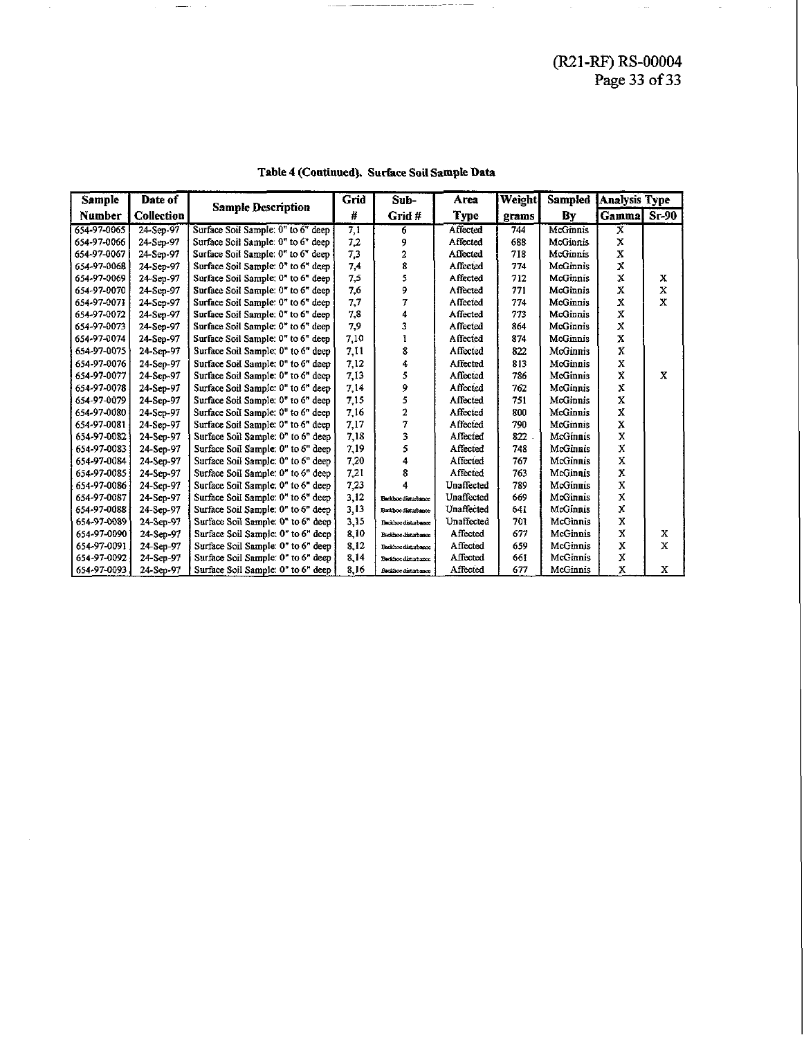**Table 4 (Continued). Surface Soil Sample Data**

| Sample Number | Date of Collection | Sample Description | Grid # | Sub-Grid # | Area Type | Weight grams | Sampled By | Analysis Type | |
|---|---|---|---|---|---|---|---|---|---|
| | | | | | | | | Gamma | Sr-90 |
| 654-97-0065 | 24-Sep-97 | Surface Soil Sample: 0" to 6" deep | 7,1 | 6 | Affected | 744 | McGinnis | X | |
| 654-97-0066 | 24-Sep-97 | Surface Soil Sample: 0" to 6" deep | 7,2 | 9 | Affected | 688 | McGinnis | X | |
| 654-97-0067 | 24-Sep-97 | Surface Soil Sample: 0" to 6" deep | 7,3 | 2 | Affected | 718 | McGinnis | X | |
| 654-97-0068 | 24-Sep-97 | Surface Soil Sample: 0" to 6" deep | 7,4 | 8 | Affected | 774 | McGinnis | X | |
| 654-97-0069 | 24-Sep-97 | Surface Soil Sample: 0" to 6" deep | 7,5 | 5 | Affected | 712 | McGinnis | X | X |
| 654-97-0070 | 24-Sep-97 | Surface Soil Sample: 0" to 6" deep | 7,6 | 9 | Affected | 771 | McGinnis | X | X |
| 654-97-0071 | 24-Sep-97 | Surface Soil Sample: 0" to 6" deep | 7,7 | 7 | Affected | 774 | McGinnis | X | X |
| 654-97-0072 | 24-Sep-97 | Surface Soil Sample: 0" to 6" deep | 7,8 | 4 | Affected | 773 | McGinnis | X | |
| 654-97-0073 | 24-Sep-97 | Surface Soil Sample: 0" to 6" deep | 7,9 | 3 | Affected | 864 | McGinnis | X | |
| 654-97-0074 | 24-Sep-97 | Surface Soil Sample: 0" to 6" deep | 7,10 | 1 | Affected | 874 | McGinnis | X | |
| 654-97-0075 | 24-Sep-97 | Surface Soil Sample: 0" to 6" deep | 7,11 | 8 | Affected | 822 | McGinnis | X | |
| 654-97-0076 | 24-Sep-97 | Surface Soil Sample: 0" to 6" deep | 7,12 | 4 | Affected | 813 | McGinnis | X | |
| 654-97-0077 | 24-Sep-97 | Surface Soil Sample: 0" to 6" deep | 7,13 | 5 | Affected | 786 | McGinnis | X | X |
| 654-97-0078 | 24-Sep-97 | Surface Soil Sample: 0" to 6" deep | 7,14 | 9 | Affected | 762 | McGinnis | X | |
| 654-97-0079 | 24-Sep-97 | Surface Soil Sample: 0" to 6" deep | 7,15 | 5 | Affected | 751 | McGinnis | X | |
| 654-97-0080 | 24-Sep-97 | Surface Soil Sample: 0" to 6" deep | 7,16 | 2 | Affected | 800 | McGinnis | X | |
| 654-97-0081 | 24-Sep-97 | Surface Soil Sample: 0" to 6" deep | 7,17 | 7 | Affected | 790 | McGinnis | X | |
| 654-97-0082 | 24-Sep-97 | Surface Soil Sample: 0" to 6" deep | 7,18 | 3 | Affected | 822 | McGinnis | X | |
| 654-97-0083 | 24-Sep-97 | Surface Soil Sample: 0" to 6" deep | 7,19 | 5 | Affected | 748 | McGinnis | X | |
| 654-97-0084 | 24-Sep-97 | Surface Soil Sample: 0" to 6" deep | 7,20 | 4 | Affected | 767 | McGinnis | X | |
| 654-97-0085 | 24-Sep-97 | Surface Soil Sample: 0" to 6" deep | 7,21 | 8 | Affected | 763 | McGinnis | X | |
| 654-97-0086 | 24-Sep-97 | Surface Soil Sample: 0" to 6" deep | 7,23 | 4 | Unaffected | 789 | McGinnis | X | |
| 654-97-0087 | 24-Sep-97 | Surface Soil Sample: 0" to 6" deep | 3,12 | Backhoe disturbance | Unaffected | 669 | McGinnis | X | |
| 654-97-0088 | 24-Sep-97 | Surface Soil Sample: 0" to 6" deep | 3,13 | Backhoe disturbance | Unaffected | 641 | McGinnis | X | |
| 654-97-0089 | 24-Sep-97 | Surface Soil Sample: 0" to 6" deep | 3,15 | Backhoe disturbance | Unaffected | 701 | McGinnis | X | |
| 654-97-0090 | 24-Sep-97 | Surface Soil Sample: 0" to 6" deep | 8,10 | Backhoe disturbance | Affected | 677 | McGinnis | X | X |
| 654-97-0091 | 24-Sep-97 | Surface Soil Sample: 0" to 6" deep | 8,12 | Backhoe disturbance | Affected | 659 | McGinnis | X | X |
| 654-97-0092 | 24-Sep-97 | Surface Soil Sample: 0" to 6" deep | 8,14 | Backhoe disturbance | Affected | 661 | McGinnis | X | |
| 654-97-0093 | 24-Sep-97 | Surface Soil Sample: 0" to 6" deep | 8,16 | Backhoe disturbance | Affected | 677 | McGinnis | X | X |